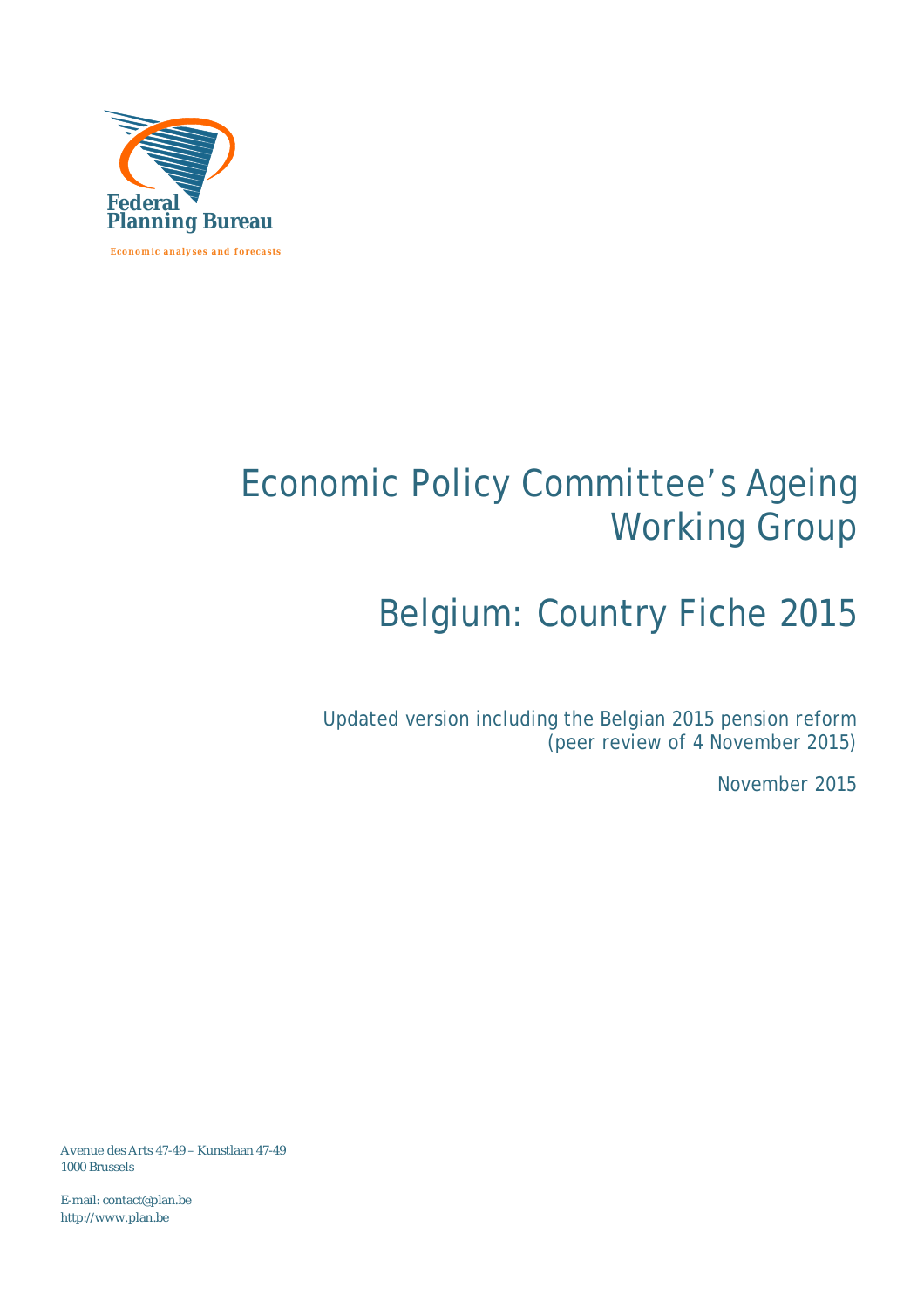Federal Planning Bureau

Economic analyses and forecasts

# Economic Policy Committee's Ageing Working Group

# Belgium: Country Fiche 2015

Updated version including the Belgian 2015 pension reform (peer review of 4 November 2015)

November 2015

Avenue des Arts 47-49 – Kunstlaan 47-49
1000 Brussels

E-mail: contact@plan.be
http://www.plan.be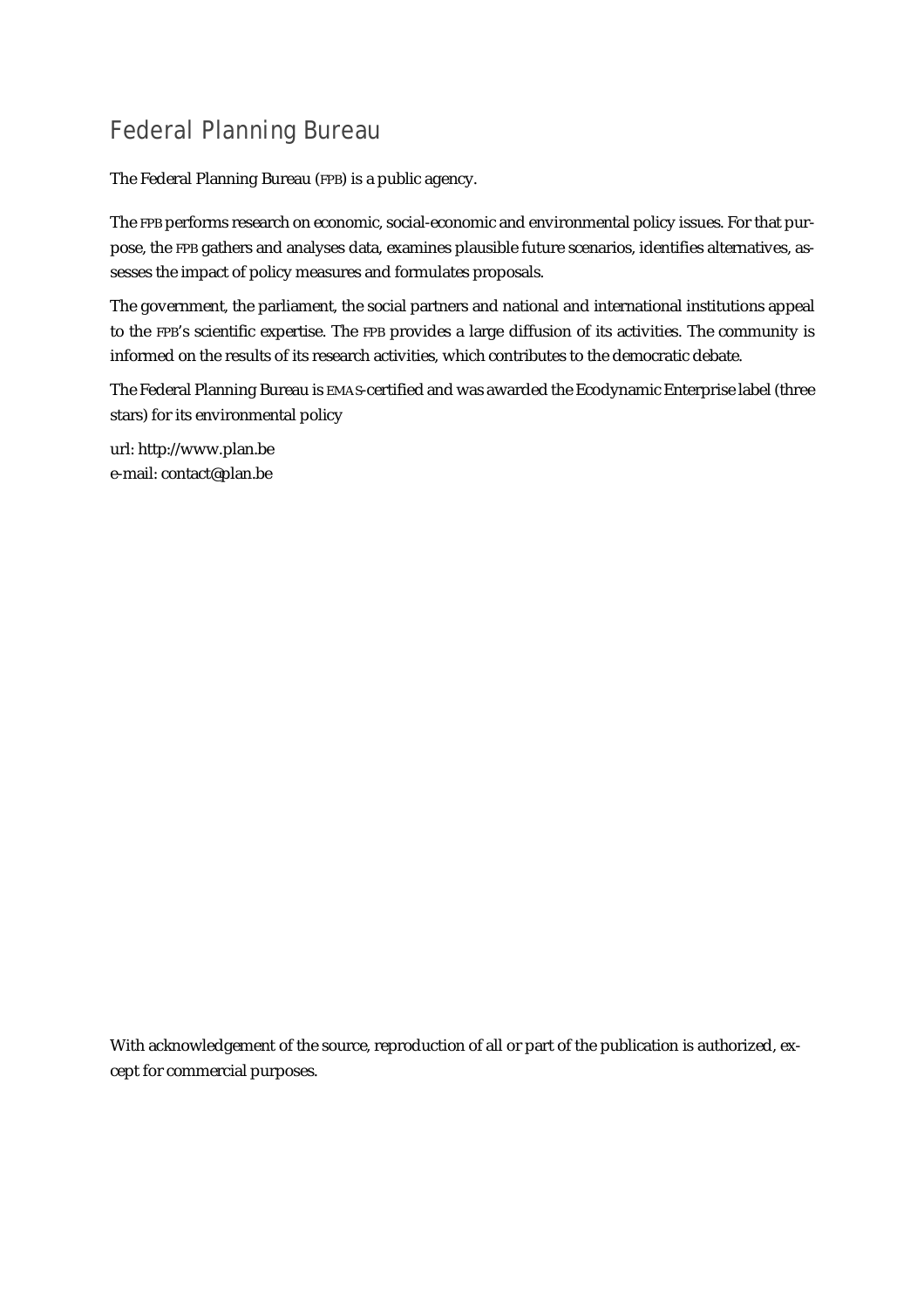# Federal Planning Bureau

The Federal Planning Bureau (FPB) is a public agency.

The FPB performs research on economic, social-economic and environmental policy issues. For that purpose, the FPB gathers and analyses data, examines plausible future scenarios, identifies alternatives, assesses the impact of policy measures and formulates proposals.

The government, the parliament, the social partners and national and international institutions appeal to the FPB's scientific expertise. The FPB provides a large diffusion of its activities. The community is informed on the results of its research activities, which contributes to the democratic debate.

The Federal Planning Bureau is EMAS-certified and was awarded the Ecodynamic Enterprise label (three stars) for its environmental policy

url: http://www.plan.be
e-mail: contact@plan.be

With acknowledgement of the source, reproduction of all or part of the publication is authorized, except for commercial purposes.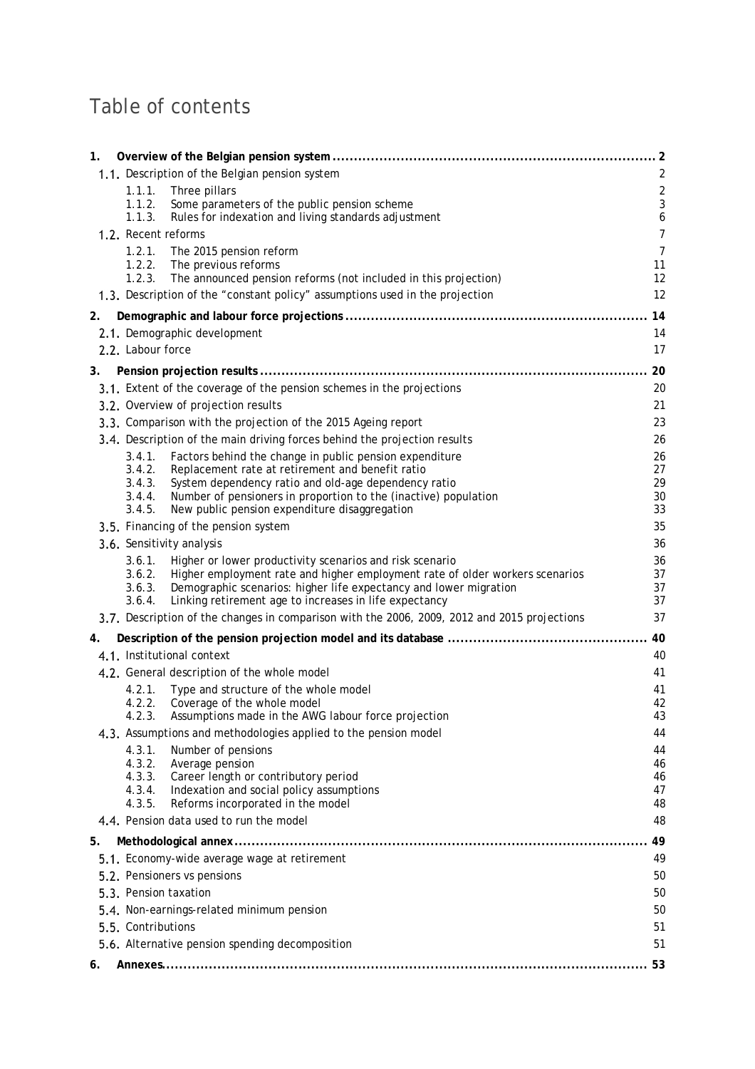# Table of contents

**1. Overview of the Belgian pension system .......... 2**

1.1. Description of the Belgian pension system 2

- 1.1.1. Three pillars 2
- 1.1.2. Some parameters of the public pension scheme 3
- 1.1.3. Rules for indexation and living standards adjustment 6

1.2. Recent reforms 7

- 1.2.1. The 2015 pension reform 7
- 1.2.2. The previous reforms 11
- 1.2.3. The announced pension reforms (not included in this projection) 12

1.3. Description of the "constant policy" assumptions used in the projection 12

**2. Demographic and labour force projections .......... 14**

2.1. Demographic development 14

2.2. Labour force 17

**3. Pension projection results .......... 20**

3.1. Extent of the coverage of the pension schemes in the projections 20

3.2. Overview of projection results 21

3.3. Comparison with the projection of the 2015 Ageing report 23

3.4. Description of the main driving forces behind the projection results 26

- 3.4.1. Factors behind the change in public pension expenditure 26
- 3.4.2. Replacement rate at retirement and benefit ratio 27
- 3.4.3. System dependency ratio and old-age dependency ratio 29
- 3.4.4. Number of pensioners in proportion to the (inactive) population 30
- 3.4.5. New public pension expenditure disaggregation 33

3.5. Financing of the pension system 35

3.6. Sensitivity analysis 36

- 3.6.1. Higher or lower productivity scenarios and risk scenario 36
- 3.6.2. Higher employment rate and higher employment rate of older workers scenarios 37
- 3.6.3. Demographic scenarios: higher life expectancy and lower migration 37
- 3.6.4. Linking retirement age to increases in life expectancy 37

3.7. Description of the changes in comparison with the 2006, 2009, 2012 and 2015 projections 37

**4. Description of the pension projection model and its database .......... 40**

4.1. Institutional context 40

4.2. General description of the whole model 41

- 4.2.1. Type and structure of the whole model 41
- 4.2.2. Coverage of the whole model 42
- 4.2.3. Assumptions made in the AWG labour force projection 43

4.3. Assumptions and methodologies applied to the pension model 44

- 4.3.1. Number of pensions 44
- 4.3.2. Average pension 46
- 4.3.3. Career length or contributory period 46
- 4.3.4. Indexation and social policy assumptions 47
- 4.3.5. Reforms incorporated in the model 48

4.4. Pension data used to run the model 48

**5. Methodological annex .......... 49**

5.1. Economy-wide average wage at retirement 49

5.2. Pensioners vs pensions 50

5.3. Pension taxation 50

5.4. Non-earnings-related minimum pension 50

5.5. Contributions 51

5.6. Alternative pension spending decomposition 51

**6. Annexes .......... 53**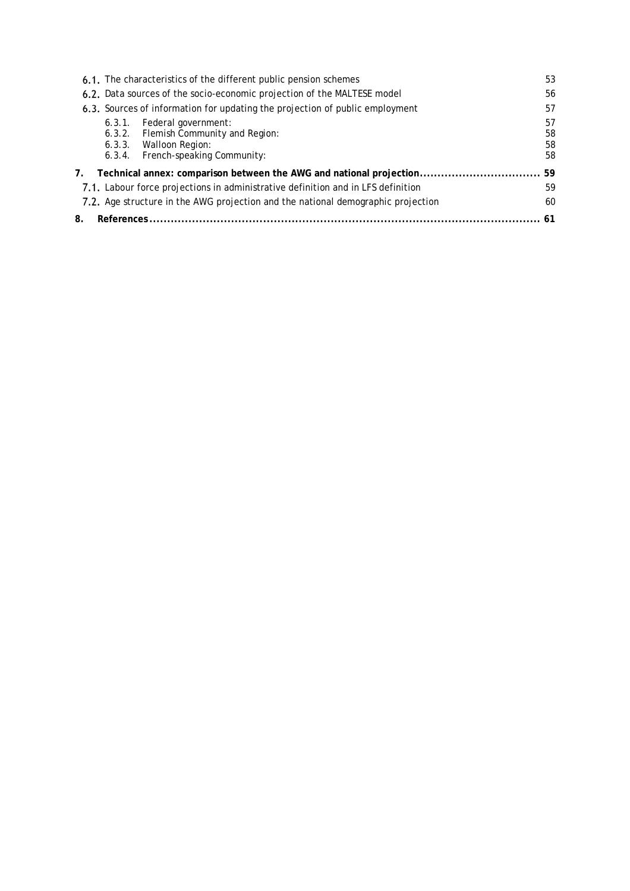6.1. The characteristics of the different public pension schemes 53

6.2. Data sources of the socio-economic projection of the MALTESE model 56

6.3. Sources of information for updating the projection of public employment 57

6.3.1. Federal government: 57

6.3.2. Flemish Community and Region: 58

6.3.3. Walloon Region: 58

6.3.4. French-speaking Community: 58

**7. Technical annex: comparison between the AWG and national projection.................................. 59**

7.1. Labour force projections in administrative definition and in LFS definition 59

7.2. Age structure in the AWG projection and the national demographic projection 60

**8. References.............................................................................................................. 61**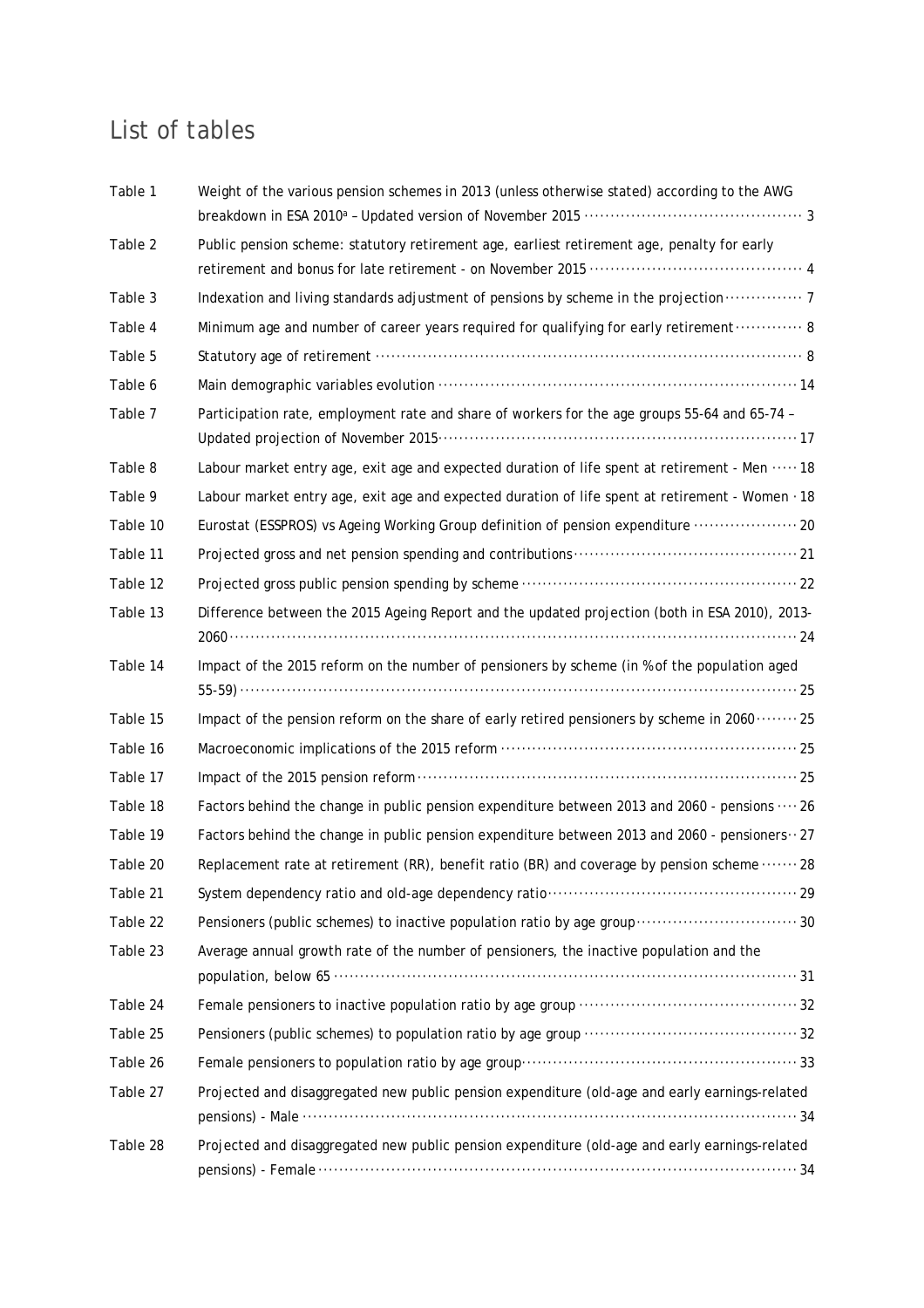# List of tables

| | | |
|---|---|---|
| Table 1 | Weight of the various pension schemes in 2013 (unless otherwise stated) according to the AWG breakdown in ESA 2010[a] – Updated version of November 2015 | 3 |
| Table 2 | Public pension scheme: statutory retirement age, earliest retirement age, penalty for early retirement and bonus for late retirement - on November 2015 | 4 |
| Table 3 | Indexation and living standards adjustment of pensions by scheme in the projection | 7 |
| Table 4 | Minimum age and number of career years required for qualifying for early retirement | 8 |
| Table 5 | Statutory age of retirement | 8 |
| Table 6 | Main demographic variables evolution | 14 |
| Table 7 | Participation rate, employment rate and share of workers for the age groups 55-64 and 65-74 – Updated projection of November 2015 | 17 |
| Table 8 | Labour market entry age, exit age and expected duration of life spent at retirement - Men | 18 |
| Table 9 | Labour market entry age, exit age and expected duration of life spent at retirement - Women | 18 |
| Table 10 | Eurostat (ESSPROS) vs Ageing Working Group definition of pension expenditure | 20 |
| Table 11 | Projected gross and net pension spending and contributions | 21 |
| Table 12 | Projected gross public pension spending by scheme | 22 |
| Table 13 | Difference between the 2015 Ageing Report and the updated projection (both in ESA 2010), 2013-2060 | 24 |
| Table 14 | Impact of the 2015 reform on the number of pensioners by scheme (in % of the population aged 55-59) | 25 |
| Table 15 | Impact of the pension reform on the share of early retired pensioners by scheme in 2060 | 25 |
| Table 16 | Macroeconomic implications of the 2015 reform | 25 |
| Table 17 | Impact of the 2015 pension reform | 25 |
| Table 18 | Factors behind the change in public pension expenditure between 2013 and 2060 - pensions | 26 |
| Table 19 | Factors behind the change in public pension expenditure between 2013 and 2060 - pensioners | 27 |
| Table 20 | Replacement rate at retirement (RR), benefit ratio (BR) and coverage by pension scheme | 28 |
| Table 21 | System dependency ratio and old-age dependency ratio | 29 |
| Table 22 | Pensioners (public schemes) to inactive population ratio by age group | 30 |
| Table 23 | Average annual growth rate of the number of pensioners, the inactive population and the population, below 65 | 31 |
| Table 24 | Female pensioners to inactive population ratio by age group | 32 |
| Table 25 | Pensioners (public schemes) to population ratio by age group | 32 |
| Table 26 | Female pensioners to population ratio by age group | 33 |
| Table 27 | Projected and disaggregated new public pension expenditure (old-age and early earnings-related pensions) - Male | 34 |
| Table 28 | Projected and disaggregated new public pension expenditure (old-age and early earnings-related pensions) - Female | 34 |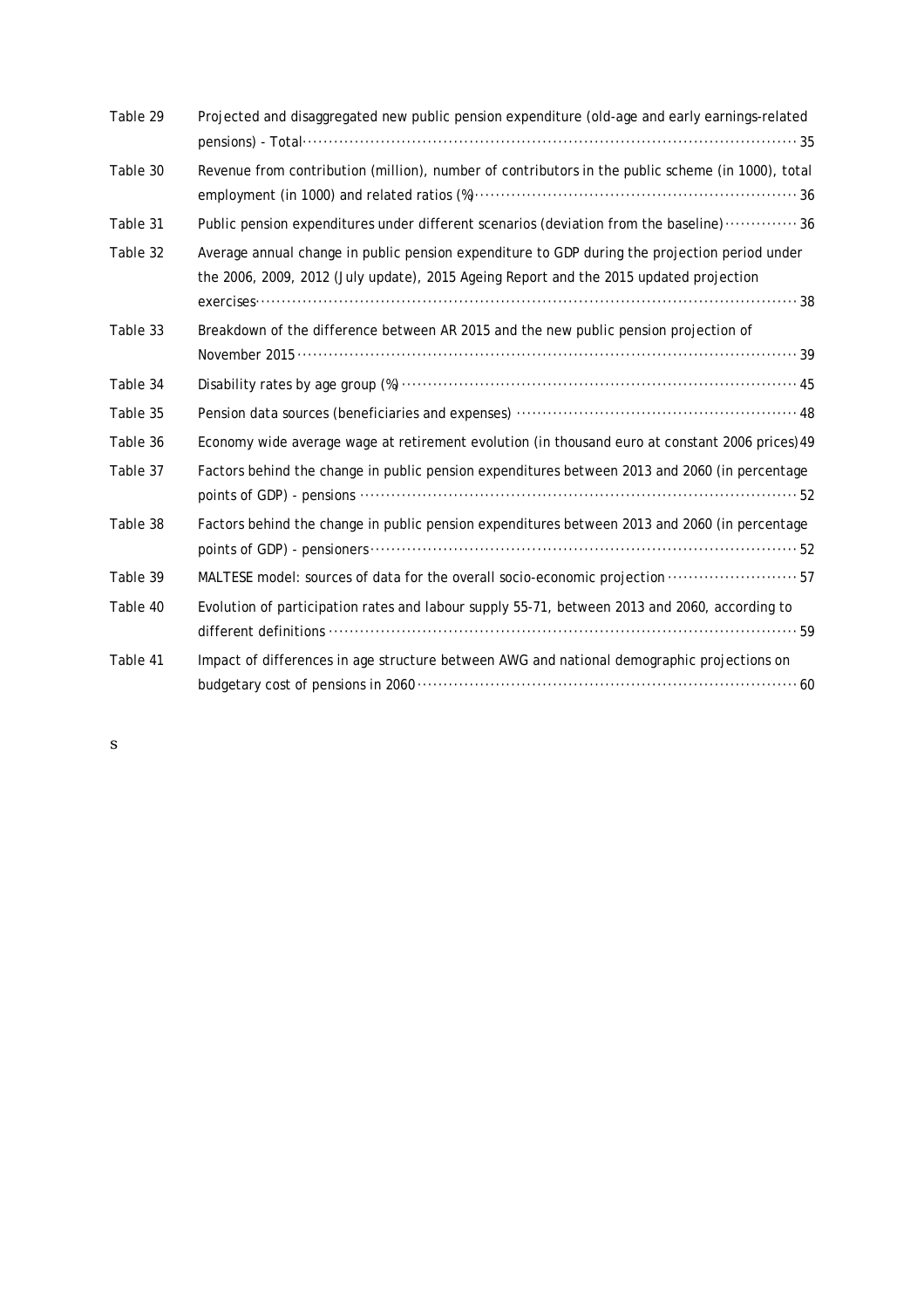Table 29 Projected and disaggregated new public pension expenditure (old-age and early earnings-related pensions) - Total ..... 35

Table 30 Revenue from contribution (million), number of contributors in the public scheme (in 1000), total employment (in 1000) and related ratios (%) ..... 36

Table 31 Public pension expenditures under different scenarios (deviation from the baseline) ..... 36

Table 32 Average annual change in public pension expenditure to GDP during the projection period under the 2006, 2009, 2012 (July update), 2015 Ageing Report and the 2015 updated projection exercises ..... 38

Table 33 Breakdown of the difference between AR 2015 and the new public pension projection of November 2015 ..... 39

Table 34 Disability rates by age group (%) ..... 45

Table 35 Pension data sources (beneficiaries and expenses) ..... 48

Table 36 Economy wide average wage at retirement evolution (in thousand euro at constant 2006 prices) 49

Table 37 Factors behind the change in public pension expenditures between 2013 and 2060 (in percentage points of GDP) - pensions ..... 52

Table 38 Factors behind the change in public pension expenditures between 2013 and 2060 (in percentage points of GDP) - pensioners ..... 52

Table 39 MALTESE model: sources of data for the overall socio-economic projection ..... 57

Table 40 Evolution of participation rates and labour supply 55-71, between 2013 and 2060, according to different definitions ..... 59

Table 41 Impact of differences in age structure between AWG and national demographic projections on budgetary cost of pensions in 2060 ..... 60

s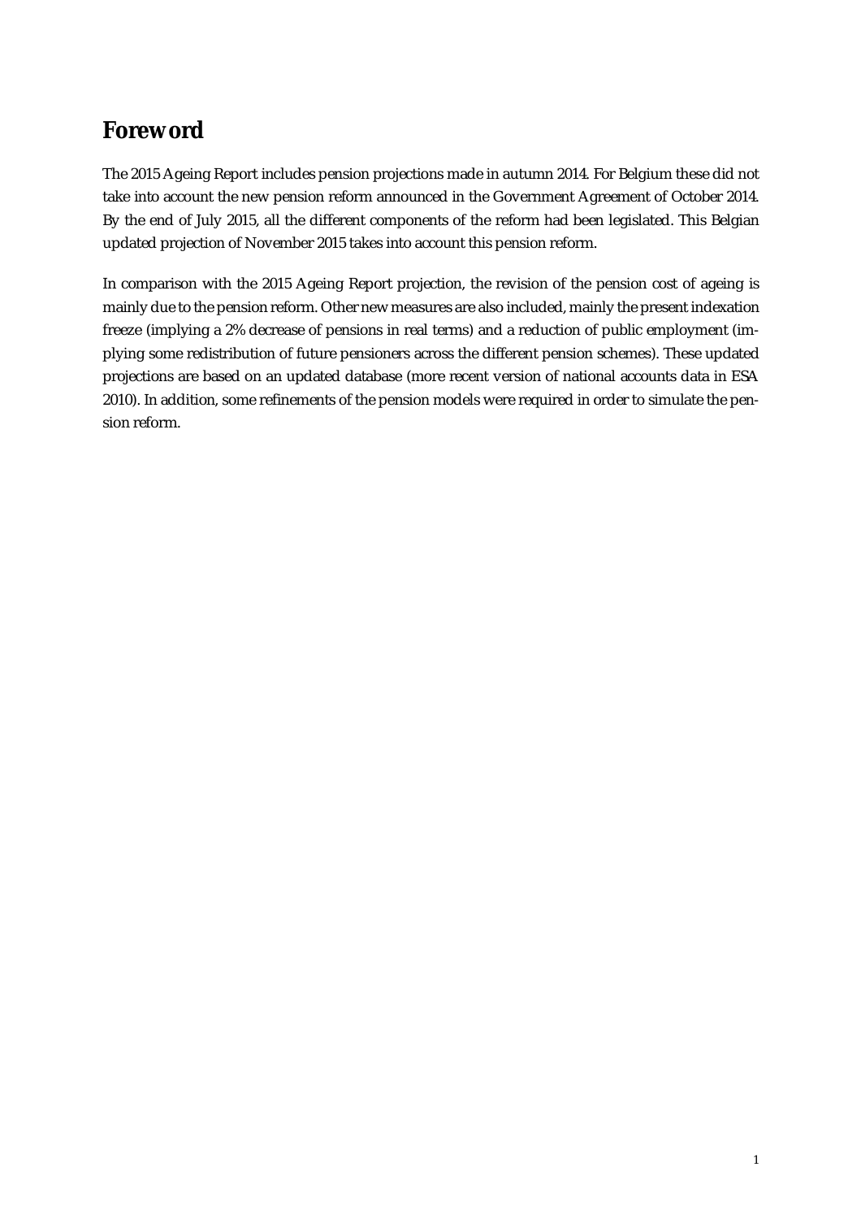# Foreword

The 2015 Ageing Report includes pension projections made in autumn 2014. For Belgium these did not take into account the new pension reform announced in the Government Agreement of October 2014. By the end of July 2015, all the different components of the reform had been legislated. This Belgian updated projection of November 2015 takes into account this pension reform.

In comparison with the 2015 Ageing Report projection, the revision of the pension cost of ageing is mainly due to the pension reform. Other new measures are also included, mainly the present indexation freeze (implying a 2% decrease of pensions in real terms) and a reduction of public employment (implying some redistribution of future pensioners across the different pension schemes). These updated projections are based on an updated database (more recent version of national accounts data in ESA 2010). In addition, some refinements of the pension models were required in order to simulate the pension reform.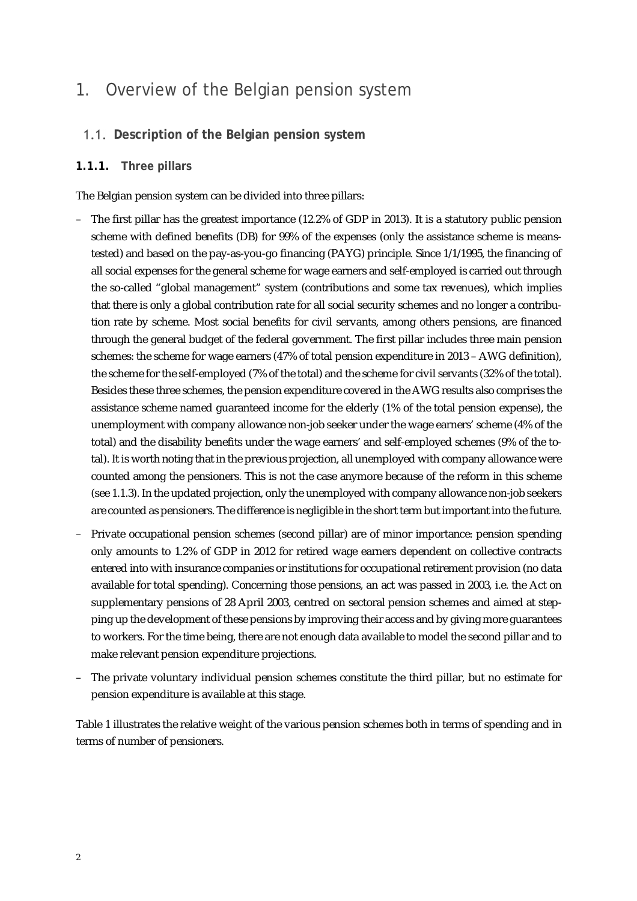# 1. Overview of the Belgian pension system

## 1.1. Description of the Belgian pension system

### 1.1.1. Three pillars

The Belgian pension system can be divided into three pillars:

- The first pillar has the greatest importance (12.2% of GDP in 2013). It is a statutory public pension scheme with defined benefits (DB) for 99% of the expenses (only the assistance scheme is means-tested) and based on the pay-as-you-go financing (PAYG) principle. Since 1/1/1995, the financing of all social expenses for the general scheme for wage earners and self-employed is carried out through the so-called "global management" system (contributions and some tax revenues), which implies that there is only a global contribution rate for all social security schemes and no longer a contribution rate by scheme. Most social benefits for civil servants, among others pensions, are financed through the general budget of the federal government. The first pillar includes three main pension schemes: the scheme for wage earners (47% of total pension expenditure in 2013 – AWG definition), the scheme for the self-employed (7% of the total) and the scheme for civil servants (32% of the total). Besides these three schemes, the pension expenditure covered in the AWG results also comprises the assistance scheme named guaranteed income for the elderly (1% of the total pension expense), the unemployment with company allowance non-job seeker under the wage earners' scheme (4% of the total) and the disability benefits under the wage earners' and self-employed schemes (9% of the total). It is worth noting that in the previous projection, all unemployed with company allowance were counted among the pensioners. This is not the case anymore because of the reform in this scheme (see 1.1.3). In the updated projection, only the unemployed with company allowance non-job seekers are counted as pensioners. The difference is negligible in the short term but important into the future.
- Private occupational pension schemes (second pillar) are of minor importance: pension spending only amounts to 1.2% of GDP in 2012 for retired wage earners dependent on collective contracts entered into with insurance companies or institutions for occupational retirement provision (no data available for total spending). Concerning those pensions, an act was passed in 2003, i.e. the Act on supplementary pensions of 28 April 2003, centred on sectoral pension schemes and aimed at stepping up the development of these pensions by improving their access and by giving more guarantees to workers. For the time being, there are not enough data available to model the second pillar and to make relevant pension expenditure projections.
- The private voluntary individual pension schemes constitute the third pillar, but no estimate for pension expenditure is available at this stage.

Table 1 illustrates the relative weight of the various pension schemes both in terms of spending and in terms of number of pensioners.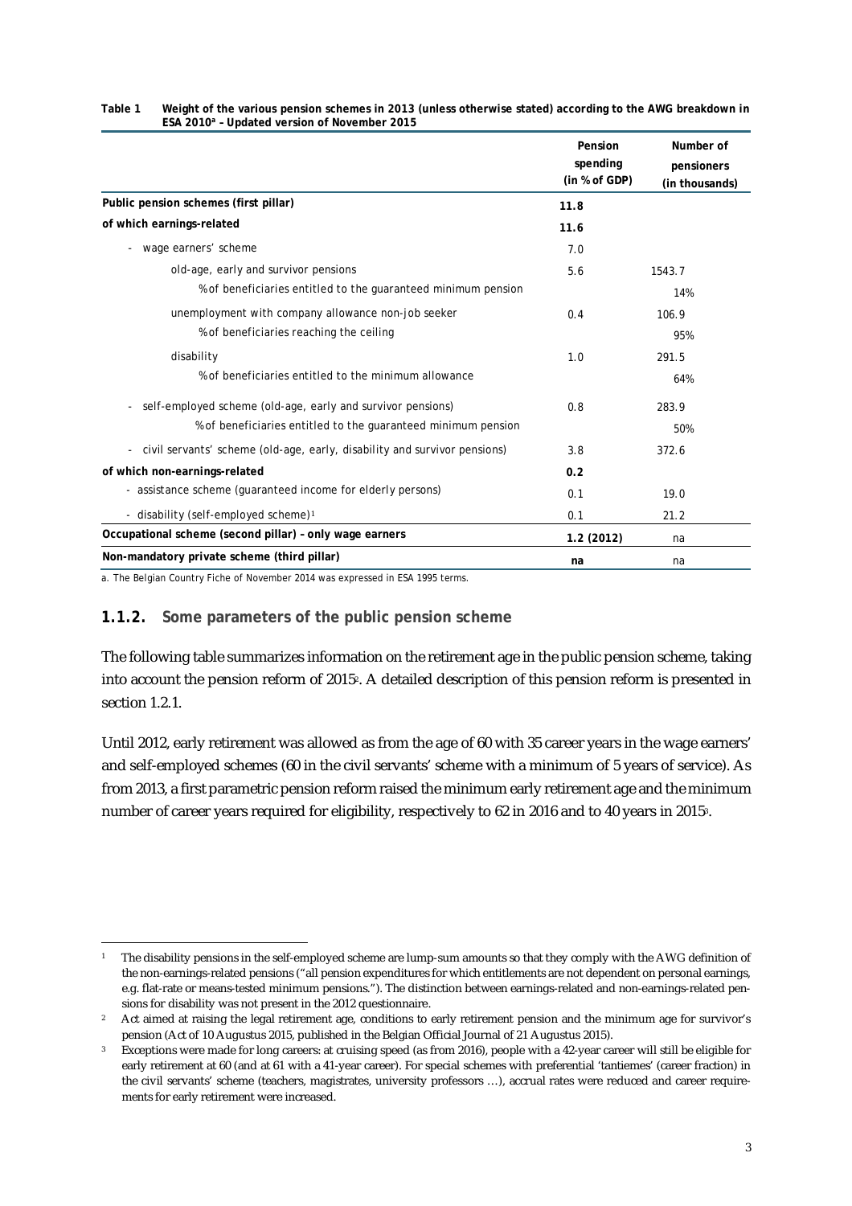**Table 1 Weight of the various pension schemes in 2013 (unless otherwise stated) according to the AWG breakdown in ESA 2010[a] – Updated version of November 2015**

| | Pension spending (in % of GDP) | Number of pensioners (in thousands) |
|---|---|---|
| **Public pension schemes (first pillar)** | **11.8** | |
| **of which earnings-related** | **11.6** | |
| - wage earners' scheme | 7.0 | |
| old-age, early and survivor pensions | 5.6 | 1543.7 |
| % of beneficiaries entitled to the guaranteed minimum pension | | 14% |
| unemployment with company allowance non-job seeker | 0.4 | 106.9 |
| % of beneficiaries reaching the ceiling | | 95% |
| disability | 1.0 | 291.5 |
| % of beneficiaries entitled to the minimum allowance | | 64% |
| - self-employed scheme (old-age, early and survivor pensions) | 0.8 | 283.9 |
| % of beneficiaries entitled to the guaranteed minimum pension | | 50% |
| - civil servants' scheme (old-age, early, disability and survivor pensions) | 3.8 | 372.6 |
| **of which non-earnings-related** | **0.2** | |
| - assistance scheme (guaranteed income for elderly persons) | 0.1 | 19.0 |
| - disability (self-employed scheme)[1] | 0.1 | 21.2 |
| **Occupational scheme (second pillar) – only wage earners** | 1.2 (2012) | na |
| **Non-mandatory private scheme (third pillar)** | na | na |

a. The Belgian Country Fiche of November 2014 was expressed in ESA 1995 terms.

### 1.1.2. Some parameters of the public pension scheme

The following table summarizes information on the retirement age in the public pension scheme, taking into account the pension reform of 2015[2]. A detailed description of this pension reform is presented in section 1.2.1.

Until 2012, early retirement was allowed as from the age of 60 with 35 career years in the wage earners' and self-employed schemes (60 in the civil servants' scheme with a minimum of 5 years of service). As from 2013, a first parametric pension reform raised the minimum early retirement age and the minimum number of career years required for eligibility, respectively to 62 in 2016 and to 40 years in 2015[3].

---

[1] The disability pensions in the self-employed scheme are lump-sum amounts so that they comply with the AWG definition of the non-earnings-related pensions ("all pension expenditures for which entitlements are not dependent on personal earnings, e.g. flat-rate or means-tested minimum pensions."). The distinction between earnings-related and non-earnings-related pensions for disability was not present in the 2012 questionnaire.

[2] Act aimed at raising the legal retirement age, conditions to early retirement pension and the minimum age for survivor's pension (Act of 10 Augustus 2015, published in the Belgian Official Journal of 21 Augustus 2015).

[3] Exceptions were made for long careers: at cruising speed (as from 2016), people with a 42-year career will still be eligible for early retirement at 60 (and at 61 with a 41-year career). For special schemes with preferential 'tantiemes' (career fraction) in the civil servants' scheme (teachers, magistrates, university professors …), accrual rates were reduced and career requirements for early retirement were increased.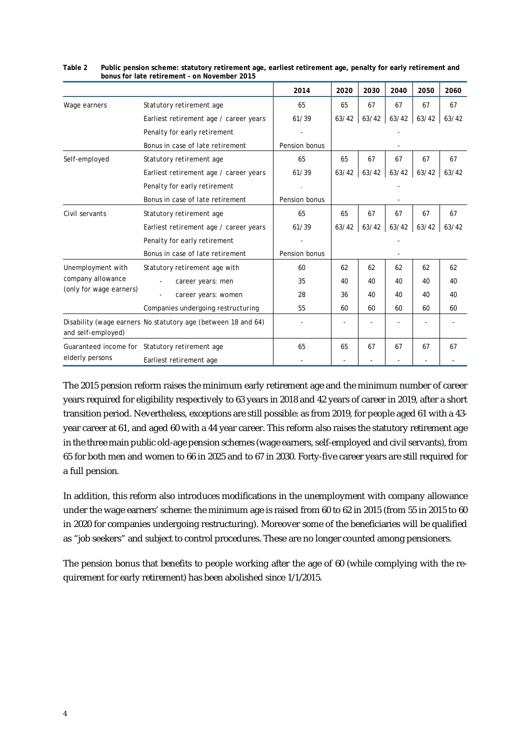**Table 2 Public pension scheme: statutory retirement age, earliest retirement age, penalty for early retirement and bonus for late retirement - on November 2015**

| | | 2014 | 2020 | 2030 | 2040 | 2050 | 2060 |
|---|---|---|---|---|---|---|---|
| Wage earners | Statutory retirement age | 65 | 65 | 67 | 67 | 67 | 67 |
| | Earliest retirement age / career years | 61/39 | 63/42 | 63/42 | 63/42 | 63/42 | 63/42 |
| | Penalty for early retirement | - | | | - | | |
| | Bonus in case of late retirement | Pension bonus | | | - | | |
| Self-employed | Statutory retirement age | 65 | 65 | 67 | 67 | 67 | 67 |
| | Earliest retirement age / career years | 61/39 | 63/42 | 63/42 | 63/42 | 63/42 | 63/42 |
| | Penalty for early retirement | - | | | - | | |
| | Bonus in case of late retirement | Pension bonus | | | - | | |
| Civil servants | Statutory retirement age | 65 | 65 | 67 | 67 | 67 | 67 |
| | Earliest retirement age / career years | 61/39 | 63/42 | 63/42 | 63/42 | 63/42 | 63/42 |
| | Penalty for early retirement | - | | | - | | |
| | Bonus in case of late retirement | Pension bonus | | | - | | |
| Unemployment with company allowance (only for wage earners) | Statutory retirement age with | 60 | 62 | 62 | 62 | 62 | 62 |
| | - career years: men | 35 | 40 | 40 | 40 | 40 | 40 |
| | - career years: women | 28 | 36 | 40 | 40 | 40 | 40 |
| | Companies undergoing restructuring | 55 | 60 | 60 | 60 | 60 | 60 |
| Disability (wage earners and self-employed) | No statutory age (between 18 and 64) | - | - | - | - | - | - |
| Guaranteed income for elderly persons | Statutory retirement age | 65 | 65 | 67 | 67 | 67 | 67 |
| | Earliest retirement age | - | - | - | - | - | - |

The 2015 pension reform raises the minimum early retirement age and the minimum number of career years required for eligibility respectively to 63 years in 2018 and 42 years of career in 2019, after a short transition period. Nevertheless, exceptions are still possible: as from 2019, for people aged 61 with a 43-year career at 61, and aged 60 with a 44 year career. This reform also raises the statutory retirement age in the three main public old-age pension schemes (wage earners, self-employed and civil servants), from 65 for both men and women to 66 in 2025 and to 67 in 2030. Forty-five career years are still required for a full pension.

In addition, this reform also introduces modifications in the unemployment with company allowance under the wage earners' scheme: the minimum age is raised from 60 to 62 in 2015 (from 55 in 2015 to 60 in 2020 for companies undergoing restructuring). Moreover some of the beneficiaries will be qualified as "job seekers" and subject to control procedures. These are no longer counted among pensioners.

The pension bonus that benefits to people working after the age of 60 (while complying with the requirement for early retirement) has been abolished since 1/1/2015.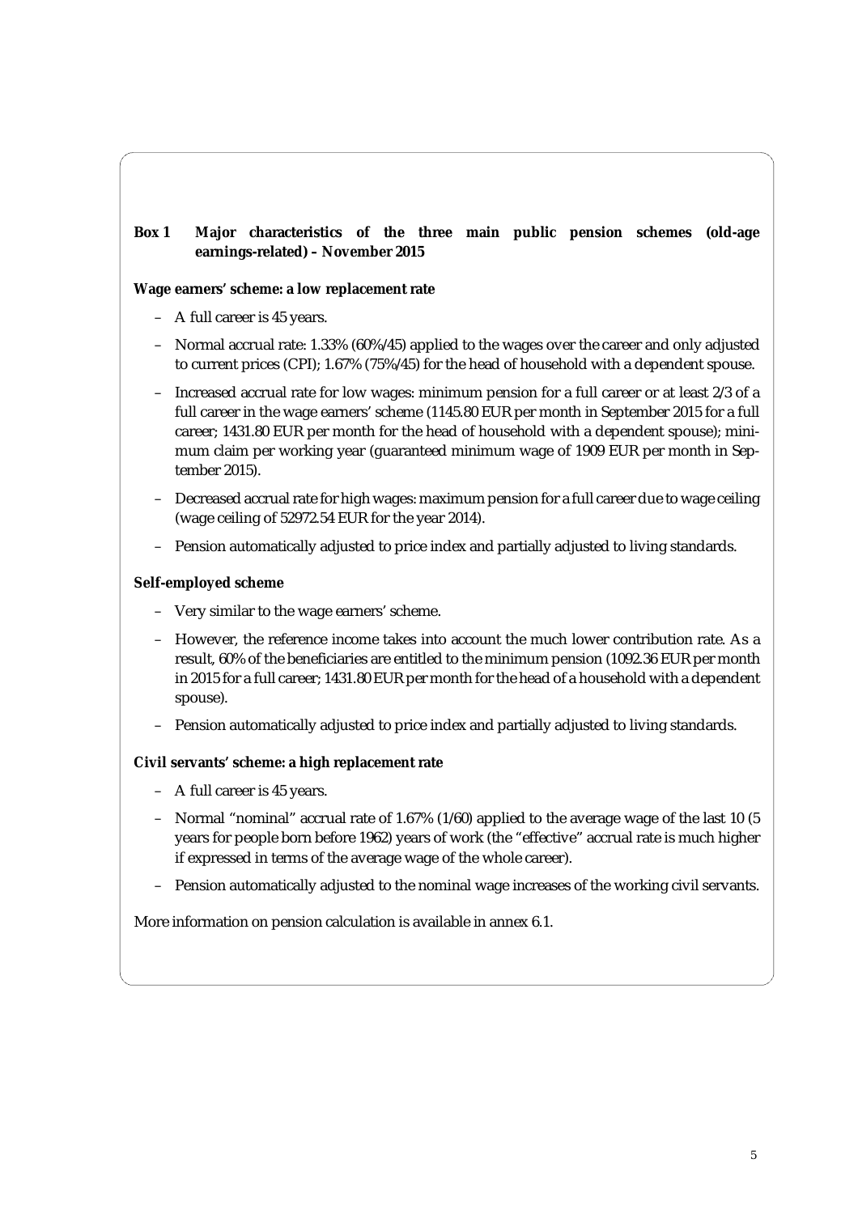**Box 1 Major characteristics of the three main public pension schemes (old-age earnings-related) – November 2015**

**Wage earners' scheme: a low replacement rate**

- A full career is 45 years.
- Normal accrual rate: 1.33% (60%/45) applied to the wages over the career and only adjusted to current prices (CPI); 1.67% (75%/45) for the head of household with a dependent spouse.
- Increased accrual rate for low wages: minimum pension for a full career or at least 2/3 of a full career in the wage earners' scheme (1145.80 EUR per month in September 2015 for a full career; 1431.80 EUR per month for the head of household with a dependent spouse); minimum claim per working year (guaranteed minimum wage of 1909 EUR per month in September 2015).
- Decreased accrual rate for high wages: maximum pension for a full career due to wage ceiling (wage ceiling of 52972.54 EUR for the year 2014).
- Pension automatically adjusted to price index and partially adjusted to living standards.

**Self-employed scheme**

- Very similar to the wage earners' scheme.
- However, the reference income takes into account the much lower contribution rate. As a result, 60% of the beneficiaries are entitled to the minimum pension (1092.36 EUR per month in 2015 for a full career; 1431.80 EUR per month for the head of a household with a dependent spouse).
- Pension automatically adjusted to price index and partially adjusted to living standards.

**Civil servants' scheme: a high replacement rate**

- A full career is 45 years.
- Normal "nominal" accrual rate of 1.67% (1/60) applied to the average wage of the last 10 (5 years for people born before 1962) years of work (the "effective" accrual rate is much higher if expressed in terms of the average wage of the whole career).
- Pension automatically adjusted to the nominal wage increases of the working civil servants.

More information on pension calculation is available in annex 6.1.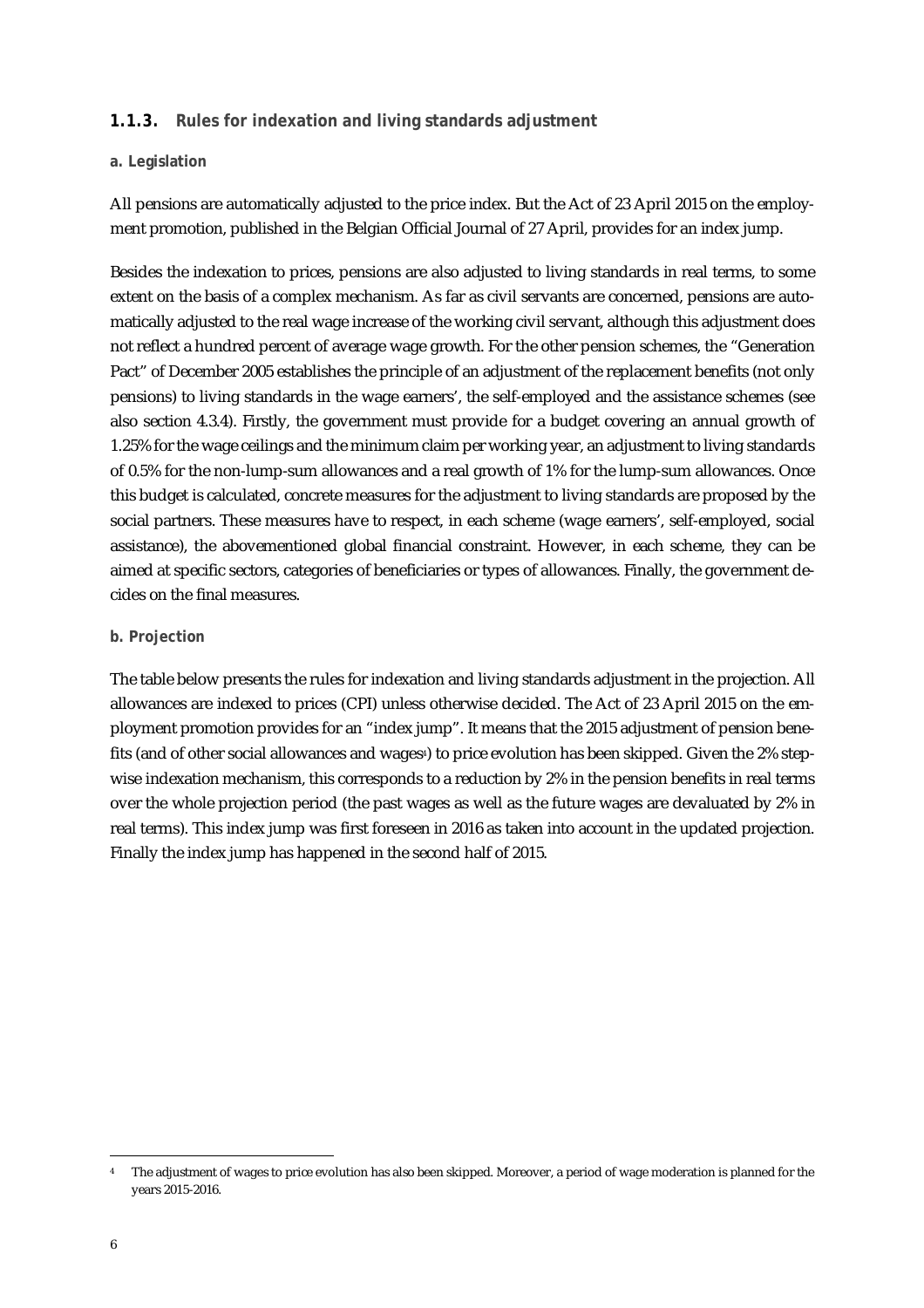### 1.1.3. Rules for indexation and living standards adjustment

#### a. Legislation

All pensions are automatically adjusted to the price index. But the Act of 23 April 2015 on the employment promotion, published in the Belgian Official Journal of 27 April, provides for an index jump.

Besides the indexation to prices, pensions are also adjusted to living standards in real terms, to some extent on the basis of a complex mechanism. As far as civil servants are concerned, pensions are automatically adjusted to the real wage increase of the working civil servant, although this adjustment does not reflect a hundred percent of average wage growth. For the other pension schemes, the "Generation Pact" of December 2005 establishes the principle of an adjustment of the replacement benefits (not only pensions) to living standards in the wage earners', the self-employed and the assistance schemes (see also section 4.3.4). Firstly, the government must provide for a budget covering an annual growth of 1.25% for the wage ceilings and the minimum claim per working year, an adjustment to living standards of 0.5% for the non-lump-sum allowances and a real growth of 1% for the lump-sum allowances. Once this budget is calculated, concrete measures for the adjustment to living standards are proposed by the social partners. These measures have to respect, in each scheme (wage earners', self-employed, social assistance), the abovementioned global financial constraint. However, in each scheme, they can be aimed at specific sectors, categories of beneficiaries or types of allowances. Finally, the government decides on the final measures.

#### b. Projection

The table below presents the rules for indexation and living standards adjustment in the projection. All allowances are indexed to prices (CPI) unless otherwise decided. The Act of 23 April 2015 on the employment promotion provides for an "index jump". It means that the 2015 adjustment of pension benefits (and of other social allowances and wages[4]) to price evolution has been skipped. Given the 2% stepwise indexation mechanism, this corresponds to a reduction by 2% in the pension benefits in real terms over the whole projection period (the past wages as well as the future wages are devaluated by 2% in real terms). This index jump was first foreseen in 2016 as taken into account in the updated projection. Finally the index jump has happened in the second half of 2015.

[4] The adjustment of wages to price evolution has also been skipped. Moreover, a period of wage moderation is planned for the years 2015-2016.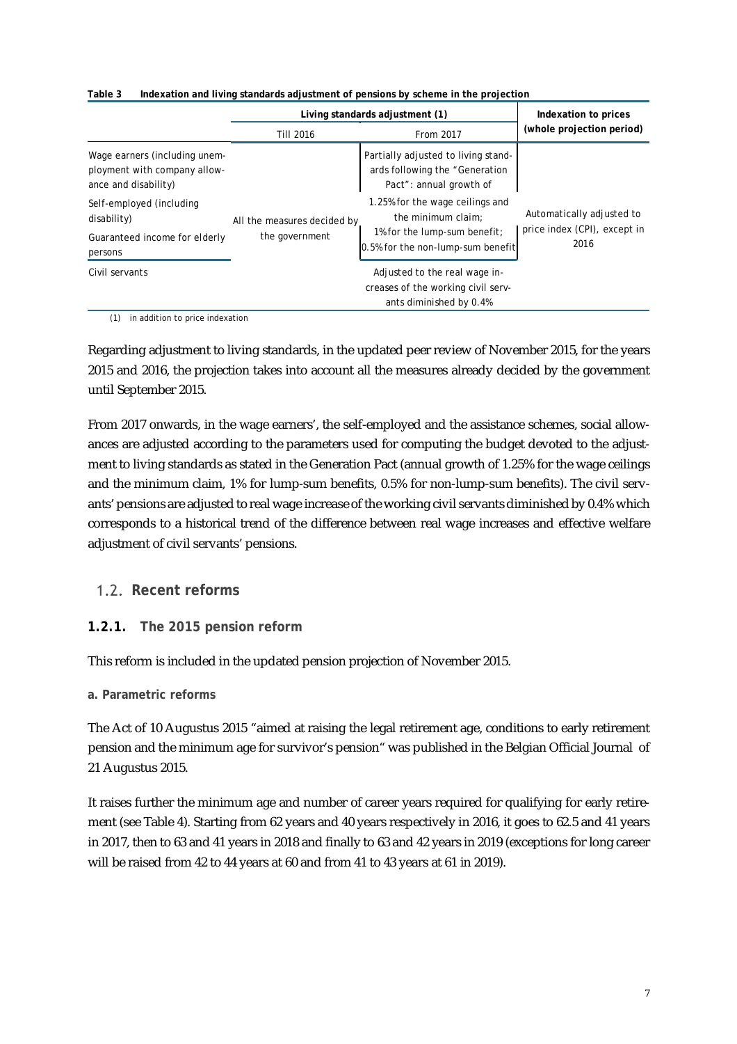**Table 3 Indexation and living standards adjustment of pensions by scheme in the projection**

| | Living standards adjustment (1) | | Indexation to prices (whole projection period) |
|---|---|---|---|
| | Till 2016 | From 2017 | |
| Wage earners (including unemployment with company allowance and disability) | All the measures decided by the government | Partially adjusted to living standards following the "Generation Pact": annual growth of 1.25% for the wage ceilings and the minimum claim; 1% for the lump-sum benefit; 0.5% for the non-lump-sum benefit | Automatically adjusted to price index (CPI), except in 2016 |
| Self-employed (including disability) | | | |
| Guaranteed income for elderly persons | | | |
| Civil servants | | Adjusted to the real wage increases of the working civil servants diminished by 0.4% | |

(1) in addition to price indexation

Regarding adjustment to living standards, in the updated peer review of November 2015, for the years 2015 and 2016, the projection takes into account all the measures already decided by the government until September 2015.

From 2017 onwards, in the wage earners', the self-employed and the assistance schemes, social allowances are adjusted according to the parameters used for computing the budget devoted to the adjustment to living standards as stated in the Generation Pact (annual growth of 1.25% for the wage ceilings and the minimum claim, 1% for lump-sum benefits, 0.5% for non-lump-sum benefits). The civil servants' pensions are adjusted to real wage increase of the working civil servants diminished by 0.4% which corresponds to a historical trend of the difference between real wage increases and effective welfare adjustment of civil servants' pensions.

## 1.2. Recent reforms

### 1.2.1. The 2015 pension reform

This reform is included in the updated pension projection of November 2015.

#### a. Parametric reforms

The Act of 10 Augustus 2015 "aimed at raising the legal retirement age, conditions to early retirement pension and the minimum age for survivor's pension" was published in the Belgian Official Journal of 21 Augustus 2015.

It raises further the minimum age and number of career years required for qualifying for early retirement (see Table 4). Starting from 62 years and 40 years respectively in 2016, it goes to 62.5 and 41 years in 2017, then to 63 and 41 years in 2018 and finally to 63 and 42 years in 2019 (exceptions for long career will be raised from 42 to 44 years at 60 and from 41 to 43 years at 61 in 2019).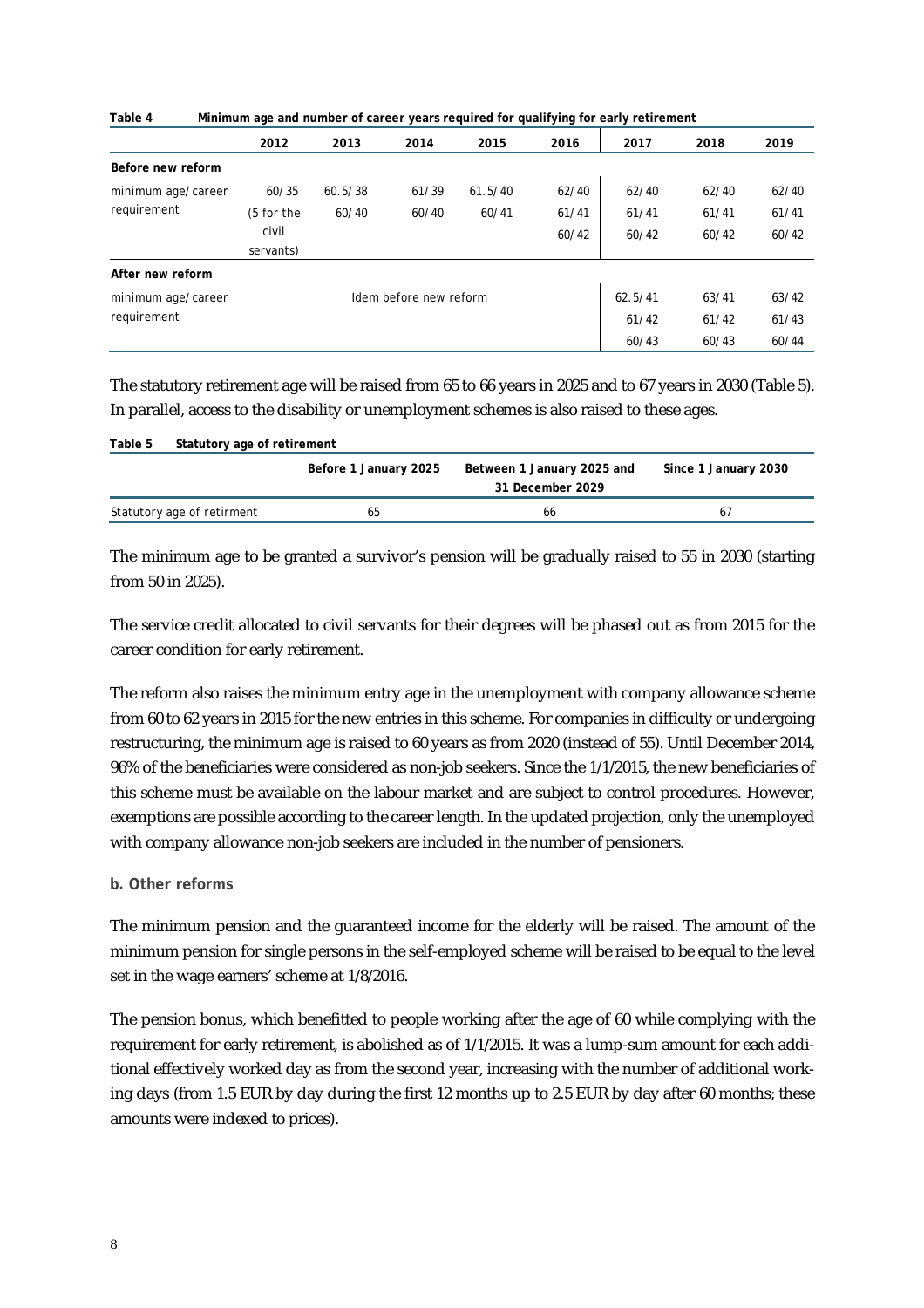**Table 4 Minimum age and number of career years required for qualifying for early retirement**

| | 2012 | 2013 | 2014 | 2015 | 2016 | 2017 | 2018 | 2019 |
|---|---|---|---|---|---|---|---|---|
| **Before new reform** | | | | | | | | |
| minimum age/career requirement | 60/35 (5 for the civil servants) | 60.5/38<br>60/40 | 61/39<br>60/40 | 61.5/40<br>60/41 | 62/40<br>61/41<br>60/42 | 62/40<br>61/41<br>60/42 | 62/40<br>61/41<br>60/42 | 62/40<br>61/41<br>60/42 |
| **After new reform** | | | | | | | | |
| minimum age/career requirement | Idem before new reform | | | | | 62.5/41<br>61/42<br>60/43 | 63/41<br>61/42<br>60/43 | 63/42<br>61/43<br>60/44 |

The statutory retirement age will be raised from 65 to 66 years in 2025 and to 67 years in 2030 (Table 5). In parallel, access to the disability or unemployment schemes is also raised to these ages.

**Table 5 Statutory age of retirement**

| | Before 1 January 2025 | Between 1 January 2025 and 31 December 2029 | Since 1 January 2030 |
|---|---|---|---|
| Statutory age of retirment | 65 | 66 | 67 |

The minimum age to be granted a survivor's pension will be gradually raised to 55 in 2030 (starting from 50 in 2025).

The service credit allocated to civil servants for their degrees will be phased out as from 2015 for the career condition for early retirement.

The reform also raises the minimum entry age in the unemployment with company allowance scheme from 60 to 62 years in 2015 for the new entries in this scheme. For companies in difficulty or undergoing restructuring, the minimum age is raised to 60 years as from 2020 (instead of 55). Until December 2014, 96% of the beneficiaries were considered as non-job seekers. Since the 1/1/2015, the new beneficiaries of this scheme must be available on the labour market and are subject to control procedures. However, exemptions are possible according to the career length. In the updated projection, only the unemployed with company allowance non-job seekers are included in the number of pensioners.

**b. Other reforms**

The minimum pension and the guaranteed income for the elderly will be raised. The amount of the minimum pension for single persons in the self-employed scheme will be raised to be equal to the level set in the wage earners' scheme at 1/8/2016.

The pension bonus, which benefitted to people working after the age of 60 while complying with the requirement for early retirement, is abolished as of 1/1/2015. It was a lump-sum amount for each additional effectively worked day as from the second year, increasing with the number of additional working days (from 1.5 EUR by day during the first 12 months up to 2.5 EUR by day after 60 months; these amounts were indexed to prices).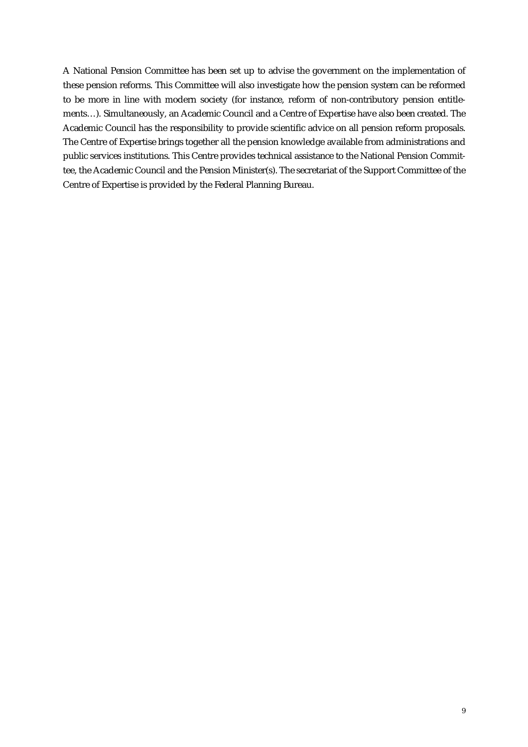A National Pension Committee has been set up to advise the government on the implementation of these pension reforms. This Committee will also investigate how the pension system can be reformed to be more in line with modern society (for instance, reform of non-contributory pension entitlements…). Simultaneously, an Academic Council and a Centre of Expertise have also been created. The Academic Council has the responsibility to provide scientific advice on all pension reform proposals. The Centre of Expertise brings together all the pension knowledge available from administrations and public services institutions. This Centre provides technical assistance to the National Pension Committee, the Academic Council and the Pension Minister(s). The secretariat of the Support Committee of the Centre of Expertise is provided by the Federal Planning Bureau.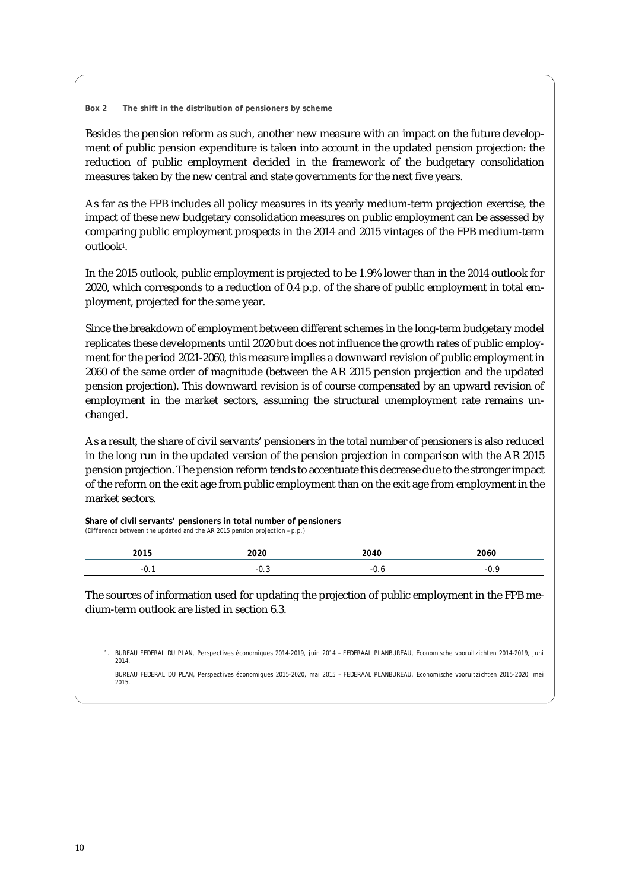**Box 2 The shift in the distribution of pensioners by scheme**

Besides the pension reform as such, another new measure with an impact on the future development of public pension expenditure is taken into account in the updated pension projection: the reduction of public employment decided in the framework of the budgetary consolidation measures taken by the new central and state governments for the next five years.

As far as the FPB includes all policy measures in its yearly medium-term projection exercise, the impact of these new budgetary consolidation measures on public employment can be assessed by comparing public employment prospects in the 2014 and 2015 vintages of the FPB medium-term outlook[1].

In the 2015 outlook, public employment is projected to be 1.9% lower than in the 2014 outlook for 2020, which corresponds to a reduction of 0.4 p.p. of the share of public employment in total employment, projected for the same year.

Since the breakdown of employment between different schemes in the long-term budgetary model replicates these developments until 2020 but does not influence the growth rates of public employment for the period 2021-2060, this measure implies a downward revision of public employment in 2060 of the same order of magnitude (between the AR 2015 pension projection and the updated pension projection). This downward revision is of course compensated by an upward revision of employment in the market sectors, assuming the structural unemployment rate remains unchanged.

As a result, the share of civil servants' pensioners in the total number of pensioners is also reduced in the long run in the updated version of the pension projection in comparison with the AR 2015 pension projection. The pension reform tends to accentuate this decrease due to the stronger impact of the reform on the exit age from public employment than on the exit age from employment in the market sectors.

**Share of civil servants' pensioners in total number of pensioners**
*(Difference between the updated and the AR 2015 pension projection – p.p.)*

| 2015 | 2020 | 2040 | 2060 |
|---|---|---|---|
| -0.1 | -0.3 | -0.6 | -0.9 |

The sources of information used for updating the projection of public employment in the FPB medium-term outlook are listed in section 6.3.

1. BUREAU FEDERAL DU PLAN, *Perspectives économiques 2014-2019*, juin 2014 – FEDERAAL PLANBUREAU, *Economische vooruitzichten 2014-2019*, juni 2014.

   BUREAU FEDERAL DU PLAN, *Perspectives économiques 2015-2020*, mai 2015 – FEDERAAL PLANBUREAU, *Economische vooruitzichten 2015-2020*, mei 2015.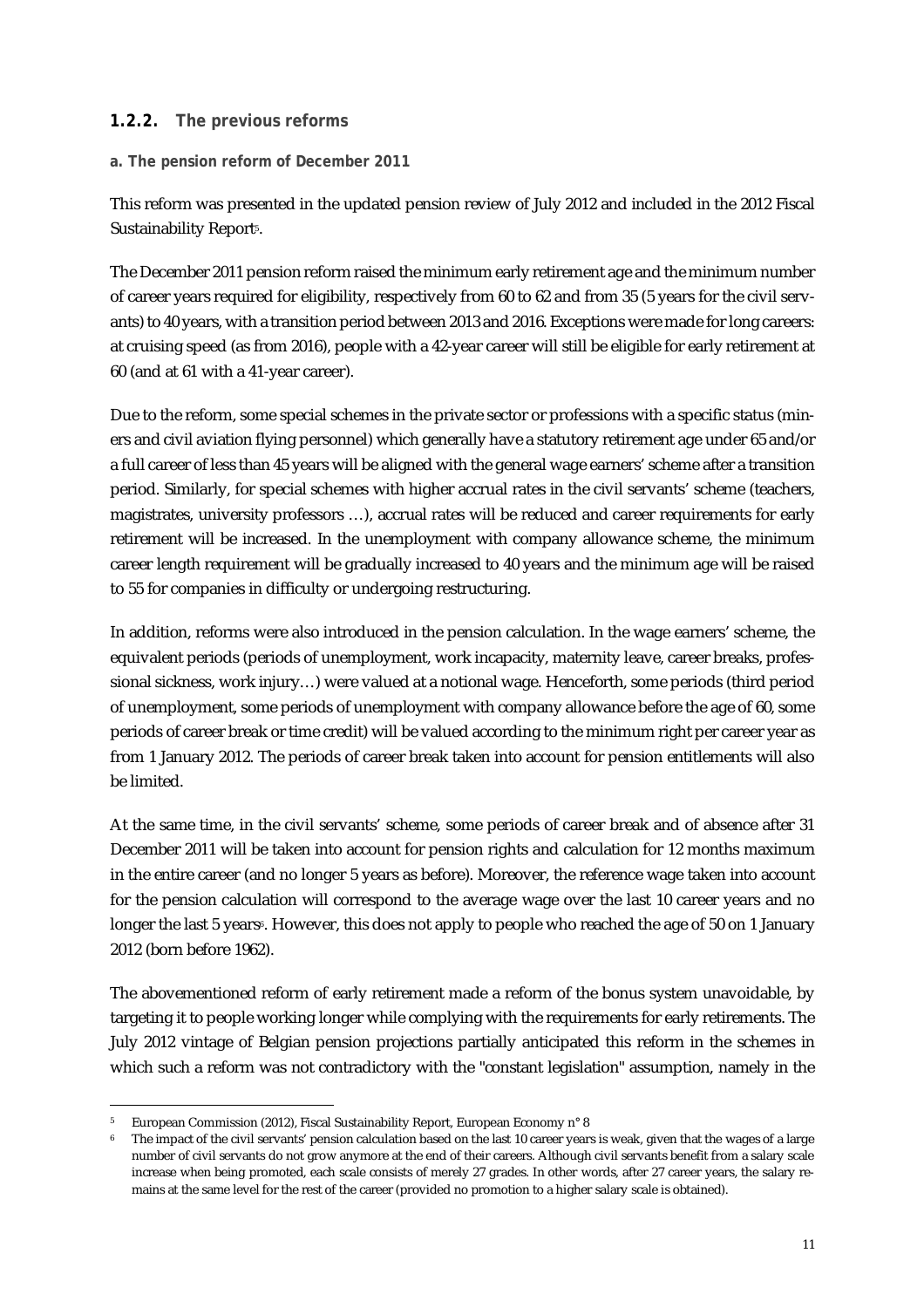### 1.2.2. The previous reforms

#### a. The pension reform of December 2011

This reform was presented in the updated pension review of July 2012 and included in the 2012 Fiscal Sustainability Report[5].

The December 2011 pension reform raised the minimum early retirement age and the minimum number of career years required for eligibility, respectively from 60 to 62 and from 35 (5 years for the civil servants) to 40 years, with a transition period between 2013 and 2016. Exceptions were made for long careers: at cruising speed (as from 2016), people with a 42-year career will still be eligible for early retirement at 60 (and at 61 with a 41-year career).

Due to the reform, some special schemes in the private sector or professions with a specific status (miners and civil aviation flying personnel) which generally have a statutory retirement age under 65 and/or a full career of less than 45 years will be aligned with the general wage earners' scheme after a transition period. Similarly, for special schemes with higher accrual rates in the civil servants' scheme (teachers, magistrates, university professors …), accrual rates will be reduced and career requirements for early retirement will be increased. In the unemployment with company allowance scheme, the minimum career length requirement will be gradually increased to 40 years and the minimum age will be raised to 55 for companies in difficulty or undergoing restructuring.

In addition, reforms were also introduced in the pension calculation. In the wage earners' scheme, the equivalent periods (periods of unemployment, work incapacity, maternity leave, career breaks, professional sickness, work injury…) were valued at a notional wage. Henceforth, some periods (third period of unemployment, some periods of unemployment with company allowance before the age of 60, some periods of career break or time credit) will be valued according to the minimum right per career year as from 1 January 2012. The periods of career break taken into account for pension entitlements will also be limited.

At the same time, in the civil servants' scheme, some periods of career break and of absence after 31 December 2011 will be taken into account for pension rights and calculation for 12 months maximum in the entire career (and no longer 5 years as before). Moreover, the reference wage taken into account for the pension calculation will correspond to the average wage over the last 10 career years and no longer the last 5 years[6]. However, this does not apply to people who reached the age of 50 on 1 January 2012 (born before 1962).

The abovementioned reform of early retirement made a reform of the bonus system unavoidable, by targeting it to people working longer while complying with the requirements for early retirements. The July 2012 vintage of Belgian pension projections partially anticipated this reform in the schemes in which such a reform was not contradictory with the "constant legislation" assumption, namely in the

---

[5] European Commission (2012), Fiscal Sustainability Report, European Economy n° 8

[6] The impact of the civil servants' pension calculation based on the last 10 career years is weak, given that the wages of a large number of civil servants do not grow anymore at the end of their careers. Although civil servants benefit from a salary scale increase when being promoted, each scale consists of merely 27 grades. In other words, after 27 career years, the salary remains at the same level for the rest of the career (provided no promotion to a higher salary scale is obtained).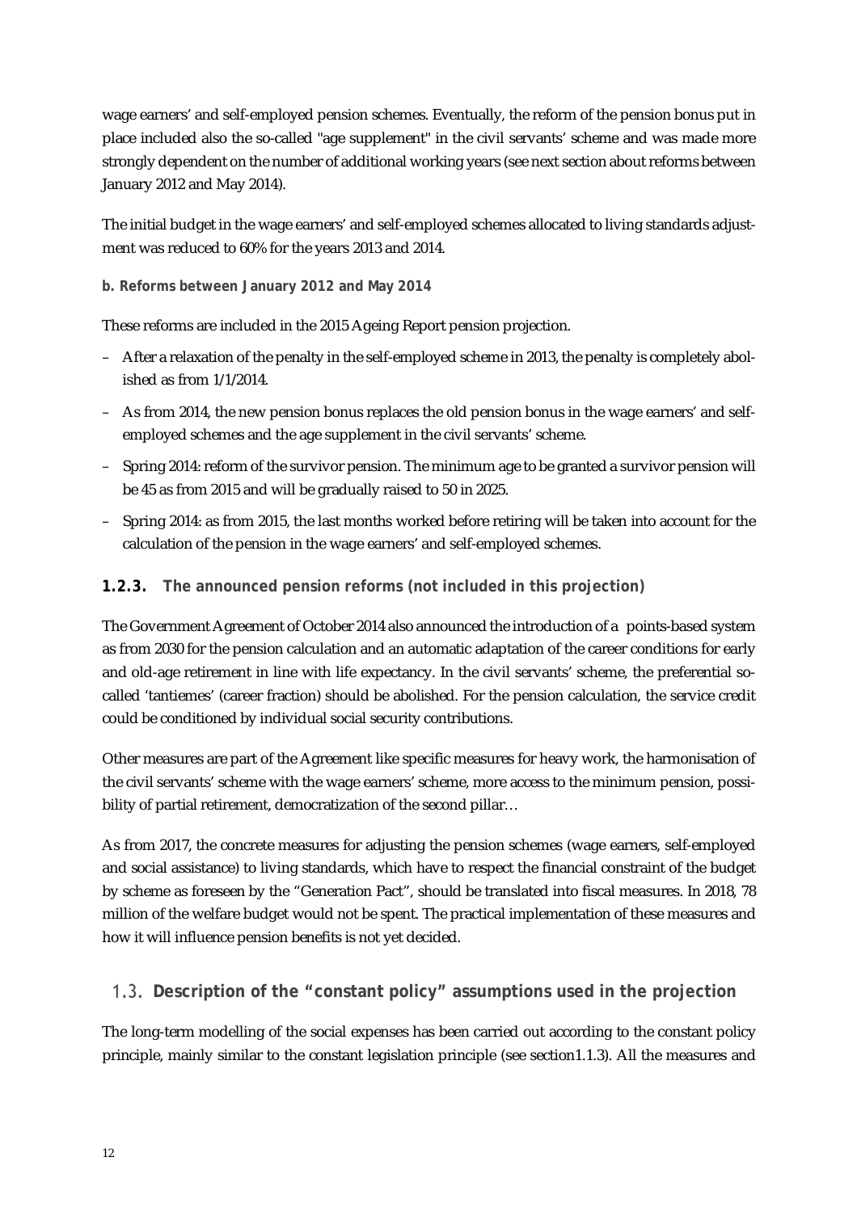wage earners' and self-employed pension schemes. Eventually, the reform of the pension bonus put in place included also the so-called "age supplement" in the civil servants' scheme and was made more strongly dependent on the number of additional working years (see next section about reforms between January 2012 and May 2014).

The initial budget in the wage earners' and self-employed schemes allocated to living standards adjustment was reduced to 60% for the years 2013 and 2014.

**b. Reforms between January 2012 and May 2014**

These reforms are included in the 2015 Ageing Report pension projection.

- After a relaxation of the penalty in the self-employed scheme in 2013, the penalty is completely abolished as from 1/1/2014.
- As from 2014, the new pension bonus replaces the old pension bonus in the wage earners' and self-employed schemes and the age supplement in the civil servants' scheme.
- Spring 2014: reform of the survivor pension. The minimum age to be granted a survivor pension will be 45 as from 2015 and will be gradually raised to 50 in 2025.
- Spring 2014: as from 2015, the last months worked before retiring will be taken into account for the calculation of the pension in the wage earners' and self-employed schemes.

### 1.2.3. The announced pension reforms (not included in this projection)

The Government Agreement of October 2014 also announced the introduction of a points-based system as from 2030 for the pension calculation and an automatic adaptation of the career conditions for early and old-age retirement in line with life expectancy. In the civil servants' scheme, the preferential so-called 'tantiemes' (career fraction) should be abolished. For the pension calculation, the service credit could be conditioned by individual social security contributions.

Other measures are part of the Agreement like specific measures for heavy work, the harmonisation of the civil servants' scheme with the wage earners' scheme, more access to the minimum pension, possibility of partial retirement, democratization of the second pillar…

As from 2017, the concrete measures for adjusting the pension schemes (wage earners, self-employed and social assistance) to living standards, which have to respect the financial constraint of the budget by scheme as foreseen by the "Generation Pact", should be translated into fiscal measures. In 2018, 78 million of the welfare budget would not be spent. The practical implementation of these measures and how it will influence pension benefits is not yet decided.

## 1.3. Description of the "constant policy" assumptions used in the projection

The long-term modelling of the social expenses has been carried out according to the constant policy principle, mainly similar to the constant legislation principle (see section1.1.3). All the measures and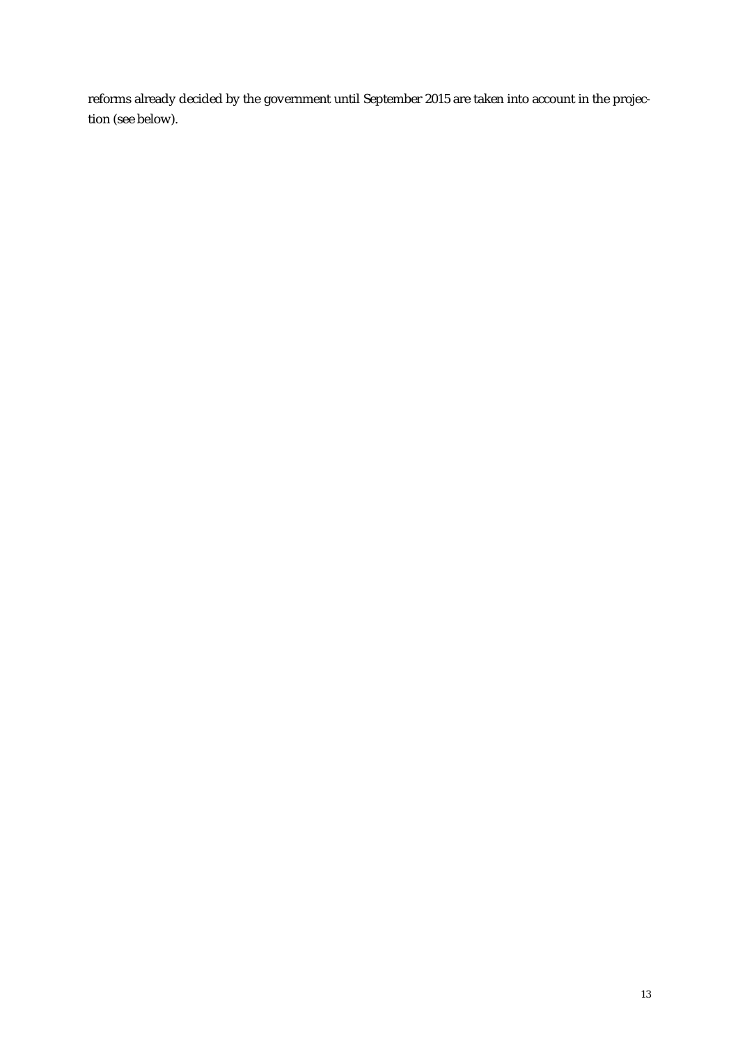reforms already decided by the government until September 2015 are taken into account in the projection (see below).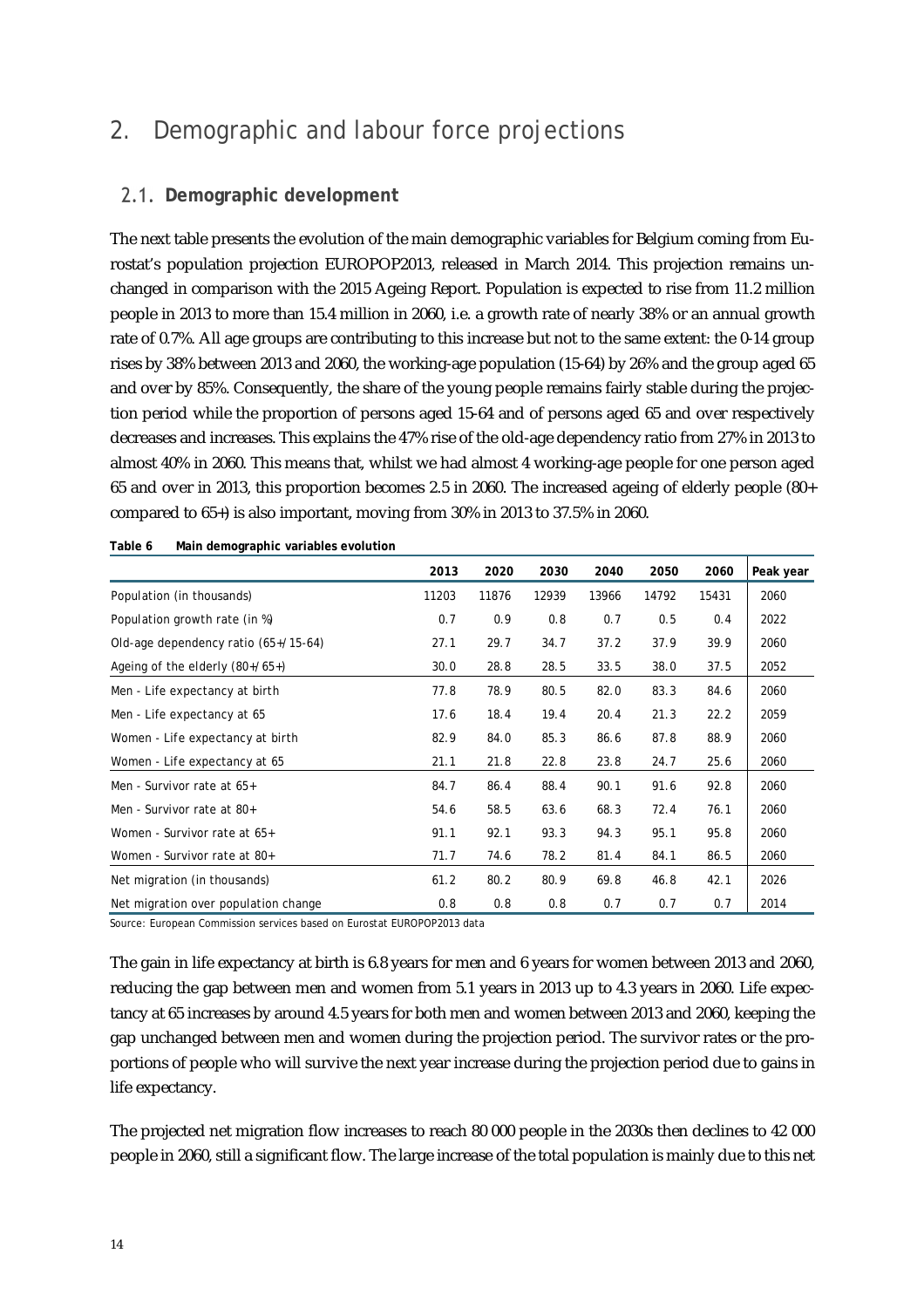# 2. Demographic and labour force projections

## 2.1. Demographic development

The next table presents the evolution of the main demographic variables for Belgium coming from Eurostat's population projection EUROPOP2013, released in March 2014. This projection remains unchanged in comparison with the 2015 Ageing Report. Population is expected to rise from 11.2 million people in 2013 to more than 15.4 million in 2060, i.e. a growth rate of nearly 38% or an annual growth rate of 0.7%. All age groups are contributing to this increase but not to the same extent: the 0-14 group rises by 38% between 2013 and 2060, the working-age population (15-64) by 26% and the group aged 65 and over by 85%. Consequently, the share of the young people remains fairly stable during the projection period while the proportion of persons aged 15-64 and of persons aged 65 and over respectively decreases and increases. This explains the 47% rise of the old-age dependency ratio from 27% in 2013 to almost 40% in 2060. This means that, whilst we had almost 4 working-age people for one person aged 65 and over in 2013, this proportion becomes 2.5 in 2060. The increased ageing of elderly people (80+ compared to 65+) is also important, moving from 30% in 2013 to 37.5% in 2060.

**Table 6 Main demographic variables evolution**

| | 2013 | 2020 | 2030 | 2040 | 2050 | 2060 | Peak year |
|---|---|---|---|---|---|---|---|
| Population (in thousands) | 11203 | 11876 | 12939 | 13966 | 14792 | 15431 | 2060 |
| Population growth rate (in %) | 0.7 | 0.9 | 0.8 | 0.7 | 0.5 | 0.4 | 2022 |
| Old-age dependency ratio (65+/15-64) | 27.1 | 29.7 | 34.7 | 37.2 | 37.9 | 39.9 | 2060 |
| Ageing of the elderly (80+/65+) | 30.0 | 28.8 | 28.5 | 33.5 | 38.0 | 37.5 | 2052 |
| Men - Life expectancy at birth | 77.8 | 78.9 | 80.5 | 82.0 | 83.3 | 84.6 | 2060 |
| Men - Life expectancy at 65 | 17.6 | 18.4 | 19.4 | 20.4 | 21.3 | 22.2 | 2059 |
| Women - Life expectancy at birth | 82.9 | 84.0 | 85.3 | 86.6 | 87.8 | 88.9 | 2060 |
| Women - Life expectancy at 65 | 21.1 | 21.8 | 22.8 | 23.8 | 24.7 | 25.6 | 2060 |
| Men - Survivor rate at 65+ | 84.7 | 86.4 | 88.4 | 90.1 | 91.6 | 92.8 | 2060 |
| Men - Survivor rate at 80+ | 54.6 | 58.5 | 63.6 | 68.3 | 72.4 | 76.1 | 2060 |
| Women - Survivor rate at 65+ | 91.1 | 92.1 | 93.3 | 94.3 | 95.1 | 95.8 | 2060 |
| Women - Survivor rate at 80+ | 71.7 | 74.6 | 78.2 | 81.4 | 84.1 | 86.5 | 2060 |
| Net migration (in thousands) | 61.2 | 80.2 | 80.9 | 69.8 | 46.8 | 42.1 | 2026 |
| Net migration over population change | 0.8 | 0.8 | 0.8 | 0.7 | 0.7 | 0.7 | 2014 |

Source: European Commission services based on Eurostat EUROPOP2013 data

The gain in life expectancy at birth is 6.8 years for men and 6 years for women between 2013 and 2060, reducing the gap between men and women from 5.1 years in 2013 up to 4.3 years in 2060. Life expectancy at 65 increases by around 4.5 years for both men and women between 2013 and 2060, keeping the gap unchanged between men and women during the projection period. The survivor rates or the proportions of people who will survive the next year increase during the projection period due to gains in life expectancy.

The projected net migration flow increases to reach 80 000 people in the 2030s then declines to 42 000 people in 2060, still a significant flow. The large increase of the total population is mainly due to this net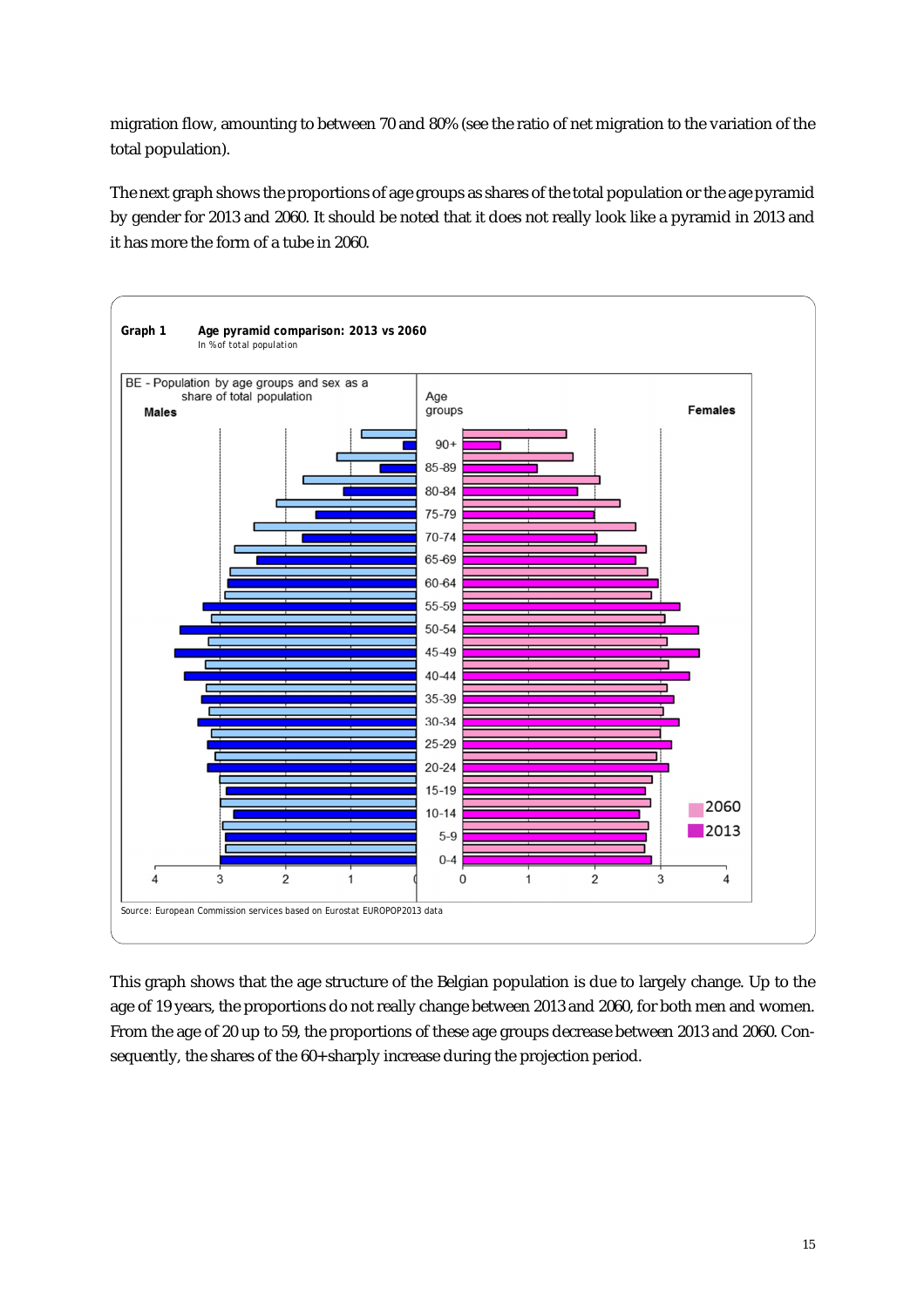migration flow, amounting to between 70 and 80% (see the ratio of net migration to the variation of the total population).

The next graph shows the proportions of age groups as shares of the total population or the age pyramid by gender for 2013 and 2060. It should be noted that it does not really look like a pyramid in 2013 and it has more the form of a tube in 2060.

**Graph 1 Age pyramid comparison: 2013 vs 2060**

In % of total population

Source: European Commission services based on Eurostat EUROPOP2013 data

This graph shows that the age structure of the Belgian population is due to largely change. Up to the age of 19 years, the proportions do not really change between 2013 and 2060, for both men and women. From the age of 20 up to 59, the proportions of these age groups decrease between 2013 and 2060. Consequently, the shares of the 60+ sharply increase during the projection period.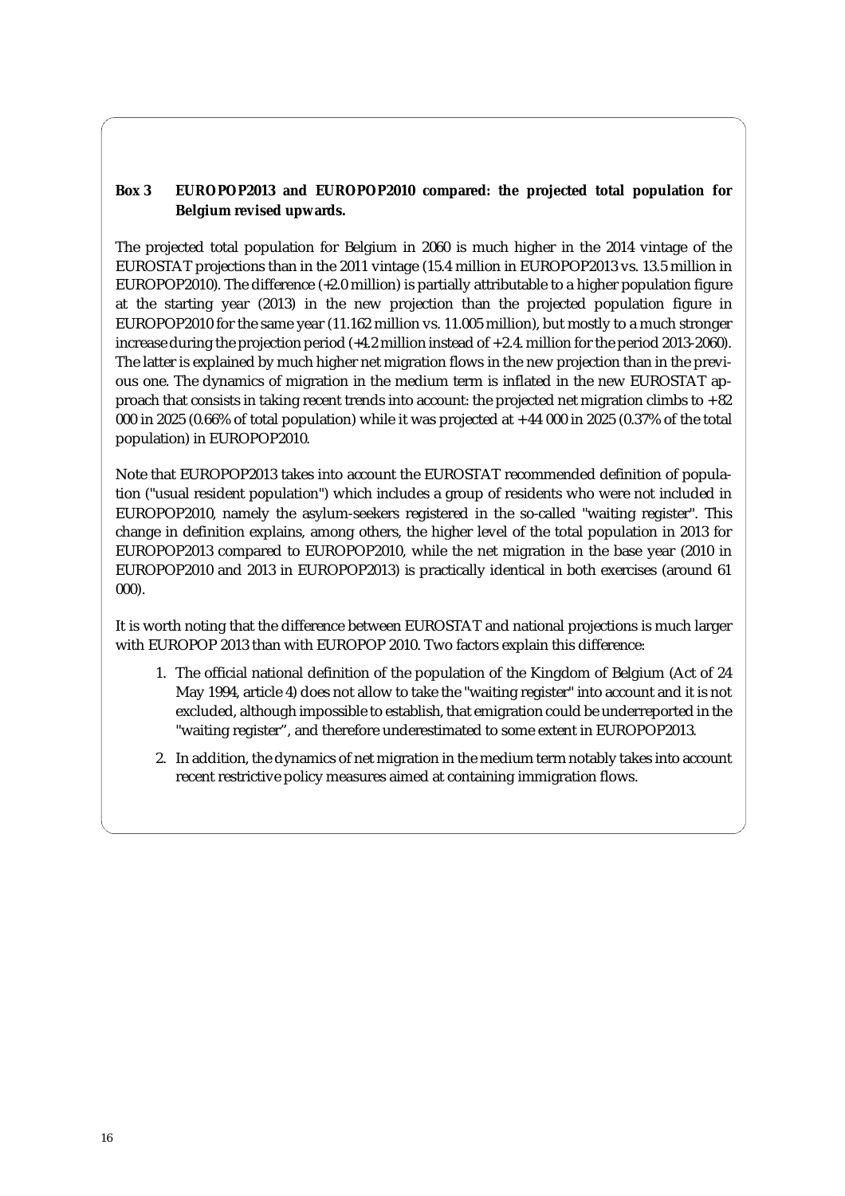**Box 3 EUROPOP2013 and EUROPOP2010 compared: the projected total population for Belgium revised upwards.**

The projected total population for Belgium in 2060 is much higher in the 2014 vintage of the EUROSTAT projections than in the 2011 vintage (15.4 million in EUROPOP2013 vs. 13.5 million in EUROPOP2010). The difference (+2.0 million) is partially attributable to a higher population figure at the starting year (2013) in the new projection than the projected population figure in EUROPOP2010 for the same year (11.162 million vs. 11.005 million), but mostly to a much stronger increase during the projection period (+4.2 million instead of +2.4. million for the period 2013-2060). The latter is explained by much higher net migration flows in the new projection than in the previous one. The dynamics of migration in the medium term is inflated in the new EUROSTAT approach that consists in taking recent trends into account: the projected net migration climbs to +82 000 in 2025 (0.66% of total population) while it was projected at +44 000 in 2025 (0.37% of the total population) in EUROPOP2010.

Note that EUROPOP2013 takes into account the EUROSTAT recommended definition of population ("usual resident population") which includes a group of residents who were not included in EUROPOP2010, namely the asylum-seekers registered in the so-called "waiting register". This change in definition explains, among others, the higher level of the total population in 2013 for EUROPOP2013 compared to EUROPOP2010, while the net migration in the base year (2010 in EUROPOP2010 and 2013 in EUROPOP2013) is practically identical in both exercises (around 61 000).

It is worth noting that the difference between EUROSTAT and national projections is much larger with EUROPOP 2013 than with EUROPOP 2010. Two factors explain this difference:

1. The official national definition of the population of the Kingdom of Belgium (Act of 24 May 1994, article 4) does not allow to take the "waiting register" into account and it is not excluded, although impossible to establish, that emigration could be underreported in the "waiting register", and therefore underestimated to some extent in EUROPOP2013.
2. In addition, the dynamics of net migration in the medium term notably takes into account recent restrictive policy measures aimed at containing immigration flows.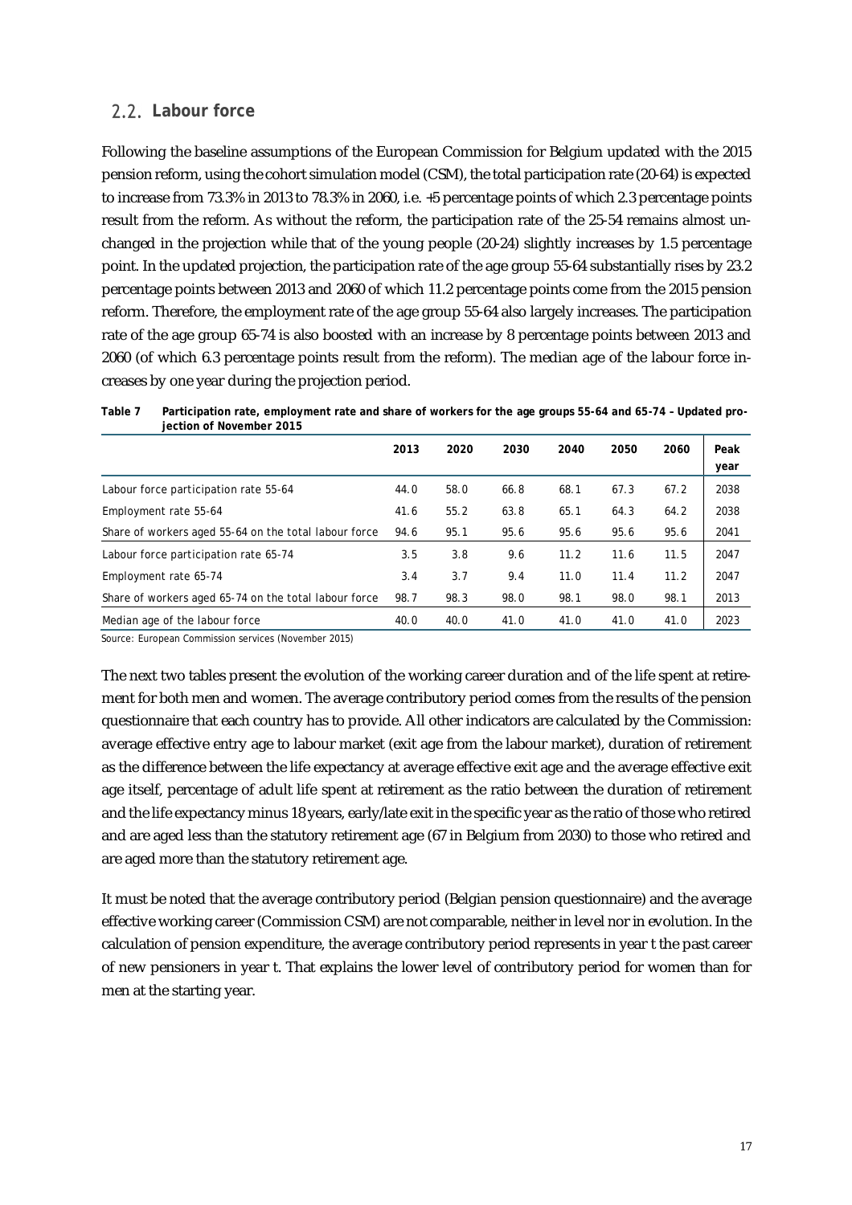## 2.2. Labour force

Following the baseline assumptions of the European Commission for Belgium updated with the 2015 pension reform, using the cohort simulation model (CSM), the total participation rate (20-64) is expected to increase from 73.3% in 2013 to 78.3% in 2060, i.e. +5 percentage points of which 2.3 percentage points result from the reform. As without the reform, the participation rate of the 25-54 remains almost unchanged in the projection while that of the young people (20-24) slightly increases by 1.5 percentage point. In the updated projection, the participation rate of the age group 55-64 substantially rises by 23.2 percentage points between 2013 and 2060 of which 11.2 percentage points come from the 2015 pension reform. Therefore, the employment rate of the age group 55-64 also largely increases. The participation rate of the age group 65-74 is also boosted with an increase by 8 percentage points between 2013 and 2060 (of which 6.3 percentage points result from the reform). The median age of the labour force increases by one year during the projection period.

**Table 7 Participation rate, employment rate and share of workers for the age groups 55-64 and 65-74 – Updated projection of November 2015**

| | 2013 | 2020 | 2030 | 2040 | 2050 | 2060 | Peak year |
|---|---|---|---|---|---|---|---|
| Labour force participation rate 55-64 | 44.0 | 58.0 | 66.8 | 68.1 | 67.3 | 67.2 | 2038 |
| Employment rate 55-64 | 41.6 | 55.2 | 63.8 | 65.1 | 64.3 | 64.2 | 2038 |
| Share of workers aged 55-64 on the total labour force | 94.6 | 95.1 | 95.6 | 95.6 | 95.6 | 95.6 | 2041 |
| Labour force participation rate 65-74 | 3.5 | 3.8 | 9.6 | 11.2 | 11.6 | 11.5 | 2047 |
| Employment rate 65-74 | 3.4 | 3.7 | 9.4 | 11.0 | 11.4 | 11.2 | 2047 |
| Share of workers aged 65-74 on the total labour force | 98.7 | 98.3 | 98.0 | 98.1 | 98.0 | 98.1 | 2013 |
| Median age of the labour force | 40.0 | 40.0 | 41.0 | 41.0 | 41.0 | 41.0 | 2023 |

Source: European Commission services (November 2015)

The next two tables present the evolution of the working career duration and of the life spent at retirement for both men and women. The average contributory period comes from the results of the pension questionnaire that each country has to provide. All other indicators are calculated by the Commission: average effective entry age to labour market (exit age from the labour market), duration of retirement as the difference between the life expectancy at average effective exit age and the average effective exit age itself, percentage of adult life spent at retirement as the ratio between the duration of retirement and the life expectancy minus 18 years, early/late exit in the specific year as the ratio of those who retired and are aged less than the statutory retirement age (67 in Belgium from 2030) to those who retired and are aged more than the statutory retirement age.

It must be noted that the average contributory period (Belgian pension questionnaire) and the average effective working career (Commission CSM) are not comparable, neither in level nor in evolution. In the calculation of pension expenditure, the average contributory period represents in year t the past career of new pensioners in year t. That explains the lower level of contributory period for women than for men at the starting year.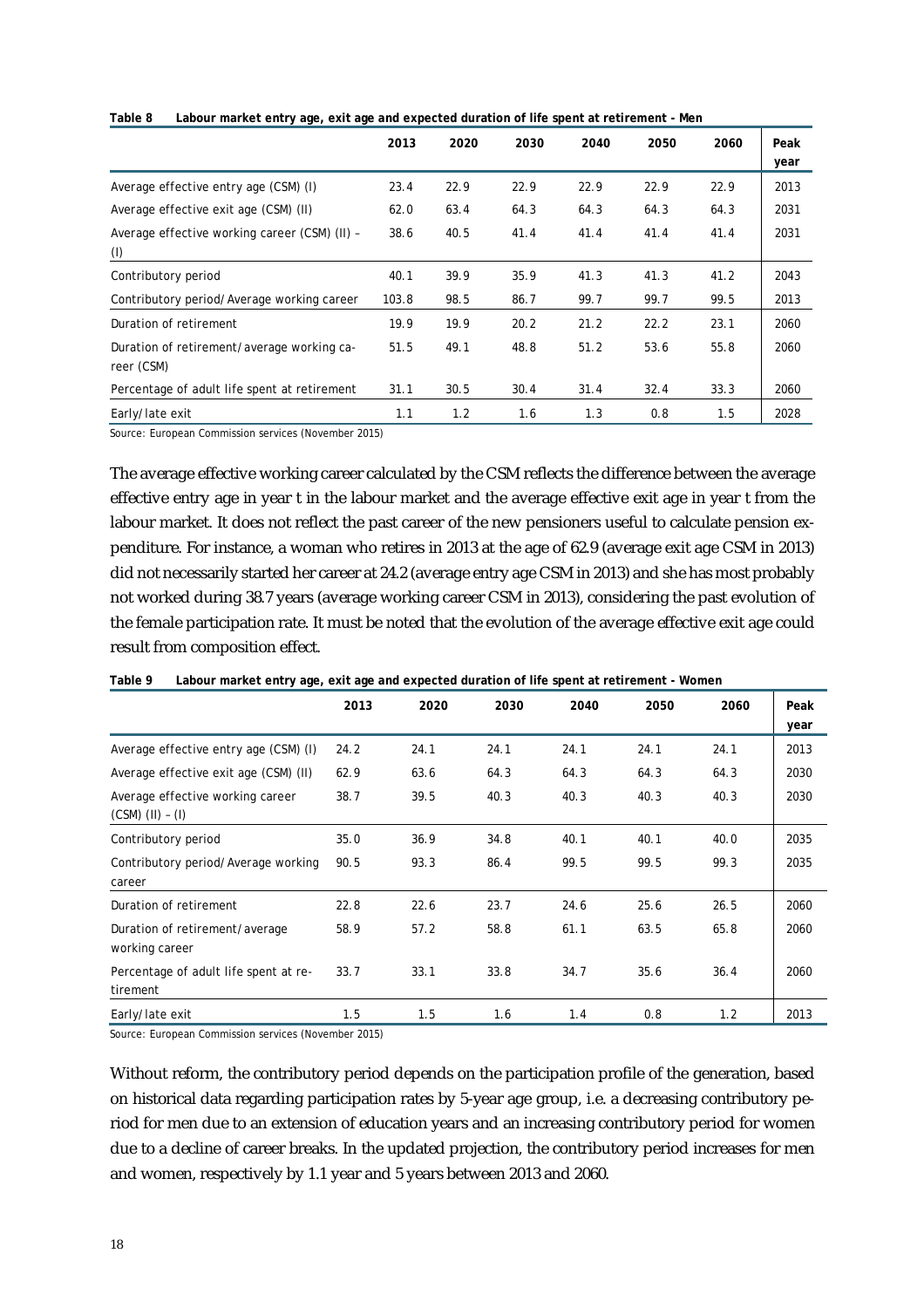**Table 8 Labour market entry age, exit age and expected duration of life spent at retirement - Men**

| | 2013 | 2020 | 2030 | 2040 | 2050 | 2060 | Peak year |
|---|---|---|---|---|---|---|---|
| Average effective entry age (CSM) (I) | 23.4 | 22.9 | 22.9 | 22.9 | 22.9 | 22.9 | 2013 |
| Average effective exit age (CSM) (II) | 62.0 | 63.4 | 64.3 | 64.3 | 64.3 | 64.3 | 2031 |
| Average effective working career (CSM) (II) – (I) | 38.6 | 40.5 | 41.4 | 41.4 | 41.4 | 41.4 | 2031 |
| Contributory period | 40.1 | 39.9 | 35.9 | 41.3 | 41.3 | 41.2 | 2043 |
| Contributory period/Average working career | 103.8 | 98.5 | 86.7 | 99.7 | 99.7 | 99.5 | 2013 |
| Duration of retirement | 19.9 | 19.9 | 20.2 | 21.2 | 22.2 | 23.1 | 2060 |
| Duration of retirement/average working career (CSM) | 51.5 | 49.1 | 48.8 | 51.2 | 53.6 | 55.8 | 2060 |
| Percentage of adult life spent at retirement | 31.1 | 30.5 | 30.4 | 31.4 | 32.4 | 33.3 | 2060 |
| Early/late exit | 1.1 | 1.2 | 1.6 | 1.3 | 0.8 | 1.5 | 2028 |

Source: European Commission services (November 2015)

The average effective working career calculated by the CSM reflects the difference between the average effective entry age in year t in the labour market and the average effective exit age in year t from the labour market. It does not reflect the past career of the new pensioners useful to calculate pension expenditure. For instance, a woman who retires in 2013 at the age of 62.9 (average exit age CSM in 2013) did not necessarily started her career at 24.2 (average entry age CSM in 2013) and she has most probably not worked during 38.7 years (average working career CSM in 2013), considering the past evolution of the female participation rate. It must be noted that the evolution of the average effective exit age could result from composition effect.

**Table 9 Labour market entry age, exit age and expected duration of life spent at retirement - Women**

| | 2013 | 2020 | 2030 | 2040 | 2050 | 2060 | Peak year |
|---|---|---|---|---|---|---|---|
| Average effective entry age (CSM) (I) | 24.2 | 24.1 | 24.1 | 24.1 | 24.1 | 24.1 | 2013 |
| Average effective exit age (CSM) (II) | 62.9 | 63.6 | 64.3 | 64.3 | 64.3 | 64.3 | 2030 |
| Average effective working career (CSM) (II) – (I) | 38.7 | 39.5 | 40.3 | 40.3 | 40.3 | 40.3 | 2030 |
| Contributory period | 35.0 | 36.9 | 34.8 | 40.1 | 40.1 | 40.0 | 2035 |
| Contributory period/Average working career | 90.5 | 93.3 | 86.4 | 99.5 | 99.5 | 99.3 | 2035 |
| Duration of retirement | 22.8 | 22.6 | 23.7 | 24.6 | 25.6 | 26.5 | 2060 |
| Duration of retirement/average working career | 58.9 | 57.2 | 58.8 | 61.1 | 63.5 | 65.8 | 2060 |
| Percentage of adult life spent at retirement | 33.7 | 33.1 | 33.8 | 34.7 | 35.6 | 36.4 | 2060 |
| Early/late exit | 1.5 | 1.5 | 1.6 | 1.4 | 0.8 | 1.2 | 2013 |

Source: European Commission services (November 2015)

Without reform, the contributory period depends on the participation profile of the generation, based on historical data regarding participation rates by 5-year age group, i.e. a decreasing contributory period for men due to an extension of education years and an increasing contributory period for women due to a decline of career breaks. In the updated projection, the contributory period increases for men and women, respectively by 1.1 year and 5 years between 2013 and 2060.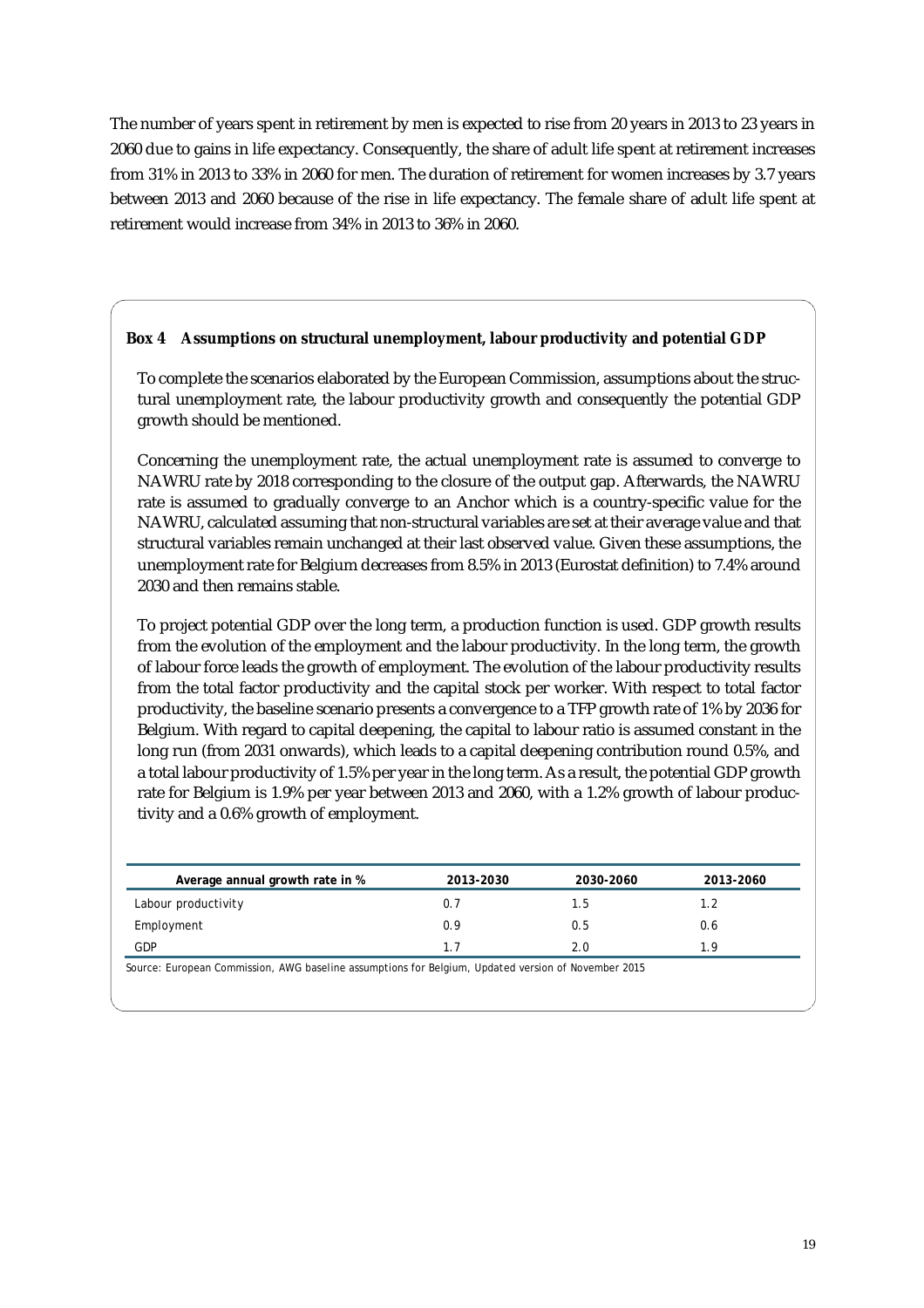The number of years spent in retirement by men is expected to rise from 20 years in 2013 to 23 years in 2060 due to gains in life expectancy. Consequently, the share of adult life spent at retirement increases from 31% in 2013 to 33% in 2060 for men. The duration of retirement for women increases by 3.7 years between 2013 and 2060 because of the rise in life expectancy. The female share of adult life spent at retirement would increase from 34% in 2013 to 36% in 2060.

**Box 4 Assumptions on structural unemployment, labour productivity and potential GDP**

To complete the scenarios elaborated by the European Commission, assumptions about the structural unemployment rate, the labour productivity growth and consequently the potential GDP growth should be mentioned.

Concerning the unemployment rate, the actual unemployment rate is assumed to converge to NAWRU rate by 2018 corresponding to the closure of the output gap. Afterwards, the NAWRU rate is assumed to gradually converge to an Anchor which is a country-specific value for the NAWRU, calculated assuming that non-structural variables are set at their average value and that structural variables remain unchanged at their last observed value. Given these assumptions, the unemployment rate for Belgium decreases from 8.5% in 2013 (Eurostat definition) to 7.4% around 2030 and then remains stable.

To project potential GDP over the long term, a production function is used. GDP growth results from the evolution of the employment and the labour productivity. In the long term, the growth of labour force leads the growth of employment. The evolution of the labour productivity results from the total factor productivity and the capital stock per worker. With respect to total factor productivity, the baseline scenario presents a convergence to a TFP growth rate of 1% by 2036 for Belgium. With regard to capital deepening, the capital to labour ratio is assumed constant in the long run (from 2031 onwards), which leads to a capital deepening contribution round 0.5%, and a total labour productivity of 1.5% per year in the long term. As a result, the potential GDP growth rate for Belgium is 1.9% per year between 2013 and 2060, with a 1.2% growth of labour productivity and a 0.6% growth of employment.

| Average annual growth rate in % | 2013-2030 | 2030-2060 | 2013-2060 |
|---|---|---|---|
| Labour productivity | 0.7 | 1.5 | 1.2 |
| Employment | 0.9 | 0.5 | 0.6 |
| GDP | 1.7 | 2.0 | 1.9 |

Source: European Commission, AWG baseline assumptions for Belgium, Updated version of November 2015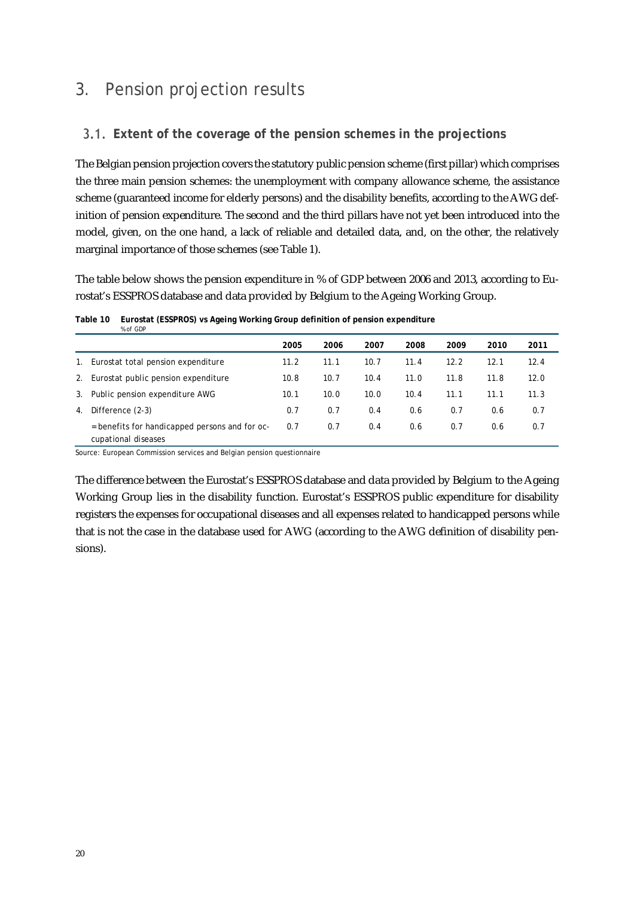# 3. Pension projection results

## 3.1. Extent of the coverage of the pension schemes in the projections

The Belgian pension projection covers the statutory public pension scheme (first pillar) which comprises the three main pension schemes: the unemployment with company allowance scheme, the assistance scheme (guaranteed income for elderly persons) and the disability benefits, according to the AWG definition of pension expenditure. The second and the third pillars have not yet been introduced into the model, given, on the one hand, a lack of reliable and detailed data, and, on the other, the relatively marginal importance of those schemes (see Table 1).

The table below shows the pension expenditure in % of GDP between 2006 and 2013, according to Eurostat's ESSPROS database and data provided by Belgium to the Ageing Working Group.

**Table 10 Eurostat (ESSPROS) vs Ageing Working Group definition of pension expenditure**
% of GDP

| | 2005 | 2006 | 2007 | 2008 | 2009 | 2010 | 2011 |
|---|---|---|---|---|---|---|---|
| 1. Eurostat total pension expenditure | 11.2 | 11.1 | 10.7 | 11.4 | 12.2 | 12.1 | 12.4 |
| 2. Eurostat public pension expenditure | 10.8 | 10.7 | 10.4 | 11.0 | 11.8 | 11.8 | 12.0 |
| 3. Public pension expenditure AWG | 10.1 | 10.0 | 10.0 | 10.4 | 11.1 | 11.1 | 11.3 |
| 4. Difference (2-3) | 0.7 | 0.7 | 0.4 | 0.6 | 0.7 | 0.6 | 0.7 |
| = benefits for handicapped persons and for occupational diseases | 0.7 | 0.7 | 0.4 | 0.6 | 0.7 | 0.6 | 0.7 |

Source: European Commission services and Belgian pension questionnaire

The difference between the Eurostat's ESSPROS database and data provided by Belgium to the Ageing Working Group lies in the disability function. Eurostat's ESSPROS public expenditure for disability registers the expenses for occupational diseases and all expenses related to handicapped persons while that is not the case in the database used for AWG (according to the AWG definition of disability pensions).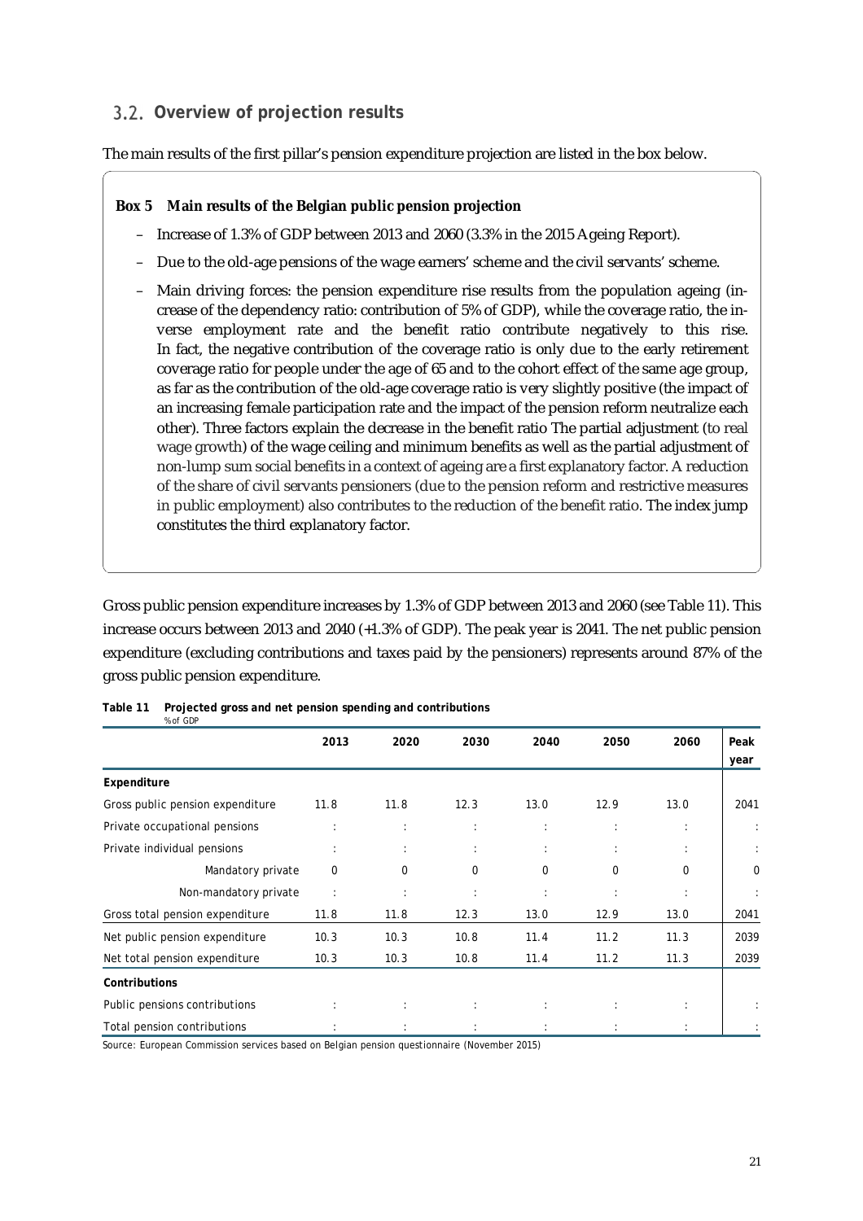## 3.2. Overview of projection results

The main results of the first pillar's pension expenditure projection are listed in the box below.

**Box 5 Main results of the Belgian public pension projection**

- Increase of 1.3% of GDP between 2013 and 2060 (3.3% in the 2015 Ageing Report).
- Due to the old-age pensions of the wage earners' scheme and the civil servants' scheme.
- Main driving forces: the pension expenditure rise results from the population ageing (increase of the dependency ratio: contribution of 5% of GDP), while the coverage ratio, the inverse employment rate and the benefit ratio contribute negatively to this rise. In fact, the negative contribution of the coverage ratio is only due to the early retirement coverage ratio for people under the age of 65 and to the cohort effect of the same age group, as far as the contribution of the old-age coverage ratio is very slightly positive (the impact of an increasing female participation rate and the impact of the pension reform neutralize each other). Three factors explain the decrease in the benefit ratio The partial adjustment (to real wage growth) of the wage ceiling and minimum benefits as well as the partial adjustment of non-lump sum social benefits in a context of ageing are a first explanatory factor. A reduction of the share of civil servants pensioners (due to the pension reform and restrictive measures in public employment) also contributes to the reduction of the benefit ratio. The index jump constitutes the third explanatory factor.

Gross public pension expenditure increases by 1.3% of GDP between 2013 and 2060 (see Table 11). This increase occurs between 2013 and 2040 (+1.3% of GDP). The peak year is 2041. The net public pension expenditure (excluding contributions and taxes paid by the pensioners) represents around 87% of the gross public pension expenditure.

**Table 11 Projected gross and net pension spending and contributions**
% of GDP

| | 2013 | 2020 | 2030 | 2040 | 2050 | 2060 | Peak year |
|---|---|---|---|---|---|---|---|
| **Expenditure** | | | | | | | |
| Gross public pension expenditure | 11.8 | 11.8 | 12.3 | 13.0 | 12.9 | 13.0 | 2041 |
| Private occupational pensions | : | : | : | : | : | : | : |
| Private individual pensions | : | : | : | : | : | : | : |
| Mandatory private | 0 | 0 | 0 | 0 | 0 | 0 | 0 |
| Non-mandatory private | : | : | : | : | : | : | : |
| Gross total pension expenditure | 11.8 | 11.8 | 12.3 | 13.0 | 12.9 | 13.0 | 2041 |
| Net public pension expenditure | 10.3 | 10.3 | 10.8 | 11.4 | 11.2 | 11.3 | 2039 |
| Net total pension expenditure | 10.3 | 10.3 | 10.8 | 11.4 | 11.2 | 11.3 | 2039 |
| **Contributions** | | | | | | | |
| Public pensions contributions | : | : | : | : | : | : | : |
| Total pension contributions | : | : | : | : | : | : | : |

Source: European Commission services based on Belgian pension questionnaire (November 2015)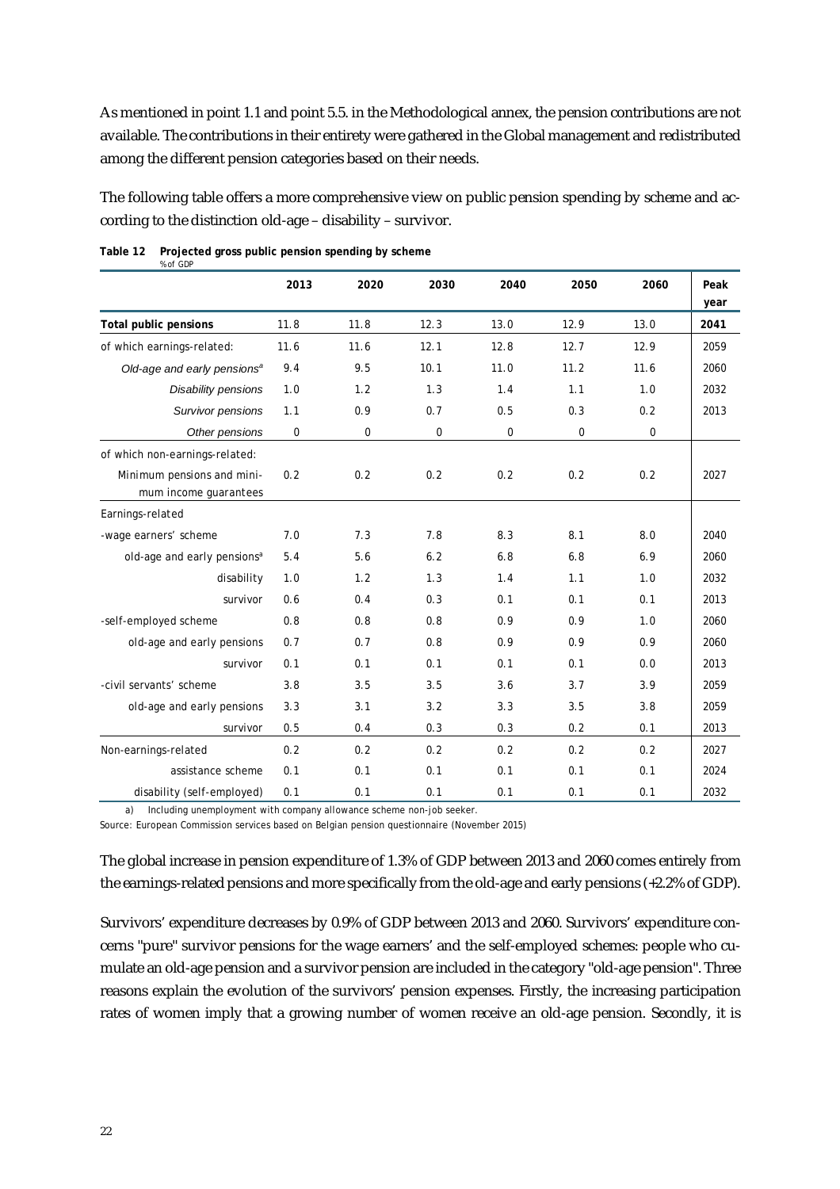As mentioned in point 1.1 and point 5.5. in the Methodological annex, the pension contributions are not available. The contributions in their entirety were gathered in the Global management and redistributed among the different pension categories based on their needs.

The following table offers a more comprehensive view on public pension spending by scheme and according to the distinction old-age – disability – survivor.

**Table 12 Projected gross public pension spending by scheme**
% of GDP

| | 2013 | 2020 | 2030 | 2040 | 2050 | 2060 | Peak year |
|---|---|---|---|---|---|---|---|
| **Total public pensions** | 11.8 | 11.8 | 12.3 | 13.0 | 12.9 | 13.0 | **2041** |
| of which earnings-related: | 11.6 | 11.6 | 12.1 | 12.8 | 12.7 | 12.9 | 2059 |
| *Old-age and early pensions*[a] | 9.4 | 9.5 | 10.1 | 11.0 | 11.2 | 11.6 | 2060 |
| *Disability pensions* | 1.0 | 1.2 | 1.3 | 1.4 | 1.1 | 1.0 | 2032 |
| *Survivor pensions* | 1.1 | 0.9 | 0.7 | 0.5 | 0.3 | 0.2 | 2013 |
| *Other pensions* | 0 | 0 | 0 | 0 | 0 | 0 | |
| of which non-earnings-related: | | | | | | | |
| Minimum pensions and minimum income guarantees | 0.2 | 0.2 | 0.2 | 0.2 | 0.2 | 0.2 | 2027 |
| Earnings-related | | | | | | | |
| -wage earners' scheme | 7.0 | 7.3 | 7.8 | 8.3 | 8.1 | 8.0 | 2040 |
| old-age and early pensions[a] | 5.4 | 5.6 | 6.2 | 6.8 | 6.8 | 6.9 | 2060 |
| disability | 1.0 | 1.2 | 1.3 | 1.4 | 1.1 | 1.0 | 2032 |
| survivor | 0.6 | 0.4 | 0.3 | 0.1 | 0.1 | 0.1 | 2013 |
| -self-employed scheme | 0.8 | 0.8 | 0.8 | 0.9 | 0.9 | 1.0 | 2060 |
| old-age and early pensions | 0.7 | 0.7 | 0.8 | 0.9 | 0.9 | 0.9 | 2060 |
| survivor | 0.1 | 0.1 | 0.1 | 0.1 | 0.1 | 0.0 | 2013 |
| -civil servants' scheme | 3.8 | 3.5 | 3.5 | 3.6 | 3.7 | 3.9 | 2059 |
| old-age and early pensions | 3.3 | 3.1 | 3.2 | 3.3 | 3.5 | 3.8 | 2059 |
| survivor | 0.5 | 0.4 | 0.3 | 0.3 | 0.2 | 0.1 | 2013 |
| Non-earnings-related | 0.2 | 0.2 | 0.2 | 0.2 | 0.2 | 0.2 | 2027 |
| assistance scheme | 0.1 | 0.1 | 0.1 | 0.1 | 0.1 | 0.1 | 2024 |
| disability (self-employed) | 0.1 | 0.1 | 0.1 | 0.1 | 0.1 | 0.1 | 2032 |

a) Including unemployment with company allowance scheme non-job seeker.

Source: European Commission services based on Belgian pension questionnaire (November 2015)

The global increase in pension expenditure of 1.3% of GDP between 2013 and 2060 comes entirely from the earnings-related pensions and more specifically from the old-age and early pensions (+2.2% of GDP).

Survivors' expenditure decreases by 0.9% of GDP between 2013 and 2060. Survivors' expenditure concerns "pure" survivor pensions for the wage earners' and the self-employed schemes: people who cumulate an old-age pension and a survivor pension are included in the category "old-age pension". Three reasons explain the evolution of the survivors' pension expenses. Firstly, the increasing participation rates of women imply that a growing number of women receive an old-age pension. Secondly, it is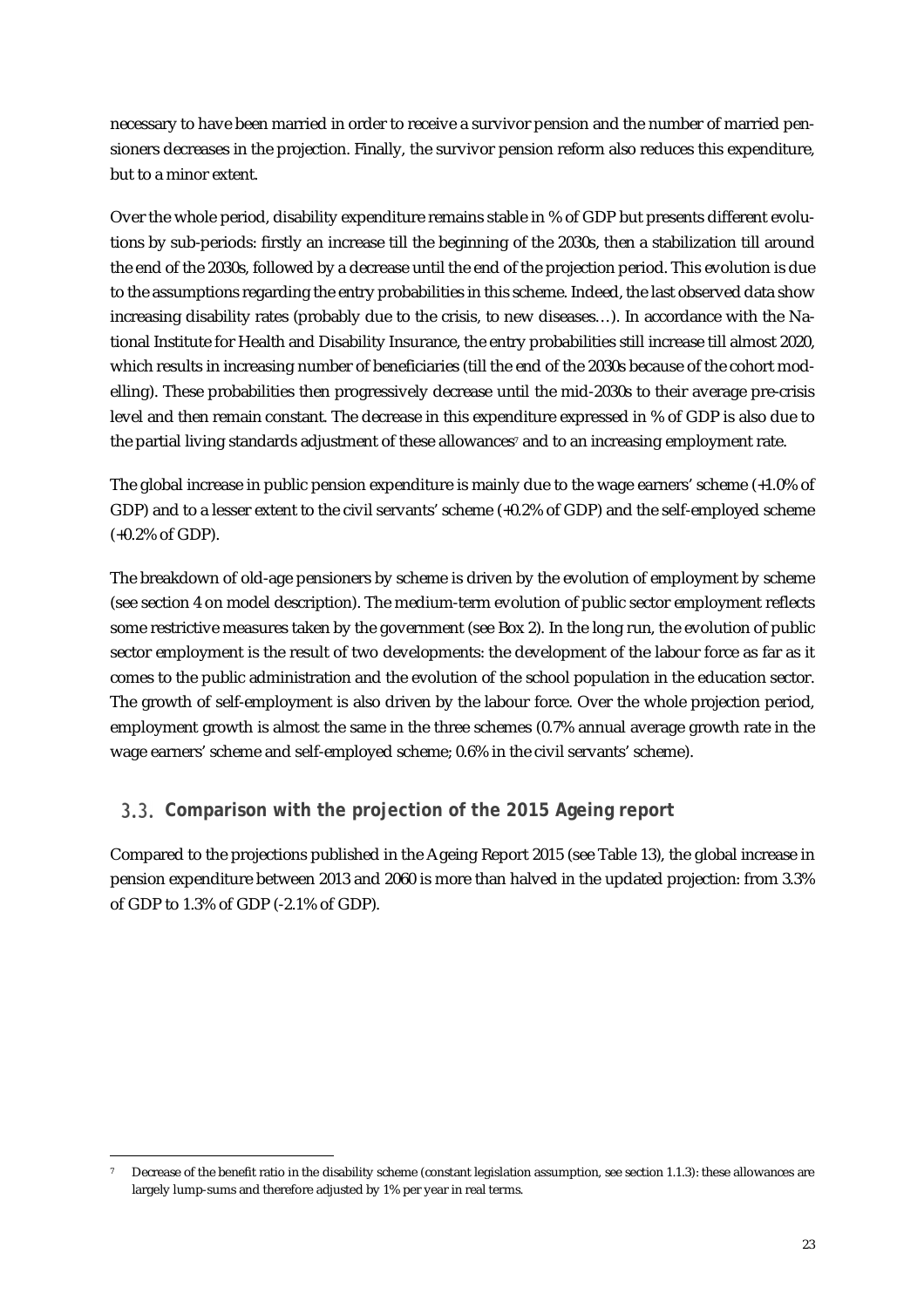necessary to have been married in order to receive a survivor pension and the number of married pensioners decreases in the projection. Finally, the survivor pension reform also reduces this expenditure, but to a minor extent.

Over the whole period, disability expenditure remains stable in % of GDP but presents different evolutions by sub-periods: firstly an increase till the beginning of the 2030s, then a stabilization till around the end of the 2030s, followed by a decrease until the end of the projection period. This evolution is due to the assumptions regarding the entry probabilities in this scheme. Indeed, the last observed data show increasing disability rates (probably due to the crisis, to new diseases…). In accordance with the National Institute for Health and Disability Insurance, the entry probabilities still increase till almost 2020, which results in increasing number of beneficiaries (till the end of the 2030s because of the cohort modelling). These probabilities then progressively decrease until the mid-2030s to their average pre-crisis level and then remain constant. The decrease in this expenditure expressed in % of GDP is also due to the partial living standards adjustment of these allowances[7] and to an increasing employment rate.

The global increase in public pension expenditure is mainly due to the wage earners' scheme (+1.0% of GDP) and to a lesser extent to the civil servants' scheme (+0.2% of GDP) and the self-employed scheme (+0.2% of GDP).

The breakdown of old-age pensioners by scheme is driven by the evolution of employment by scheme (see section 4 on model description). The medium-term evolution of public sector employment reflects some restrictive measures taken by the government (see Box 2). In the long run, the evolution of public sector employment is the result of two developments: the development of the labour force as far as it comes to the public administration and the evolution of the school population in the education sector. The growth of self-employment is also driven by the labour force. Over the whole projection period, employment growth is almost the same in the three schemes (0.7% annual average growth rate in the wage earners' scheme and self-employed scheme; 0.6% in the civil servants' scheme).

## 3.3. Comparison with the projection of the 2015 Ageing report

Compared to the projections published in the Ageing Report 2015 (see Table 13), the global increase in pension expenditure between 2013 and 2060 is more than halved in the updated projection: from 3.3% of GDP to 1.3% of GDP (-2.1% of GDP).

[7] Decrease of the benefit ratio in the disability scheme (constant legislation assumption, see section 1.1.3): these allowances are largely lump-sums and therefore adjusted by 1% per year in real terms.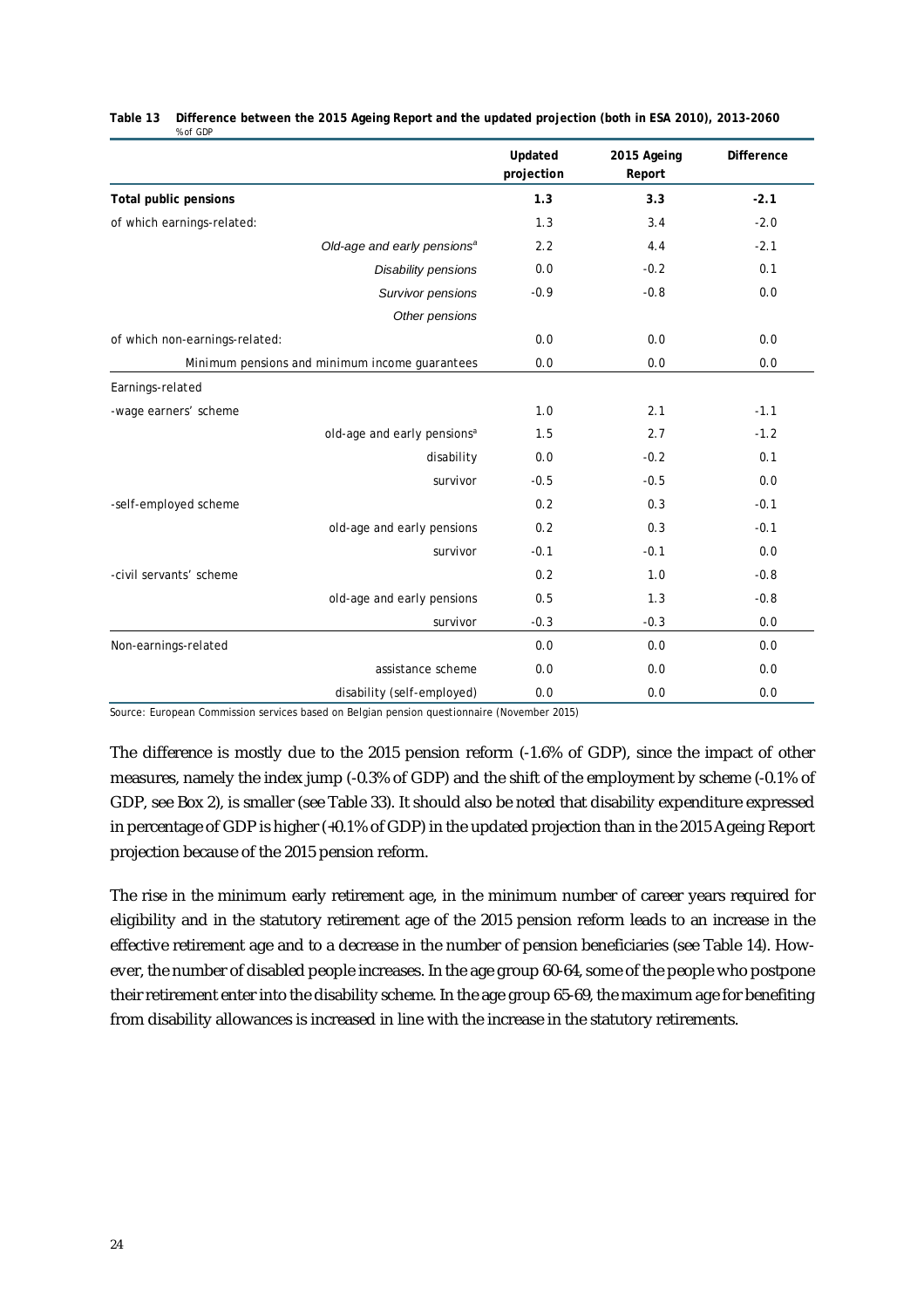**Table 13 Difference between the 2015 Ageing Report and the updated projection (both in ESA 2010), 2013-2060**

% of GDP

| | | Updated projection | 2015 Ageing Report | Difference |
|---|---|---|---|---|
| **Total public pensions** | | **1.3** | **3.3** | **-2.1** |
| of which earnings-related: | | 1.3 | 3.4 | -2.0 |
| | *Old-age and early pensions*[a] | 2.2 | 4.4 | -2.1 |
| | *Disability pensions* | 0.0 | -0.2 | 0.1 |
| | *Survivor pensions* | -0.9 | -0.8 | 0.0 |
| | *Other pensions* | | | |
| of which non-earnings-related: | | 0.0 | 0.0 | 0.0 |
| | Minimum pensions and minimum income guarantees | 0.0 | 0.0 | 0.0 |
| Earnings-related | | | | |
| -wage earners' scheme | | 1.0 | 2.1 | -1.1 |
| | old-age and early pensions[a] | 1.5 | 2.7 | -1.2 |
| | disability | 0.0 | -0.2 | 0.1 |
| | survivor | -0.5 | -0.5 | 0.0 |
| -self-employed scheme | | 0.2 | 0.3 | -0.1 |
| | old-age and early pensions | 0.2 | 0.3 | -0.1 |
| | survivor | -0.1 | -0.1 | 0.0 |
| -civil servants' scheme | | 0.2 | 1.0 | -0.8 |
| | old-age and early pensions | 0.5 | 1.3 | -0.8 |
| | survivor | -0.3 | -0.3 | 0.0 |
| Non-earnings-related | | 0.0 | 0.0 | 0.0 |
| | assistance scheme | 0.0 | 0.0 | 0.0 |
| | disability (self-employed) | 0.0 | 0.0 | 0.0 |

Source: European Commission services based on Belgian pension questionnaire (November 2015)

The difference is mostly due to the 2015 pension reform (-1.6% of GDP), since the impact of other measures, namely the index jump (-0.3% of GDP) and the shift of the employment by scheme (-0.1% of GDP, see Box 2), is smaller (see Table 33). It should also be noted that disability expenditure expressed in percentage of GDP is higher (+0.1% of GDP) in the updated projection than in the 2015 Ageing Report projection because of the 2015 pension reform.

The rise in the minimum early retirement age, in the minimum number of career years required for eligibility and in the statutory retirement age of the 2015 pension reform leads to an increase in the effective retirement age and to a decrease in the number of pension beneficiaries (see Table 14). However, the number of disabled people increases. In the age group 60-64, some of the people who postpone their retirement enter into the disability scheme. In the age group 65-69, the maximum age for benefiting from disability allowances is increased in line with the increase in the statutory retirements.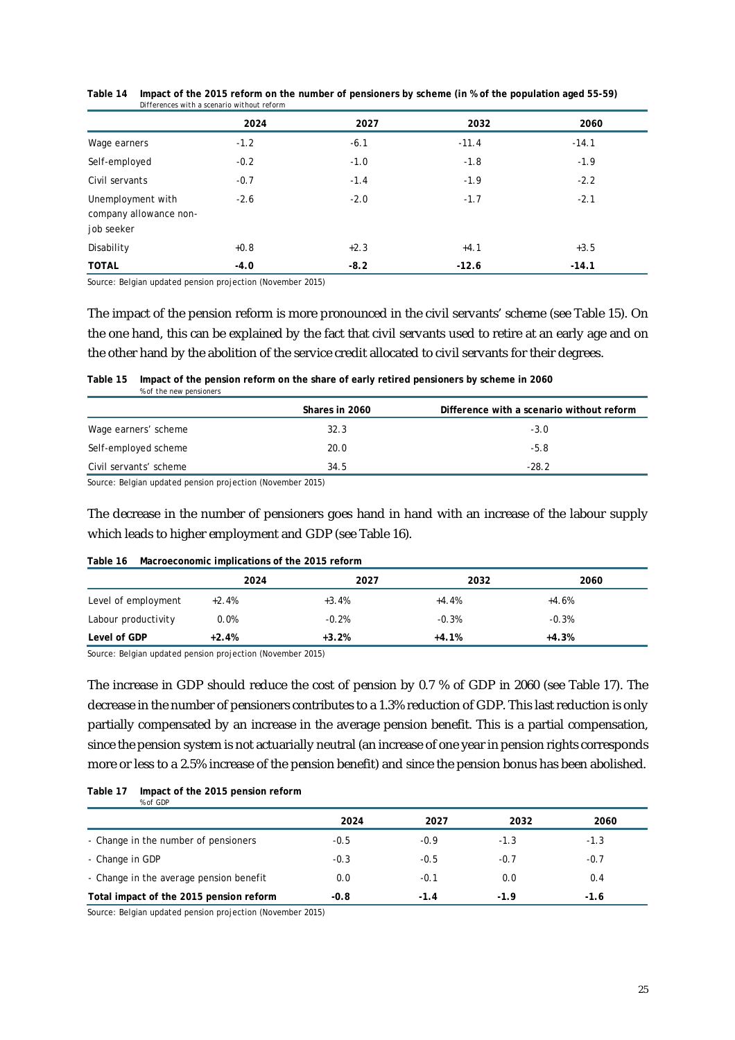**Table 14 Impact of the 2015 reform on the number of pensioners by scheme (in % of the population aged 55-59)**
Differences with a scenario without reform

| | 2024 | 2027 | 2032 | 2060 |
|---|---|---|---|---|
| Wage earners | -1.2 | -6.1 | -11.4 | -14.1 |
| Self-employed | -0.2 | -1.0 | -1.8 | -1.9 |
| Civil servants | -0.7 | -1.4 | -1.9 | -2.2 |
| Unemployment with company allowance non-job seeker | -2.6 | -2.0 | -1.7 | -2.1 |
| Disability | +0.8 | +2.3 | +4.1 | +3.5 |
| **TOTAL** | **-4.0** | **-8.2** | **-12.6** | **-14.1** |

Source: Belgian updated pension projection (November 2015)

The impact of the pension reform is more pronounced in the civil servants' scheme (see Table 15). On the one hand, this can be explained by the fact that civil servants used to retire at an early age and on the other hand by the abolition of the service credit allocated to civil servants for their degrees.

**Table 15 Impact of the pension reform on the share of early retired pensioners by scheme in 2060**
% of the new pensioners

| | Shares in 2060 | Difference with a scenario without reform |
|---|---|---|
| Wage earners' scheme | 32.3 | -3.0 |
| Self-employed scheme | 20.0 | -5.8 |
| Civil servants' scheme | 34.5 | -28.2 |

Source: Belgian updated pension projection (November 2015)

The decrease in the number of pensioners goes hand in hand with an increase of the labour supply which leads to higher employment and GDP (see Table 16).

**Table 16 Macroeconomic implications of the 2015 reform**

| | 2024 | 2027 | 2032 | 2060 |
|---|---|---|---|---|
| Level of employment | +2.4% | +3.4% | +4.4% | +4.6% |
| Labour productivity | 0.0% | -0.2% | -0.3% | -0.3% |
| **Level of GDP** | **+2.4%** | **+3.2%** | **+4.1%** | **+4.3%** |

Source: Belgian updated pension projection (November 2015)

The increase in GDP should reduce the cost of pension by 0.7 % of GDP in 2060 (see Table 17). The decrease in the number of pensioners contributes to a 1.3% reduction of GDP. This last reduction is only partially compensated by an increase in the average pension benefit. This is a partial compensation, since the pension system is not actuarially neutral (an increase of one year in pension rights corresponds more or less to a 2.5% increase of the pension benefit) and since the pension bonus has been abolished.

**Table 17 Impact of the 2015 pension reform**
% of GDP

| | 2024 | 2027 | 2032 | 2060 |
|---|---|---|---|---|
| - Change in the number of pensioners | -0.5 | -0.9 | -1.3 | -1.3 |
| - Change in GDP | -0.3 | -0.5 | -0.7 | -0.7 |
| - Change in the average pension benefit | 0.0 | -0.1 | 0.0 | 0.4 |
| **Total impact of the 2015 pension reform** | **-0.8** | **-1.4** | **-1.9** | **-1.6** |

Source: Belgian updated pension projection (November 2015)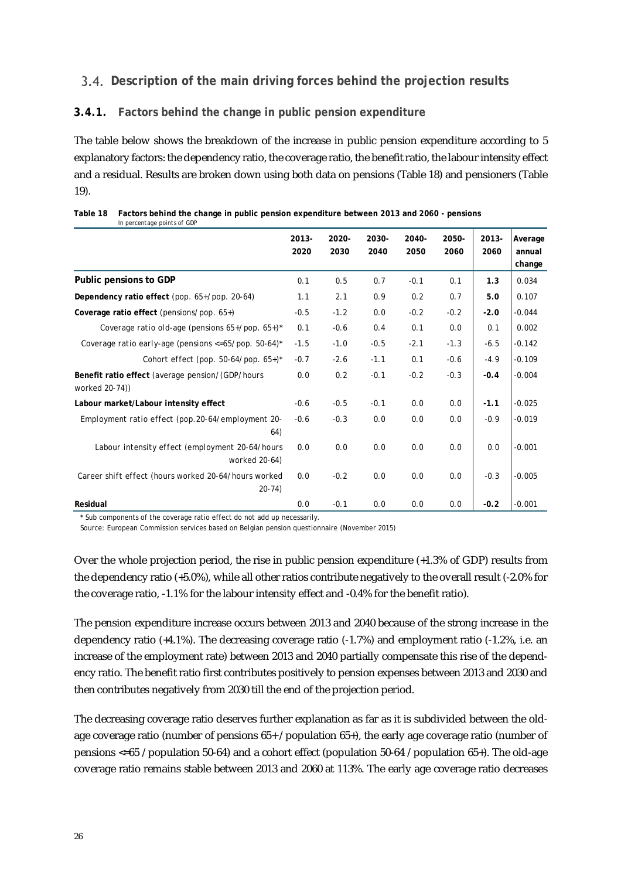## 3.4. Description of the main driving forces behind the projection results

### 3.4.1. Factors behind the change in public pension expenditure

The table below shows the breakdown of the increase in public pension expenditure according to 5 explanatory factors: the dependency ratio, the coverage ratio, the benefit ratio, the labour intensity effect and a residual. Results are broken down using both data on pensions (Table 18) and pensioners (Table 19).

**Table 18 Factors behind the change in public pension expenditure between 2013 and 2060 - pensions**
In percentage points of GDP

| | 2013-2020 | 2020-2030 | 2030-2040 | 2040-2050 | 2050-2060 | 2013-2060 | Average annual change |
|---|---|---|---|---|---|---|---|
| **Public pensions to GDP** | 0.1 | 0.5 | 0.7 | -0.1 | 0.1 | **1.3** | 0.034 |
| **Dependency ratio effect** (pop. 65+/pop. 20-64) | 1.1 | 2.1 | 0.9 | 0.2 | 0.7 | **5.0** | 0.107 |
| **Coverage ratio effect** (pensions/pop. 65+) | -0.5 | -1.2 | 0.0 | -0.2 | -0.2 | **-2.0** | -0.044 |
| Coverage ratio old-age (pensions 65+/pop. 65+)* | 0.1 | -0.6 | 0.4 | 0.1 | 0.0 | 0.1 | 0.002 |
| Coverage ratio early-age (pensions <=65/pop. 50-64)* | -1.5 | -1.0 | -0.5 | -2.1 | -1.3 | -6.5 | -0.142 |
| Cohort effect (pop. 50-64/pop. 65+)* | -0.7 | -2.6 | -1.1 | 0.1 | -0.6 | -4.9 | -0.109 |
| **Benefit ratio effect** (average pension/(GDP/hours worked 20-74)) | 0.0 | 0.2 | -0.1 | -0.2 | -0.3 | **-0.4** | -0.004 |
| **Labour market/Labour intensity effect** | -0.6 | -0.5 | -0.1 | 0.0 | 0.0 | **-1.1** | -0.025 |
| Employment ratio effect (pop.20-64/employment 20-64) | -0.6 | -0.3 | 0.0 | 0.0 | 0.0 | -0.9 | -0.019 |
| Labour intensity effect (employment 20-64/hours worked 20-64) | 0.0 | 0.0 | 0.0 | 0.0 | 0.0 | 0.0 | -0.001 |
| Career shift effect (hours worked 20-64/hours worked 20-74) | 0.0 | -0.2 | 0.0 | 0.0 | 0.0 | -0.3 | -0.005 |
| **Residual** | 0.0 | -0.1 | 0.0 | 0.0 | 0.0 | **-0.2** | -0.001 |

\* Sub components of the coverage ratio effect do not add up necessarily.
Source: European Commission services based on Belgian pension questionnaire (November 2015)

Over the whole projection period, the rise in public pension expenditure (+1.3% of GDP) results from the dependency ratio (+5.0%), while all other ratios contribute negatively to the overall result (-2.0% for the coverage ratio, -1.1% for the labour intensity effect and -0.4% for the benefit ratio).

The pension expenditure increase occurs between 2013 and 2040 because of the strong increase in the dependency ratio (+4.1%). The decreasing coverage ratio (-1.7%) and employment ratio (-1.2%, i.e. an increase of the employment rate) between 2013 and 2040 partially compensate this rise of the dependency ratio. The benefit ratio first contributes positively to pension expenses between 2013 and 2030 and then contributes negatively from 2030 till the end of the projection period.

The decreasing coverage ratio deserves further explanation as far as it is subdivided between the old-age coverage ratio (number of pensions 65+ / population 65+), the early age coverage ratio (number of pensions <=65 / population 50-64) and a cohort effect (population 50-64 / population 65+). The old-age coverage ratio remains stable between 2013 and 2060 at 113%. The early age coverage ratio decreases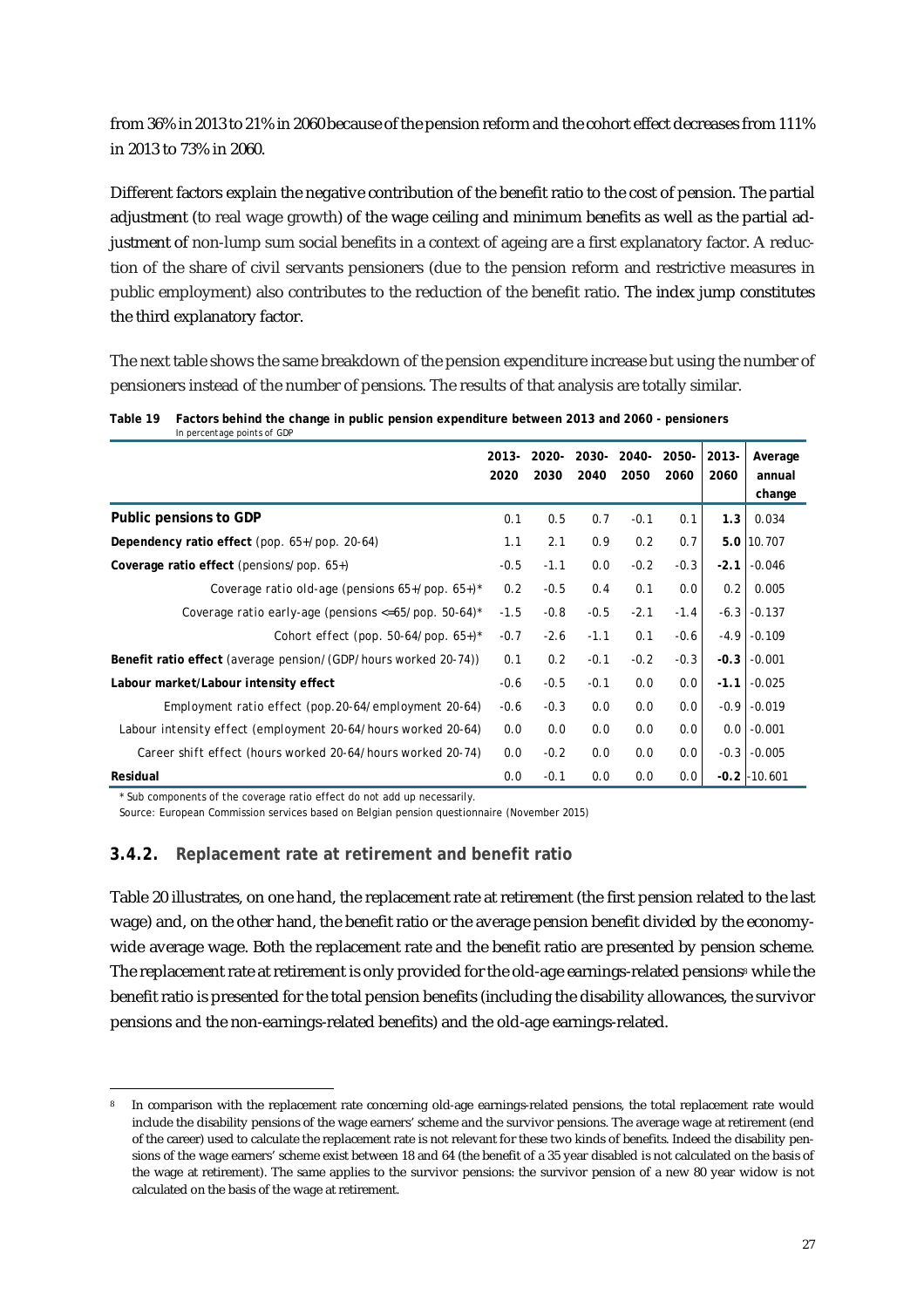from 36% in 2013 to 21% in 2060 because of the pension reform and the cohort effect decreases from 111% in 2013 to 73% in 2060.

Different factors explain the negative contribution of the benefit ratio to the cost of pension. The partial adjustment (to real wage growth) of the wage ceiling and minimum benefits as well as the partial adjustment of non-lump sum social benefits in a context of ageing are a first explanatory factor. A reduction of the share of civil servants pensioners (due to the pension reform and restrictive measures in public employment) also contributes to the reduction of the benefit ratio. The index jump constitutes the third explanatory factor.

The next table shows the same breakdown of the pension expenditure increase but using the number of pensioners instead of the number of pensions. The results of that analysis are totally similar.

**Table 19 Factors behind the change in public pension expenditure between 2013 and 2060 - pensioners**
In percentage points of GDP

| | 2013-2020 | 2020-2030 | 2030-2040 | 2040-2050 | 2050-2060 | 2013-2060 | Average annual change |
|---|---|---|---|---|---|---|---|
| **Public pensions to GDP** | 0.1 | 0.5 | 0.7 | -0.1 | 0.1 | **1.3** | 0.034 |
| **Dependency ratio effect** (pop. 65+/pop. 20-64) | 1.1 | 2.1 | 0.9 | 0.2 | 0.7 | **5.0** | 10.707 |
| **Coverage ratio effect** (pensions/pop. 65+) | -0.5 | -1.1 | 0.0 | -0.2 | -0.3 | **-2.1** | -0.046 |
| Coverage ratio old-age (pensions 65+/pop. 65+)* | 0.2 | -0.5 | 0.4 | 0.1 | 0.0 | 0.2 | 0.005 |
| Coverage ratio early-age (pensions <=65/pop. 50-64)* | -1.5 | -0.8 | -0.5 | -2.1 | -1.4 | -6.3 | -0.137 |
| Cohort effect (pop. 50-64/pop. 65+)* | -0.7 | -2.6 | -1.1 | 0.1 | -0.6 | -4.9 | -0.109 |
| **Benefit ratio effect** (average pension/(GDP/hours worked 20-74)) | 0.1 | 0.2 | -0.1 | -0.2 | -0.3 | **-0.3** | -0.001 |
| **Labour market/Labour intensity effect** | -0.6 | -0.5 | -0.1 | 0.0 | 0.0 | **-1.1** | -0.025 |
| Employment ratio effect (pop.20-64/employment 20-64) | -0.6 | -0.3 | 0.0 | 0.0 | 0.0 | -0.9 | -0.019 |
| Labour intensity effect (employment 20-64/hours worked 20-64) | 0.0 | 0.0 | 0.0 | 0.0 | 0.0 | 0.0 | -0.001 |
| Career shift effect (hours worked 20-64/hours worked 20-74) | 0.0 | -0.2 | 0.0 | 0.0 | 0.0 | -0.3 | -0.005 |
| **Residual** | 0.0 | -0.1 | 0.0 | 0.0 | 0.0 | **-0.2** | -10.601 |

\* Sub components of the coverage ratio effect do not add up necessarily.

Source: European Commission services based on Belgian pension questionnaire (November 2015)

### 3.4.2. Replacement rate at retirement and benefit ratio

Table 20 illustrates, on one hand, the replacement rate at retirement (the first pension related to the last wage) and, on the other hand, the benefit ratio or the average pension benefit divided by the economy-wide average wage. Both the replacement rate and the benefit ratio are presented by pension scheme. The replacement rate at retirement is only provided for the old-age earnings-related pensions[8] while the benefit ratio is presented for the total pension benefits (including the disability allowances, the survivor pensions and the non-earnings-related benefits) and the old-age earnings-related.

[8] In comparison with the replacement rate concerning old-age earnings-related pensions, the total replacement rate would include the disability pensions of the wage earners' scheme and the survivor pensions. The average wage at retirement (end of the career) used to calculate the replacement rate is not relevant for these two kinds of benefits. Indeed the disability pensions of the wage earners' scheme exist between 18 and 64 (the benefit of a 35 year disabled is not calculated on the basis of the wage at retirement). The same applies to the survivor pensions: the survivor pension of a new 80 year widow is not calculated on the basis of the wage at retirement.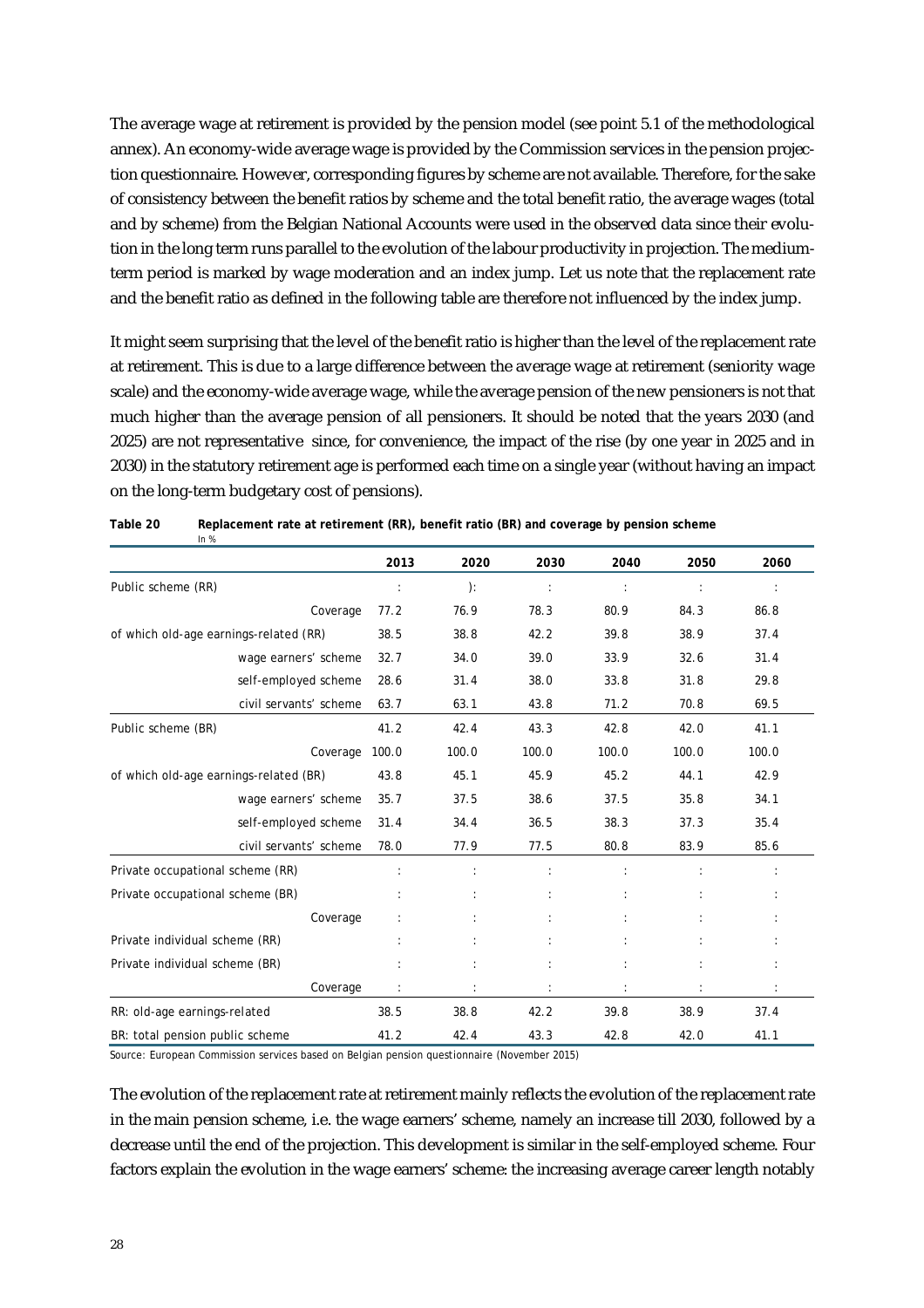The average wage at retirement is provided by the pension model (see point 5.1 of the methodological annex). An economy-wide average wage is provided by the Commission services in the pension projection questionnaire. However, corresponding figures by scheme are not available. Therefore, for the sake of consistency between the benefit ratios by scheme and the total benefit ratio, the average wages (total and by scheme) from the Belgian National Accounts were used in the observed data since their evolution in the long term runs parallel to the evolution of the labour productivity in projection. The medium-term period is marked by wage moderation and an index jump. Let us note that the replacement rate and the benefit ratio as defined in the following table are therefore not influenced by the index jump.

It might seem surprising that the level of the benefit ratio is higher than the level of the replacement rate at retirement. This is due to a large difference between the average wage at retirement (seniority wage scale) and the economy-wide average wage, while the average pension of the new pensioners is not that much higher than the average pension of all pensioners. It should be noted that the years 2030 (and 2025) are not representative since, for convenience, the impact of the rise (by one year in 2025 and in 2030) in the statutory retirement age is performed each time on a single year (without having an impact on the long-term budgetary cost of pensions).

**Table 20 Replacement rate at retirement (RR), benefit ratio (BR) and coverage by pension scheme**
In %

| | 2013 | 2020 | 2030 | 2040 | 2050 | 2060 |
|---|---|---|---|---|---|---|
| Public scheme (RR) | : | ): | : | : | : | : |
| Coverage | 77.2 | 76.9 | 78.3 | 80.9 | 84.3 | 86.8 |
| of which old-age earnings-related (RR) | 38.5 | 38.8 | 42.2 | 39.8 | 38.9 | 37.4 |
| wage earners' scheme | 32.7 | 34.0 | 39.0 | 33.9 | 32.6 | 31.4 |
| self-employed scheme | 28.6 | 31.4 | 38.0 | 33.8 | 31.8 | 29.8 |
| civil servants' scheme | 63.7 | 63.1 | 43.8 | 71.2 | 70.8 | 69.5 |
| Public scheme (BR) | 41.2 | 42.4 | 43.3 | 42.8 | 42.0 | 41.1 |
| Coverage | 100.0 | 100.0 | 100.0 | 100.0 | 100.0 | 100.0 |
| of which old-age earnings-related (BR) | 43.8 | 45.1 | 45.9 | 45.2 | 44.1 | 42.9 |
| wage earners' scheme | 35.7 | 37.5 | 38.6 | 37.5 | 35.8 | 34.1 |
| self-employed scheme | 31.4 | 34.4 | 36.5 | 38.3 | 37.3 | 35.4 |
| civil servants' scheme | 78.0 | 77.9 | 77.5 | 80.8 | 83.9 | 85.6 |
| Private occupational scheme (RR) | : | : | : | : | : | : |
| Private occupational scheme (BR) | : | : | : | : | : | : |
| Coverage | : | : | : | : | : | : |
| Private individual scheme (RR) | : | : | : | : | : | : |
| Private individual scheme (BR) | : | : | : | : | : | : |
| Coverage | : | : | : | : | : | : |
| RR: old-age earnings-related | 38.5 | 38.8 | 42.2 | 39.8 | 38.9 | 37.4 |
| BR: total pension public scheme | 41.2 | 42.4 | 43.3 | 42.8 | 42.0 | 41.1 |

Source: European Commission services based on Belgian pension questionnaire (November 2015)

The evolution of the replacement rate at retirement mainly reflects the evolution of the replacement rate in the main pension scheme, i.e. the wage earners' scheme, namely an increase till 2030, followed by a decrease until the end of the projection. This development is similar in the self-employed scheme. Four factors explain the evolution in the wage earners' scheme: the increasing average career length notably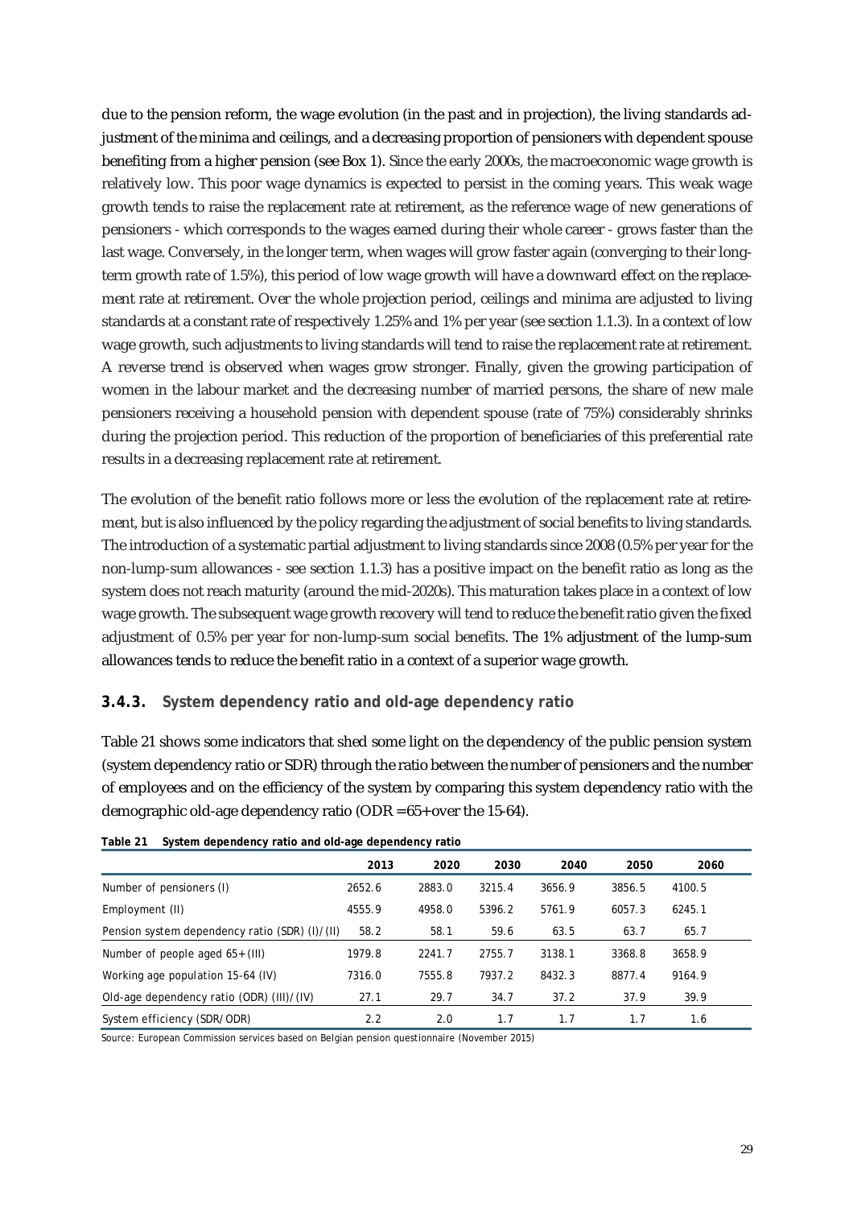due to the pension reform, the wage evolution (in the past and in projection), the living standards adjustment of the minima and ceilings, and a decreasing proportion of pensioners with dependent spouse benefiting from a higher pension (see Box 1). Since the early 2000s, the macroeconomic wage growth is relatively low. This poor wage dynamics is expected to persist in the coming years. This weak wage growth tends to raise the replacement rate at retirement, as the reference wage of new generations of pensioners - which corresponds to the wages earned during their whole career - grows faster than the last wage. Conversely, in the longer term, when wages will grow faster again (converging to their long-term growth rate of 1.5%), this period of low wage growth will have a downward effect on the replacement rate at retirement. Over the whole projection period, ceilings and minima are adjusted to living standards at a constant rate of respectively 1.25% and 1% per year (see section 1.1.3). In a context of low wage growth, such adjustments to living standards will tend to raise the replacement rate at retirement. A reverse trend is observed when wages grow stronger. Finally, given the growing participation of women in the labour market and the decreasing number of married persons, the share of new male pensioners receiving a household pension with dependent spouse (rate of 75%) considerably shrinks during the projection period. This reduction of the proportion of beneficiaries of this preferential rate results in a decreasing replacement rate at retirement.

The evolution of the benefit ratio follows more or less the evolution of the replacement rate at retirement, but is also influenced by the policy regarding the adjustment of social benefits to living standards. The introduction of a systematic partial adjustment to living standards since 2008 (0.5% per year for the non-lump-sum allowances - see section 1.1.3) has a positive impact on the benefit ratio as long as the system does not reach maturity (around the mid-2020s). This maturation takes place in a context of low wage growth. The subsequent wage growth recovery will tend to reduce the benefit ratio given the fixed adjustment of 0.5% per year for non-lump-sum social benefits. The 1% adjustment of the lump-sum allowances tends to reduce the benefit ratio in a context of a superior wage growth.

### 3.4.3. System dependency ratio and old-age dependency ratio

Table 21 shows some indicators that shed some light on the dependency of the public pension system (system dependency ratio or SDR) through the ratio between the number of pensioners and the number of employees and on the efficiency of the system by comparing this system dependency ratio with the demographic old-age dependency ratio (ODR = 65+ over the 15-64).

**Table 21 System dependency ratio and old-age dependency ratio**

| | 2013 | 2020 | 2030 | 2040 | 2050 | 2060 |
|---|---|---|---|---|---|---|
| Number of pensioners (I) | 2652.6 | 2883.0 | 3215.4 | 3656.9 | 3856.5 | 4100.5 |
| Employment (II) | 4555.9 | 4958.0 | 5396.2 | 5761.9 | 6057.3 | 6245.1 |
| Pension system dependency ratio (SDR) (I)/(II) | 58.2 | 58.1 | 59.6 | 63.5 | 63.7 | 65.7 |
| Number of people aged 65+ (III) | 1979.8 | 2241.7 | 2755.7 | 3138.1 | 3368.8 | 3658.9 |
| Working age population 15-64 (IV) | 7316.0 | 7555.8 | 7937.2 | 8432.3 | 8877.4 | 9164.9 |
| Old-age dependency ratio (ODR) (III)/(IV) | 27.1 | 29.7 | 34.7 | 37.2 | 37.9 | 39.9 |
| System efficiency (SDR/ODR) | 2.2 | 2.0 | 1.7 | 1.7 | 1.7 | 1.6 |

Source: European Commission services based on Belgian pension questionnaire (November 2015)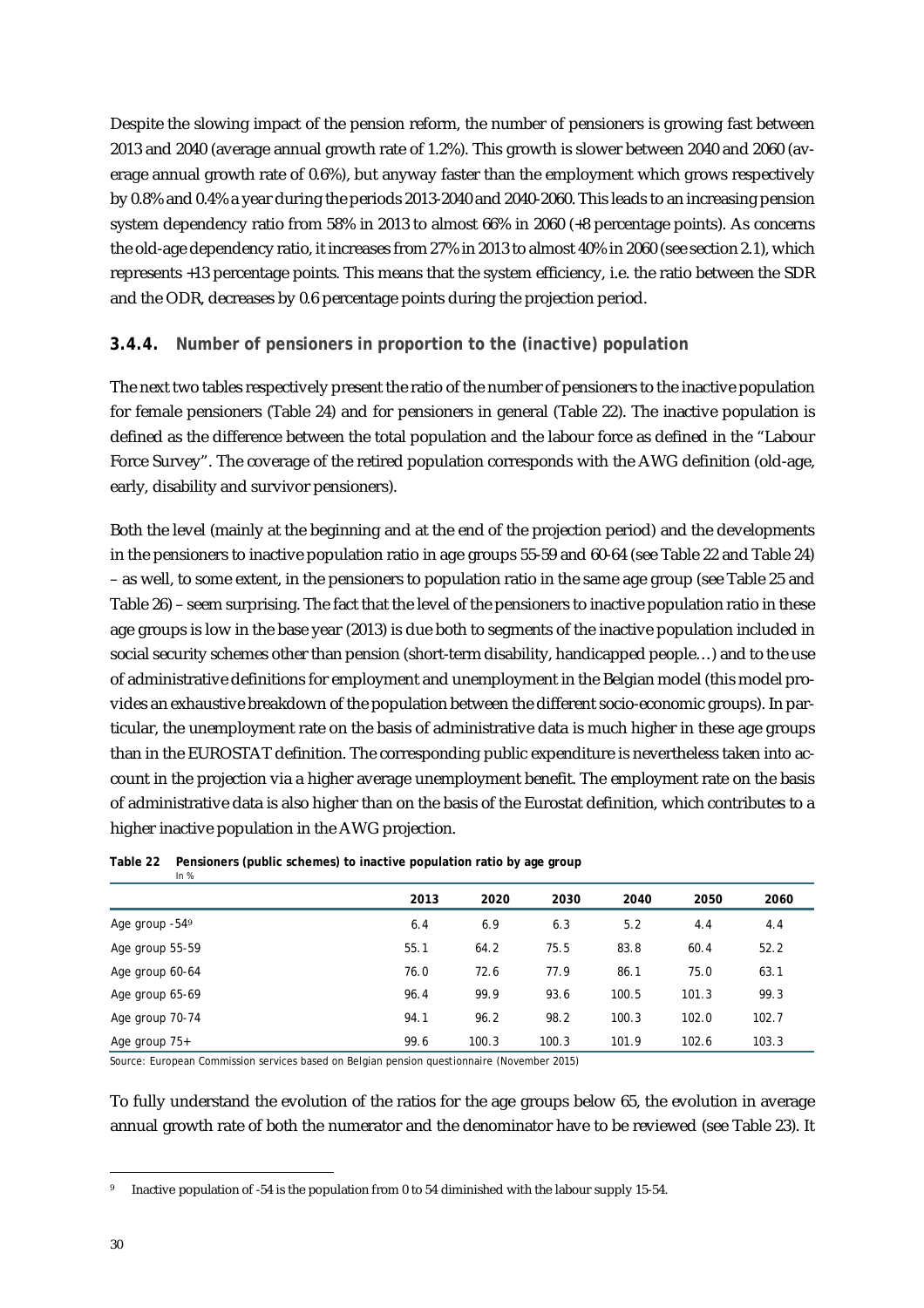Despite the slowing impact of the pension reform, the number of pensioners is growing fast between 2013 and 2040 (average annual growth rate of 1.2%). This growth is slower between 2040 and 2060 (average annual growth rate of 0.6%), but anyway faster than the employment which grows respectively by 0.8% and 0.4% a year during the periods 2013-2040 and 2040-2060. This leads to an increasing pension system dependency ratio from 58% in 2013 to almost 66% in 2060 (+8 percentage points). As concerns the old-age dependency ratio, it increases from 27% in 2013 to almost 40% in 2060 (see section 2.1), which represents +13 percentage points. This means that the system efficiency, i.e. the ratio between the SDR and the ODR, decreases by 0.6 percentage points during the projection period.

### 3.4.4. Number of pensioners in proportion to the (inactive) population

The next two tables respectively present the ratio of the number of pensioners to the inactive population for female pensioners (Table 24) and for pensioners in general (Table 22). The inactive population is defined as the difference between the total population and the labour force as defined in the "Labour Force Survey". The coverage of the retired population corresponds with the AWG definition (old-age, early, disability and survivor pensioners).

Both the level (mainly at the beginning and at the end of the projection period) and the developments in the pensioners to inactive population ratio in age groups 55-59 and 60-64 (see Table 22 and Table 24) – as well, to some extent, in the pensioners to population ratio in the same age group (see Table 25 and Table 26) – seem surprising. The fact that the level of the pensioners to inactive population ratio in these age groups is low in the base year (2013) is due both to segments of the inactive population included in social security schemes other than pension (short-term disability, handicapped people…) and to the use of administrative definitions for employment and unemployment in the Belgian model (this model provides an exhaustive breakdown of the population between the different socio-economic groups). In particular, the unemployment rate on the basis of administrative data is much higher in these age groups than in the EUROSTAT definition. The corresponding public expenditure is nevertheless taken into account in the projection via a higher average unemployment benefit. The employment rate on the basis of administrative data is also higher than on the basis of the Eurostat definition, which contributes to a higher inactive population in the AWG projection.

**Table 22 Pensioners (public schemes) to inactive population ratio by age group**
In %

| | 2013 | 2020 | 2030 | 2040 | 2050 | 2060 |
|---|---|---|---|---|---|---|
| Age group -54[9] | 6.4 | 6.9 | 6.3 | 5.2 | 4.4 | 4.4 |
| Age group 55-59 | 55.1 | 64.2 | 75.5 | 83.8 | 60.4 | 52.2 |
| Age group 60-64 | 76.0 | 72.6 | 77.9 | 86.1 | 75.0 | 63.1 |
| Age group 65-69 | 96.4 | 99.9 | 93.6 | 100.5 | 101.3 | 99.3 |
| Age group 70-74 | 94.1 | 96.2 | 98.2 | 100.3 | 102.0 | 102.7 |
| Age group 75+ | 99.6 | 100.3 | 100.3 | 101.9 | 102.6 | 103.3 |

Source: European Commission services based on Belgian pension questionnaire (November 2015)

To fully understand the evolution of the ratios for the age groups below 65, the evolution in average annual growth rate of both the numerator and the denominator have to be reviewed (see Table 23). It

[9] Inactive population of -54 is the population from 0 to 54 diminished with the labour supply 15-54.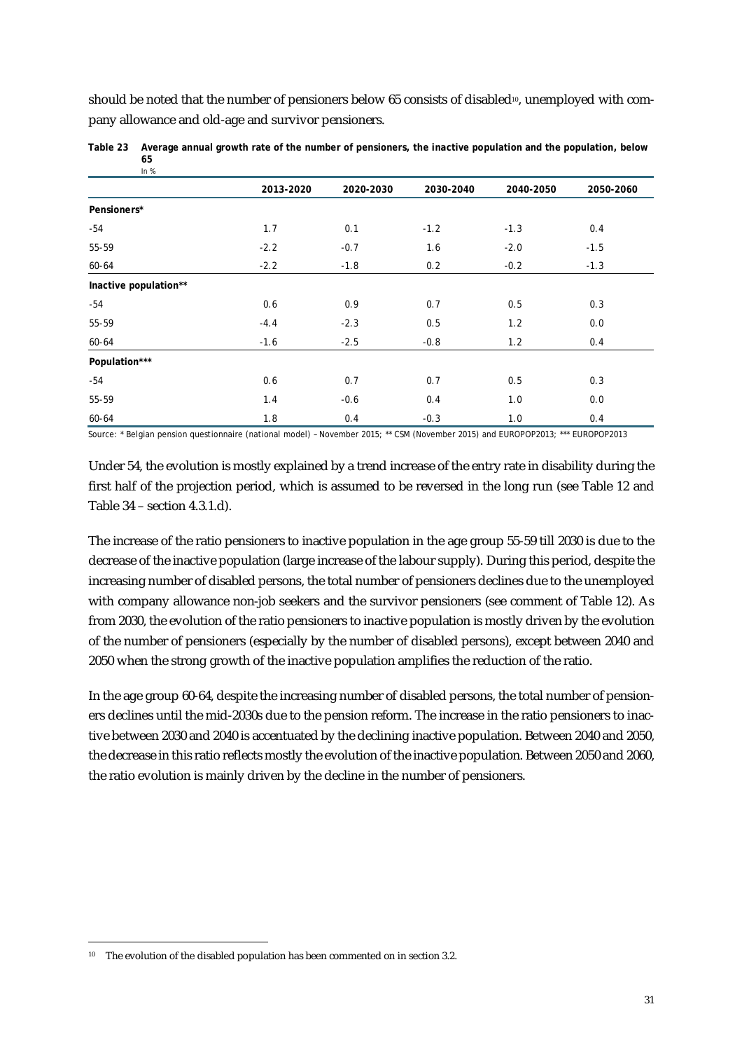should be noted that the number of pensioners below 65 consists of disabled[10], unemployed with company allowance and old-age and survivor pensioners.

**Table 23 Average annual growth rate of the number of pensioners, the inactive population and the population, below 65**
In %

| | 2013-2020 | 2020-2030 | 2030-2040 | 2040-2050 | 2050-2060 |
|---|---|---|---|---|---|
| **Pensioners*** | | | | | |
| -54 | 1.7 | 0.1 | -1.2 | -1.3 | 0.4 |
| 55-59 | -2.2 | -0.7 | 1.6 | -2.0 | -1.5 |
| 60-64 | -2.2 | -1.8 | 0.2 | -0.2 | -1.3 |
| **Inactive population**** | | | | | |
| -54 | 0.6 | 0.9 | 0.7 | 0.5 | 0.3 |
| 55-59 | -4.4 | -2.3 | 0.5 | 1.2 | 0.0 |
| 60-64 | -1.6 | -2.5 | -0.8 | 1.2 | 0.4 |
| **Population***** | | | | | |
| -54 | 0.6 | 0.7 | 0.7 | 0.5 | 0.3 |
| 55-59 | 1.4 | -0.6 | 0.4 | 1.0 | 0.0 |
| 60-64 | 1.8 | 0.4 | -0.3 | 1.0 | 0.4 |

Source: * Belgian pension questionnaire (national model) – November 2015; ** CSM (November 2015) and EUROPOP2013; *** EUROPOP2013

Under 54, the evolution is mostly explained by a trend increase of the entry rate in disability during the first half of the projection period, which is assumed to be reversed in the long run (see Table 12 and Table 34 – section 4.3.1.d).

The increase of the ratio pensioners to inactive population in the age group 55-59 till 2030 is due to the decrease of the inactive population (large increase of the labour supply). During this period, despite the increasing number of disabled persons, the total number of pensioners declines due to the unemployed with company allowance non-job seekers and the survivor pensioners (see comment of Table 12). As from 2030, the evolution of the ratio pensioners to inactive population is mostly driven by the evolution of the number of pensioners (especially by the number of disabled persons), except between 2040 and 2050 when the strong growth of the inactive population amplifies the reduction of the ratio.

In the age group 60-64, despite the increasing number of disabled persons, the total number of pensioners declines until the mid-2030s due to the pension reform. The increase in the ratio pensioners to inactive between 2030 and 2040 is accentuated by the declining inactive population. Between 2040 and 2050, the decrease in this ratio reflects mostly the evolution of the inactive population. Between 2050 and 2060, the ratio evolution is mainly driven by the decline in the number of pensioners.

[10] The evolution of the disabled population has been commented on in section 3.2.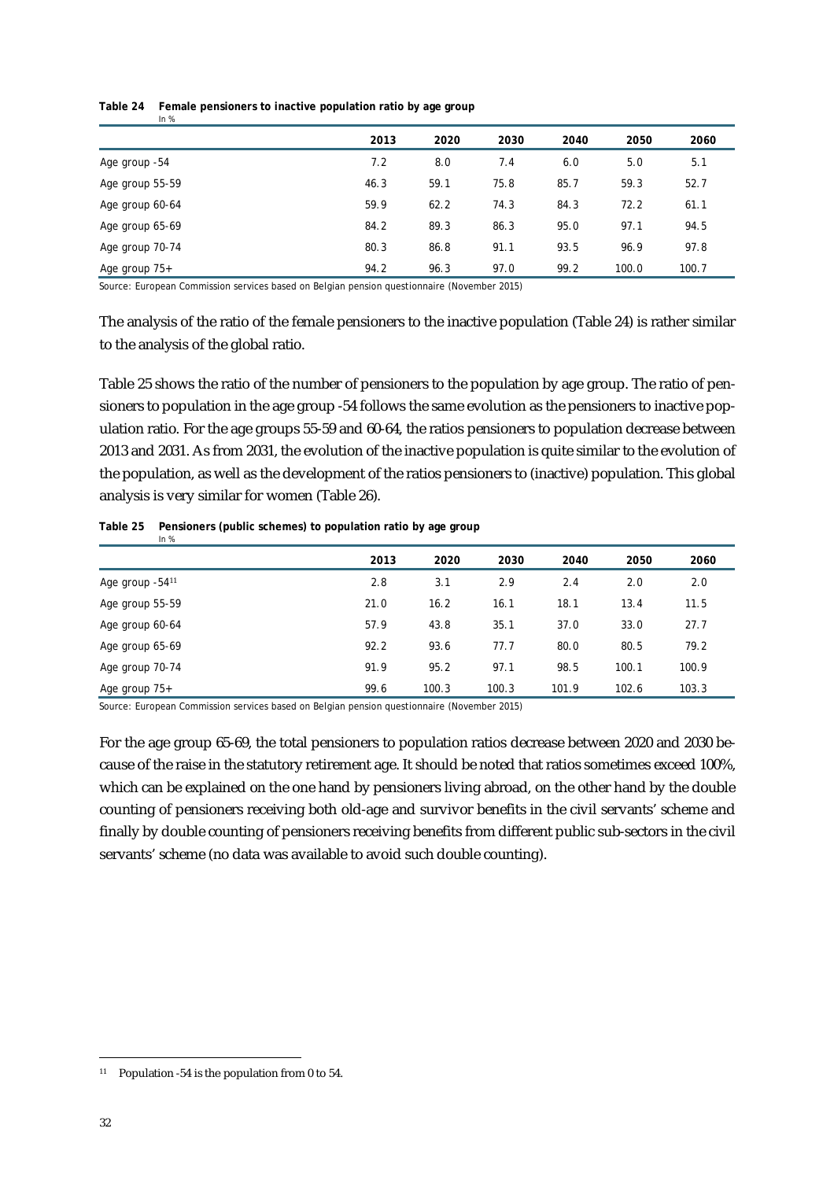**Table 24 Female pensioners to inactive population ratio by age group**
In %

| | 2013 | 2020 | 2030 | 2040 | 2050 | 2060 |
|---|---|---|---|---|---|---|
| Age group -54 | 7.2 | 8.0 | 7.4 | 6.0 | 5.0 | 5.1 |
| Age group 55-59 | 46.3 | 59.1 | 75.8 | 85.7 | 59.3 | 52.7 |
| Age group 60-64 | 59.9 | 62.2 | 74.3 | 84.3 | 72.2 | 61.1 |
| Age group 65-69 | 84.2 | 89.3 | 86.3 | 95.0 | 97.1 | 94.5 |
| Age group 70-74 | 80.3 | 86.8 | 91.1 | 93.5 | 96.9 | 97.8 |
| Age group 75+ | 94.2 | 96.3 | 97.0 | 99.2 | 100.0 | 100.7 |

Source: European Commission services based on Belgian pension questionnaire (November 2015)

The analysis of the ratio of the female pensioners to the inactive population (Table 24) is rather similar to the analysis of the global ratio.

Table 25 shows the ratio of the number of pensioners to the population by age group. The ratio of pensioners to population in the age group -54 follows the same evolution as the pensioners to inactive population ratio. For the age groups 55-59 and 60-64, the ratios pensioners to population decrease between 2013 and 2031. As from 2031, the evolution of the inactive population is quite similar to the evolution of the population, as well as the development of the ratios pensioners to (inactive) population. This global analysis is very similar for women (Table 26).

**Table 25 Pensioners (public schemes) to population ratio by age group**
In %

| | 2013 | 2020 | 2030 | 2040 | 2050 | 2060 |
|---|---|---|---|---|---|---|
| Age group -54[11] | 2.8 | 3.1 | 2.9 | 2.4 | 2.0 | 2.0 |
| Age group 55-59 | 21.0 | 16.2 | 16.1 | 18.1 | 13.4 | 11.5 |
| Age group 60-64 | 57.9 | 43.8 | 35.1 | 37.0 | 33.0 | 27.7 |
| Age group 65-69 | 92.2 | 93.6 | 77.7 | 80.0 | 80.5 | 79.2 |
| Age group 70-74 | 91.9 | 95.2 | 97.1 | 98.5 | 100.1 | 100.9 |
| Age group 75+ | 99.6 | 100.3 | 100.3 | 101.9 | 102.6 | 103.3 |

Source: European Commission services based on Belgian pension questionnaire (November 2015)

For the age group 65-69, the total pensioners to population ratios decrease between 2020 and 2030 because of the raise in the statutory retirement age. It should be noted that ratios sometimes exceed 100%, which can be explained on the one hand by pensioners living abroad, on the other hand by the double counting of pensioners receiving both old-age and survivor benefits in the civil servants' scheme and finally by double counting of pensioners receiving benefits from different public sub-sectors in the civil servants' scheme (no data was available to avoid such double counting).

[11] Population -54 is the population from 0 to 54.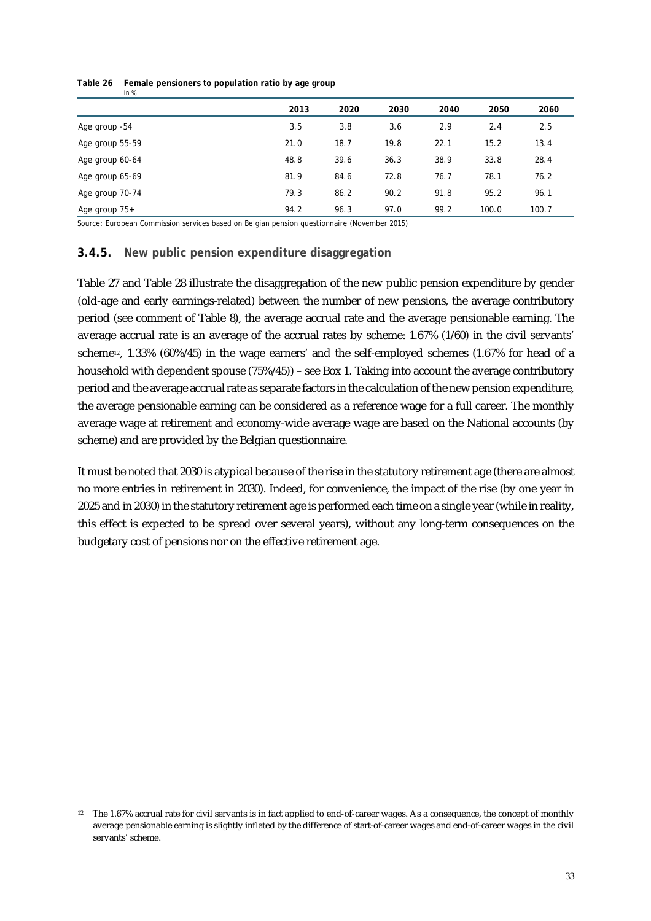**Table 26 Female pensioners to population ratio by age group**

In %

| | 2013 | 2020 | 2030 | 2040 | 2050 | 2060 |
|---|---|---|---|---|---|---|
| Age group -54 | 3.5 | 3.8 | 3.6 | 2.9 | 2.4 | 2.5 |
| Age group 55-59 | 21.0 | 18.7 | 19.8 | 22.1 | 15.2 | 13.4 |
| Age group 60-64 | 48.8 | 39.6 | 36.3 | 38.9 | 33.8 | 28.4 |
| Age group 65-69 | 81.9 | 84.6 | 72.8 | 76.7 | 78.1 | 76.2 |
| Age group 70-74 | 79.3 | 86.2 | 90.2 | 91.8 | 95.2 | 96.1 |
| Age group 75+ | 94.2 | 96.3 | 97.0 | 99.2 | 100.0 | 100.7 |

Source: European Commission services based on Belgian pension questionnaire (November 2015)

### 3.4.5. New public pension expenditure disaggregation

Table 27 and Table 28 illustrate the disaggregation of the new public pension expenditure by gender (old-age and early earnings-related) between the number of new pensions, the average contributory period (see comment of Table 8), the average accrual rate and the average pensionable earning. The average accrual rate is an average of the accrual rates by scheme: 1.67% (1/60) in the civil servants' scheme[12], 1.33% (60%/45) in the wage earners' and the self-employed schemes (1.67% for head of a household with dependent spouse (75%/45)) – see Box 1. Taking into account the average contributory period and the average accrual rate as separate factors in the calculation of the new pension expenditure, the average pensionable earning can be considered as a reference wage for a full career. The monthly average wage at retirement and economy-wide average wage are based on the National accounts (by scheme) and are provided by the Belgian questionnaire.

It must be noted that 2030 is atypical because of the rise in the statutory retirement age (there are almost no more entries in retirement in 2030). Indeed, for convenience, the impact of the rise (by one year in 2025 and in 2030) in the statutory retirement age is performed each time on a single year (while in reality, this effect is expected to be spread over several years), without any long-term consequences on the budgetary cost of pensions nor on the effective retirement age.

[12] The 1.67% accrual rate for civil servants is in fact applied to end-of-career wages. As a consequence, the concept of monthly average pensionable earning is slightly inflated by the difference of start-of-career wages and end-of-career wages in the civil servants' scheme.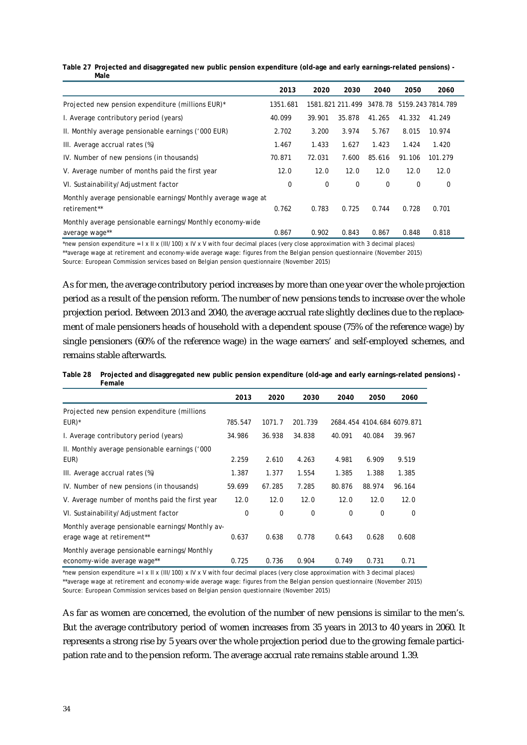**Table 27 Projected and disaggregated new public pension expenditure (old-age and early earnings-related pensions) - Male**

| | 2013 | 2020 | 2030 | 2040 | 2050 | 2060 |
|---|---|---|---|---|---|---|
| Projected new pension expenditure (millions EUR)* | 1351.681 | 1581.821 | 211.499 | 3478.78 | 5159.243 | 7814.789 |
| I. Average contributory period (years) | 40.099 | 39.901 | 35.878 | 41.265 | 41.332 | 41.249 |
| II. Monthly average pensionable earnings ('000 EUR) | 2.702 | 3.200 | 3.974 | 5.767 | 8.015 | 10.974 |
| III. Average accrual rates (%) | 1.467 | 1.433 | 1.627 | 1.423 | 1.424 | 1.420 |
| IV. Number of new pensions (in thousands) | 70.871 | 72.031 | 7.600 | 85.616 | 91.106 | 101.279 |
| V. Average number of months paid the first year | 12.0 | 12.0 | 12.0 | 12.0 | 12.0 | 12.0 |
| VI. Sustainability/Adjustment factor | 0 | 0 | 0 | 0 | 0 | 0 |
| Monthly average pensionable earnings/Monthly average wage at retirement** | 0.762 | 0.783 | 0.725 | 0.744 | 0.728 | 0.701 |
| Monthly average pensionable earnings/Monthly economy-wide average wage** | 0.867 | 0.902 | 0.843 | 0.867 | 0.848 | 0.818 |

*new pension expenditure = I x II x (III/100) x IV x V with four decimal places (very close approximation with 3 decimal places)
**average wage at retirement and economy-wide average wage: figures from the Belgian pension questionnaire (November 2015)
Source: European Commission services based on Belgian pension questionnaire (November 2015)

As for men, the average contributory period increases by more than one year over the whole projection period as a result of the pension reform. The number of new pensions tends to increase over the whole projection period. Between 2013 and 2040, the average accrual rate slightly declines due to the replacement of male pensioners heads of household with a dependent spouse (75% of the reference wage) by single pensioners (60% of the reference wage) in the wage earners' and self-employed schemes, and remains stable afterwards.

**Table 28 Projected and disaggregated new public pension expenditure (old-age and early earnings-related pensions) - Female**

| | 2013 | 2020 | 2030 | 2040 | 2050 | 2060 |
|---|---|---|---|---|---|---|
| Projected new pension expenditure (millions EUR)* | 785.547 | 1071.7 | 201.739 | 2684.454 | 4104.684 | 6079.871 |
| I. Average contributory period (years) | 34.986 | 36.938 | 34.838 | 40.091 | 40.084 | 39.967 |
| II. Monthly average pensionable earnings ('000 EUR) | 2.259 | 2.610 | 4.263 | 4.981 | 6.909 | 9.519 |
| III. Average accrual rates (%) | 1.387 | 1.377 | 1.554 | 1.385 | 1.388 | 1.385 |
| IV. Number of new pensions (in thousands) | 59.699 | 67.285 | 7.285 | 80.876 | 88.974 | 96.164 |
| V. Average number of months paid the first year | 12.0 | 12.0 | 12.0 | 12.0 | 12.0 | 12.0 |
| VI. Sustainability/Adjustment factor | 0 | 0 | 0 | 0 | 0 | 0 |
| Monthly average pensionable earnings/Monthly average wage at retirement** | 0.637 | 0.638 | 0.778 | 0.643 | 0.628 | 0.608 |
| Monthly average pensionable earnings/Monthly economy-wide average wage** | 0.725 | 0.736 | 0.904 | 0.749 | 0.731 | 0.71 |

*new pension expenditure = I x II x (III/100) x IV x V with four decimal places (very close approximation with 3 decimal places)
**average wage at retirement and economy-wide average wage: figures from the Belgian pension questionnaire (November 2015)
Source: European Commission services based on Belgian pension questionnaire (November 2015)

As far as women are concerned, the evolution of the number of new pensions is similar to the men's. But the average contributory period of women increases from 35 years in 2013 to 40 years in 2060. It represents a strong rise by 5 years over the whole projection period due to the growing female participation rate and to the pension reform. The average accrual rate remains stable around 1.39.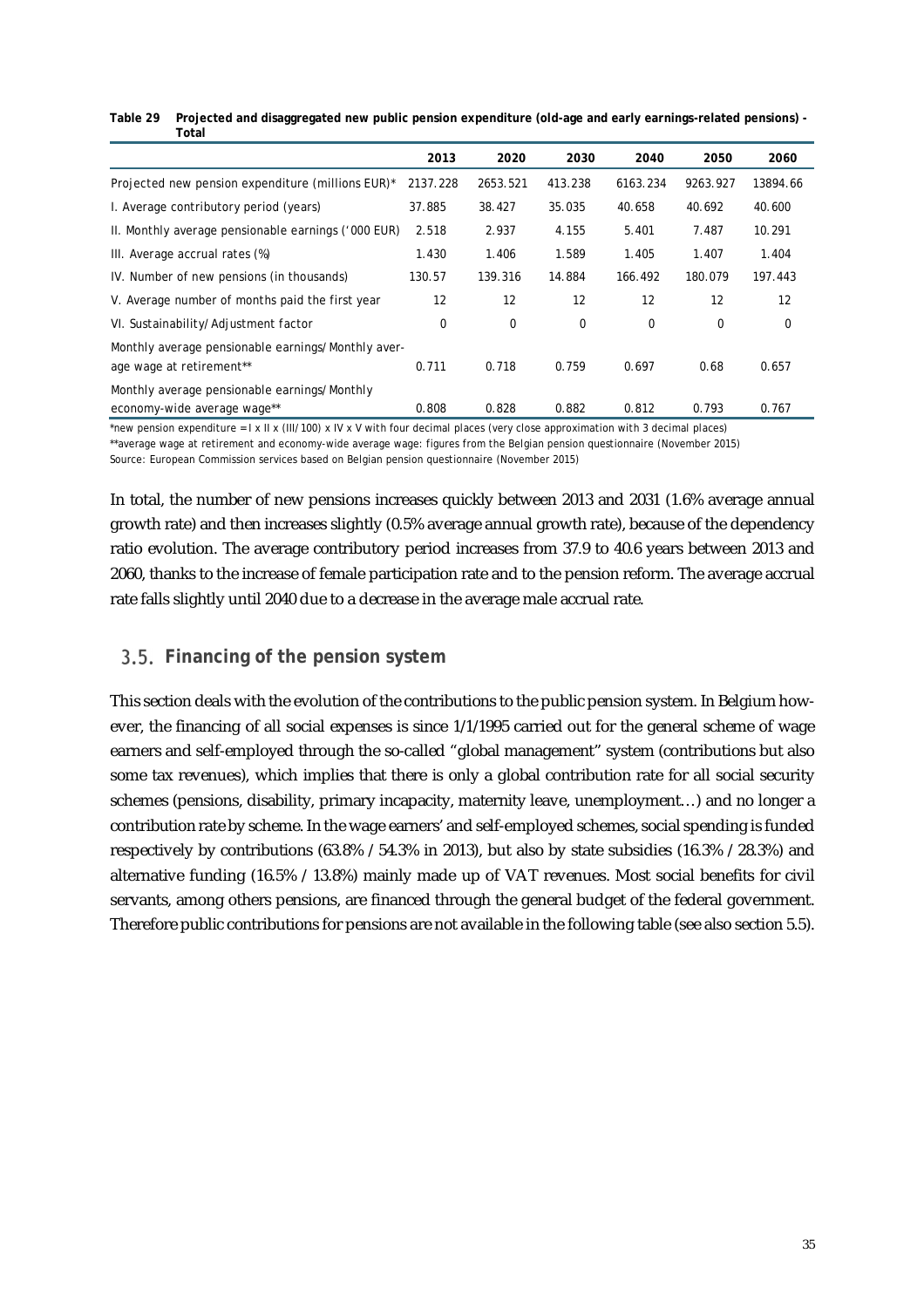**Table 29 Projected and disaggregated new public pension expenditure (old-age and early earnings-related pensions) - Total**

| | 2013 | 2020 | 2030 | 2040 | 2050 | 2060 |
|---|---|---|---|---|---|---|
| Projected new pension expenditure (millions EUR)* | 2137.228 | 2653.521 | 413.238 | 6163.234 | 9263.927 | 13894.66 |
| I. Average contributory period (years) | 37.885 | 38.427 | 35.035 | 40.658 | 40.692 | 40.600 |
| II. Monthly average pensionable earnings ('000 EUR) | 2.518 | 2.937 | 4.155 | 5.401 | 7.487 | 10.291 |
| III. Average accrual rates (%) | 1.430 | 1.406 | 1.589 | 1.405 | 1.407 | 1.404 |
| IV. Number of new pensions (in thousands) | 130.57 | 139.316 | 14.884 | 166.492 | 180.079 | 197.443 |
| V. Average number of months paid the first year | 12 | 12 | 12 | 12 | 12 | 12 |
| VI. Sustainability/Adjustment factor | 0 | 0 | 0 | 0 | 0 | 0 |
| Monthly average pensionable earnings/Monthly average wage at retirement** | 0.711 | 0.718 | 0.759 | 0.697 | 0.68 | 0.657 |
| Monthly average pensionable earnings/Monthly economy-wide average wage** | 0.808 | 0.828 | 0.882 | 0.812 | 0.793 | 0.767 |

*new pension expenditure = I x II x (III/100) x IV x V with four decimal places (very close approximation with 3 decimal places)

**average wage at retirement and economy-wide average wage: figures from the Belgian pension questionnaire (November 2015)

Source: European Commission services based on Belgian pension questionnaire (November 2015)

In total, the number of new pensions increases quickly between 2013 and 2031 (1.6% average annual growth rate) and then increases slightly (0.5% average annual growth rate), because of the dependency ratio evolution. The average contributory period increases from 37.9 to 40.6 years between 2013 and 2060, thanks to the increase of female participation rate and to the pension reform. The average accrual rate falls slightly until 2040 due to a decrease in the average male accrual rate.

## 3.5. Financing of the pension system

This section deals with the evolution of the contributions to the public pension system. In Belgium however, the financing of all social expenses is since 1/1/1995 carried out for the general scheme of wage earners and self-employed through the so-called "global management" system (contributions but also some tax revenues), which implies that there is only a global contribution rate for all social security schemes (pensions, disability, primary incapacity, maternity leave, unemployment…) and no longer a contribution rate by scheme. In the wage earners' and self-employed schemes, social spending is funded respectively by contributions (63.8% / 54.3% in 2013), but also by state subsidies (16.3% / 28.3%) and alternative funding (16.5% / 13.8%) mainly made up of VAT revenues. Most social benefits for civil servants, among others pensions, are financed through the general budget of the federal government. Therefore public contributions for pensions are not available in the following table (see also section 5.5).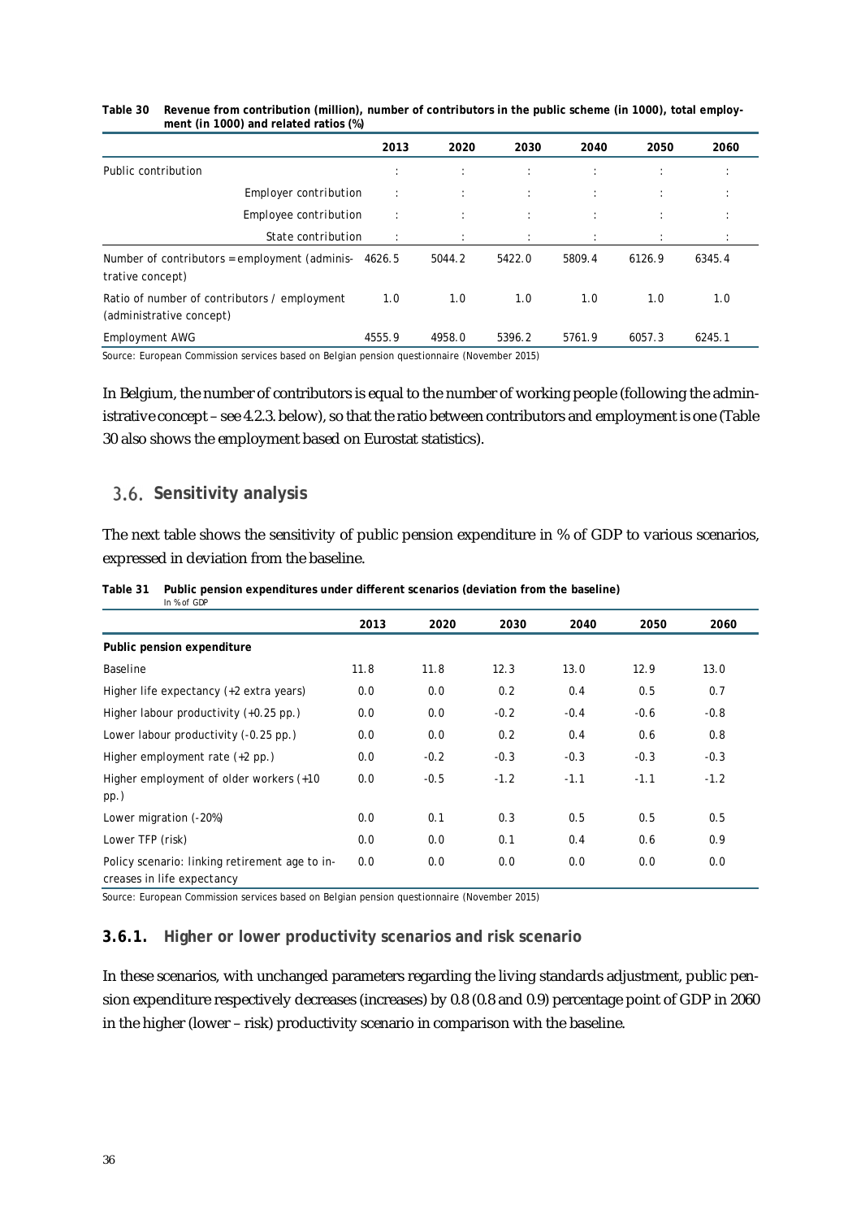**Table 30 Revenue from contribution (million), number of contributors in the public scheme (in 1000), total employment (in 1000) and related ratios (%)**

| | 2013 | 2020 | 2030 | 2040 | 2050 | 2060 |
|---|---|---|---|---|---|---|
| Public contribution | : | : | : | : | : | : |
| Employer contribution | : | : | : | : | : | : |
| Employee contribution | : | : | : | : | : | : |
| State contribution | : | : | : | : | : | : |
| Number of contributors = employment (administrative concept) | 4626.5 | 5044.2 | 5422.0 | 5809.4 | 6126.9 | 6345.4 |
| Ratio of number of contributors / employment (administrative concept) | 1.0 | 1.0 | 1.0 | 1.0 | 1.0 | 1.0 |
| Employment AWG | 4555.9 | 4958.0 | 5396.2 | 5761.9 | 6057.3 | 6245.1 |

Source: European Commission services based on Belgian pension questionnaire (November 2015)

In Belgium, the number of contributors is equal to the number of working people (following the administrative concept – see 4.2.3. below), so that the ratio between contributors and employment is one (Table 30 also shows the employment based on Eurostat statistics).

## 3.6. Sensitivity analysis

The next table shows the sensitivity of public pension expenditure in % of GDP to various scenarios, expressed in deviation from the baseline.

**Table 31 Public pension expenditures under different scenarios (deviation from the baseline)**
In % of GDP

| | 2013 | 2020 | 2030 | 2040 | 2050 | 2060 |
|---|---|---|---|---|---|---|
| **Public pension expenditure** | | | | | | |
| Baseline | 11.8 | 11.8 | 12.3 | 13.0 | 12.9 | 13.0 |
| Higher life expectancy (+2 extra years) | 0.0 | 0.0 | 0.2 | 0.4 | 0.5 | 0.7 |
| Higher labour productivity (+0.25 pp.) | 0.0 | 0.0 | -0.2 | -0.4 | -0.6 | -0.8 |
| Lower labour productivity (-0.25 pp.) | 0.0 | 0.0 | 0.2 | 0.4 | 0.6 | 0.8 |
| Higher employment rate (+2 pp.) | 0.0 | -0.2 | -0.3 | -0.3 | -0.3 | -0.3 |
| Higher employment of older workers (+10 pp.) | 0.0 | -0.5 | -1.2 | -1.1 | -1.1 | -1.2 |
| Lower migration (-20%) | 0.0 | 0.1 | 0.3 | 0.5 | 0.5 | 0.5 |
| Lower TFP (risk) | 0.0 | 0.0 | 0.1 | 0.4 | 0.6 | 0.9 |
| Policy scenario: linking retirement age to increases in life expectancy | 0.0 | 0.0 | 0.0 | 0.0 | 0.0 | 0.0 |

Source: European Commission services based on Belgian pension questionnaire (November 2015)

### 3.6.1. Higher or lower productivity scenarios and risk scenario

In these scenarios, with unchanged parameters regarding the living standards adjustment, public pension expenditure respectively decreases (increases) by 0.8 (0.8 and 0.9) percentage point of GDP in 2060 in the higher (lower – risk) productivity scenario in comparison with the baseline.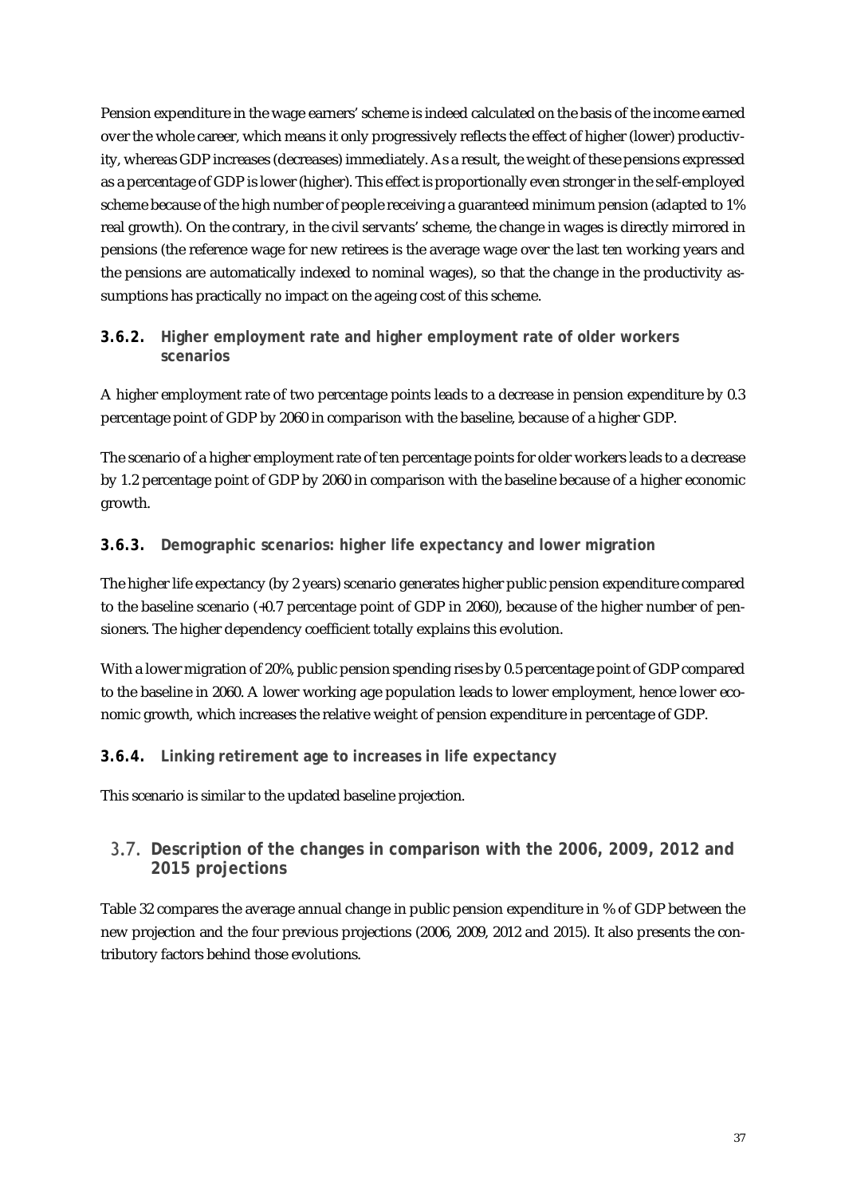Pension expenditure in the wage earners' scheme is indeed calculated on the basis of the income earned over the whole career, which means it only progressively reflects the effect of higher (lower) productivity, whereas GDP increases (decreases) immediately. As a result, the weight of these pensions expressed as a percentage of GDP is lower (higher). This effect is proportionally even stronger in the self-employed scheme because of the high number of people receiving a guaranteed minimum pension (adapted to 1% real growth). On the contrary, in the civil servants' scheme, the change in wages is directly mirrored in pensions (the reference wage for new retirees is the average wage over the last ten working years and the pensions are automatically indexed to nominal wages), so that the change in the productivity assumptions has practically no impact on the ageing cost of this scheme.

### 3.6.2. Higher employment rate and higher employment rate of older workers scenarios

A higher employment rate of two percentage points leads to a decrease in pension expenditure by 0.3 percentage point of GDP by 2060 in comparison with the baseline, because of a higher GDP.

The scenario of a higher employment rate of ten percentage points for older workers leads to a decrease by 1.2 percentage point of GDP by 2060 in comparison with the baseline because of a higher economic growth.

### 3.6.3. Demographic scenarios: higher life expectancy and lower migration

The higher life expectancy (by 2 years) scenario generates higher public pension expenditure compared to the baseline scenario (+0.7 percentage point of GDP in 2060), because of the higher number of pensioners. The higher dependency coefficient totally explains this evolution.

With a lower migration of 20%, public pension spending rises by 0.5 percentage point of GDP compared to the baseline in 2060. A lower working age population leads to lower employment, hence lower economic growth, which increases the relative weight of pension expenditure in percentage of GDP.

### 3.6.4. Linking retirement age to increases in life expectancy

This scenario is similar to the updated baseline projection.

## 3.7. Description of the changes in comparison with the 2006, 2009, 2012 and 2015 projections

Table 32 compares the average annual change in public pension expenditure in % of GDP between the new projection and the four previous projections (2006, 2009, 2012 and 2015). It also presents the contributory factors behind those evolutions.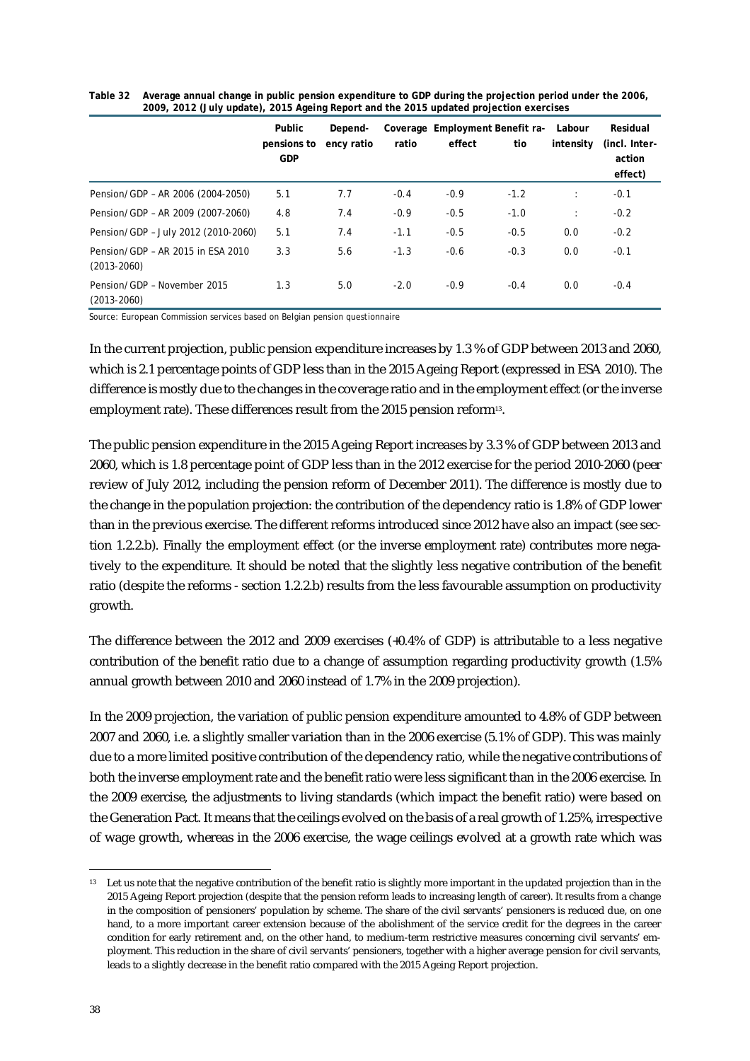Table 32 Average annual change in public pension expenditure to GDP during the projection period under the 2006, 2009, 2012 (July update), 2015 Ageing Report and the 2015 updated projection exercises

| | Public pensions to GDP | Dependency ratio | Coverage ratio | Employment effect | Benefit ratio | Labour intensity | Residual (incl. Interaction effect) |
|---|---|---|---|---|---|---|---|
| Pension/GDP – AR 2006 (2004-2050) | 5.1 | 7.7 | -0.4 | -0.9 | -1.2 | : | -0.1 |
| Pension/GDP – AR 2009 (2007-2060) | 4.8 | 7.4 | -0.9 | -0.5 | -1.0 | : | -0.2 |
| Pension/GDP – July 2012 (2010-2060) | 5.1 | 7.4 | -1.1 | -0.5 | -0.5 | 0.0 | -0.2 |
| Pension/GDP – AR 2015 in ESA 2010 (2013-2060) | 3.3 | 5.6 | -1.3 | -0.6 | -0.3 | 0.0 | -0.1 |
| Pension/GDP – November 2015 (2013-2060) | 1.3 | 5.0 | -2.0 | -0.9 | -0.4 | 0.0 | -0.4 |

Source: European Commission services based on Belgian pension questionnaire

In the current projection, public pension expenditure increases by 1.3 % of GDP between 2013 and 2060, which is 2.1 percentage points of GDP less than in the 2015 Ageing Report (expressed in ESA 2010). The difference is mostly due to the changes in the coverage ratio and in the employment effect (or the inverse employment rate). These differences result from the 2015 pension reform[13].

The public pension expenditure in the 2015 Ageing Report increases by 3.3 % of GDP between 2013 and 2060, which is 1.8 percentage point of GDP less than in the 2012 exercise for the period 2010-2060 (peer review of July 2012, including the pension reform of December 2011). The difference is mostly due to the change in the population projection: the contribution of the dependency ratio is 1.8% of GDP lower than in the previous exercise. The different reforms introduced since 2012 have also an impact (see section 1.2.2.b). Finally the employment effect (or the inverse employment rate) contributes more negatively to the expenditure. It should be noted that the slightly less negative contribution of the benefit ratio (despite the reforms - section 1.2.2.b) results from the less favourable assumption on productivity growth.

The difference between the 2012 and 2009 exercises (+0.4% of GDP) is attributable to a less negative contribution of the benefit ratio due to a change of assumption regarding productivity growth (1.5% annual growth between 2010 and 2060 instead of 1.7% in the 2009 projection).

In the 2009 projection, the variation of public pension expenditure amounted to 4.8% of GDP between 2007 and 2060, i.e. a slightly smaller variation than in the 2006 exercise (5.1% of GDP). This was mainly due to a more limited positive contribution of the dependency ratio, while the negative contributions of both the inverse employment rate and the benefit ratio were less significant than in the 2006 exercise. In the 2009 exercise, the adjustments to living standards (which impact the benefit ratio) were based on the Generation Pact. It means that the ceilings evolved on the basis of a real growth of 1.25%, irrespective of wage growth, whereas in the 2006 exercise, the wage ceilings evolved at a growth rate which was

[13] Let us note that the negative contribution of the benefit ratio is slightly more important in the updated projection than in the 2015 Ageing Report projection (despite that the pension reform leads to increasing length of career). It results from a change in the composition of pensioners' population by scheme. The share of the civil servants' pensioners is reduced due, on one hand, to a more important career extension because of the abolishment of the service credit for the degrees in the career condition for early retirement and, on the other hand, to medium-term restrictive measures concerning civil servants' employment. This reduction in the share of civil servants' pensioners, together with a higher average pension for civil servants, leads to a slightly decrease in the benefit ratio compared with the 2015 Ageing Report projection.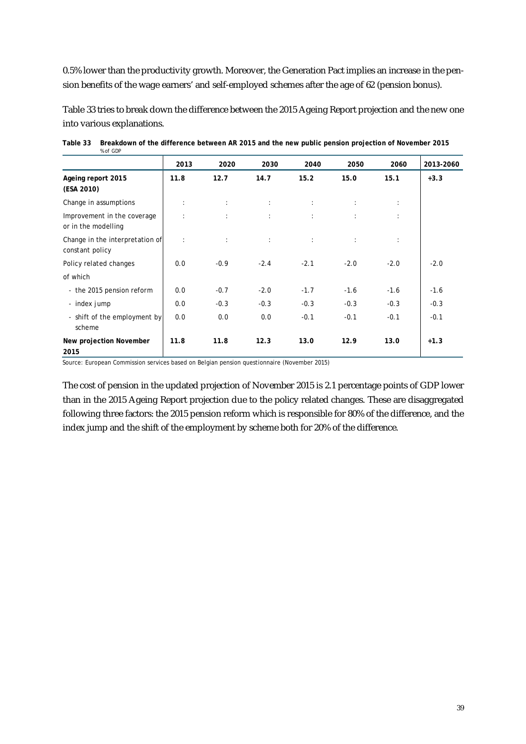0.5% lower than the productivity growth. Moreover, the Generation Pact implies an increase in the pension benefits of the wage earners' and self-employed schemes after the age of 62 (pension bonus).

Table 33 tries to break down the difference between the 2015 Ageing Report projection and the new one into various explanations.

**Table 33 Breakdown of the difference between AR 2015 and the new public pension projection of November 2015**
% of GDP

| | 2013 | 2020 | 2030 | 2040 | 2050 | 2060 | 2013-2060 |
|---|---|---|---|---|---|---|---|
| **Ageing report 2015 (ESA 2010)** | **11.8** | **12.7** | **14.7** | **15.2** | **15.0** | **15.1** | **+3.3** |
| Change in assumptions | : | : | : | : | : | : | |
| Improvement in the coverage or in the modelling | : | : | : | : | : | : | |
| Change in the interpretation of constant policy | : | : | : | : | : | : | |
| Policy related changes | 0.0 | -0.9 | -2.4 | -2.1 | -2.0 | -2.0 | -2.0 |
| of which | | | | | | | |
| - the 2015 pension reform | 0.0 | -0.7 | -2.0 | -1.7 | -1.6 | -1.6 | -1.6 |
| - index jump | 0.0 | -0.3 | -0.3 | -0.3 | -0.3 | -0.3 | -0.3 |
| - shift of the employment by scheme | 0.0 | 0.0 | 0.0 | -0.1 | -0.1 | -0.1 | -0.1 |
| **New projection November 2015** | **11.8** | **11.8** | **12.3** | **13.0** | **12.9** | **13.0** | **+1.3** |

Source: European Commission services based on Belgian pension questionnaire (November 2015)

The cost of pension in the updated projection of November 2015 is 2.1 percentage points of GDP lower than in the 2015 Ageing Report projection due to the policy related changes. These are disaggregated following three factors: the 2015 pension reform which is responsible for 80% of the difference, and the index jump and the shift of the employment by scheme both for 20% of the difference.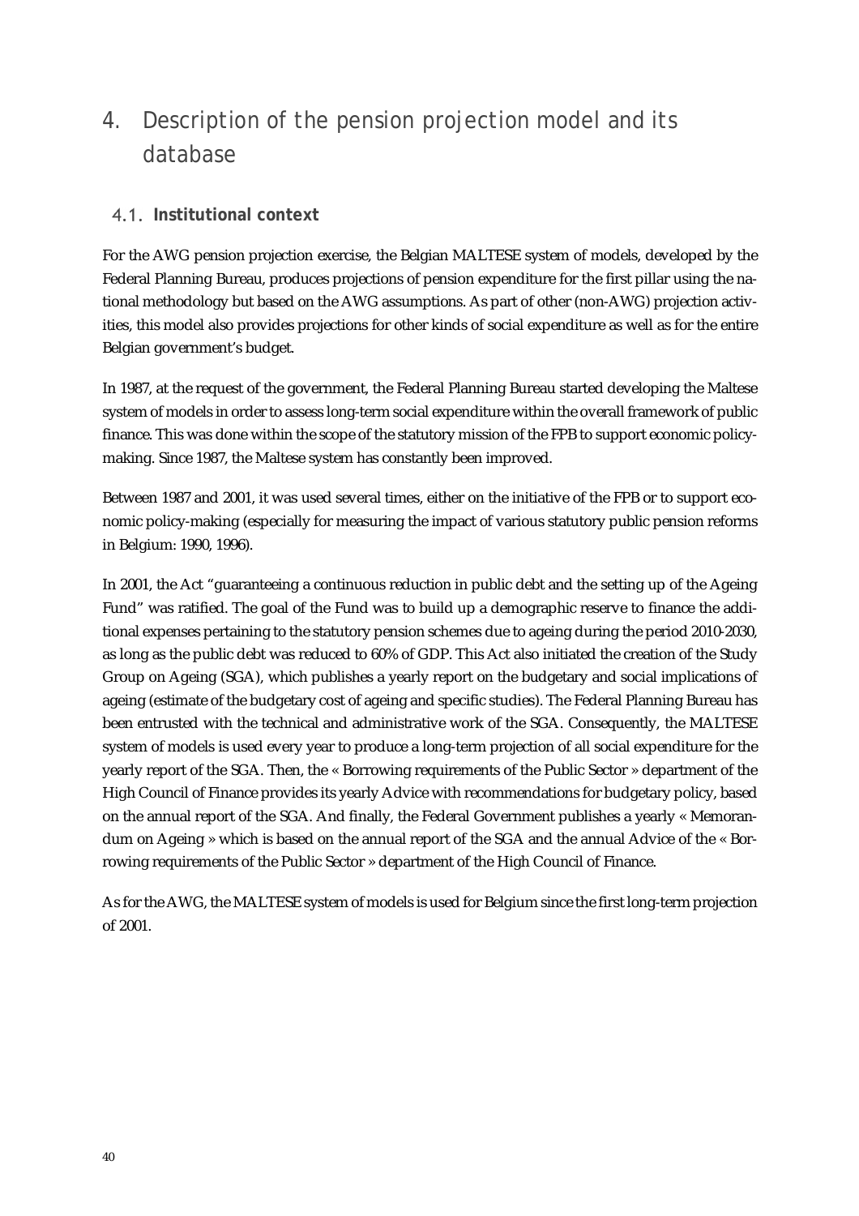# 4. Description of the pension projection model and its database

## 4.1. Institutional context

For the AWG pension projection exercise, the Belgian MALTESE system of models, developed by the Federal Planning Bureau, produces projections of pension expenditure for the first pillar using the national methodology but based on the AWG assumptions. As part of other (non-AWG) projection activities, this model also provides projections for other kinds of social expenditure as well as for the entire Belgian government's budget.

In 1987, at the request of the government, the Federal Planning Bureau started developing the Maltese system of models in order to assess long-term social expenditure within the overall framework of public finance. This was done within the scope of the statutory mission of the FPB to support economic policy-making. Since 1987, the Maltese system has constantly been improved.

Between 1987 and 2001, it was used several times, either on the initiative of the FPB or to support economic policy-making (especially for measuring the impact of various statutory public pension reforms in Belgium: 1990, 1996).

In 2001, the Act "guaranteeing a continuous reduction in public debt and the setting up of the Ageing Fund" was ratified. The goal of the Fund was to build up a demographic reserve to finance the additional expenses pertaining to the statutory pension schemes due to ageing during the period 2010-2030, as long as the public debt was reduced to 60% of GDP. This Act also initiated the creation of the Study Group on Ageing (SGA), which publishes a yearly report on the budgetary and social implications of ageing (estimate of the budgetary cost of ageing and specific studies). The Federal Planning Bureau has been entrusted with the technical and administrative work of the SGA. Consequently, the MALTESE system of models is used every year to produce a long-term projection of all social expenditure for the yearly report of the SGA. Then, the « Borrowing requirements of the Public Sector » department of the High Council of Finance provides its yearly Advice with recommendations for budgetary policy, based on the annual report of the SGA. And finally, the Federal Government publishes a yearly « Memorandum on Ageing » which is based on the annual report of the SGA and the annual Advice of the « Borrowing requirements of the Public Sector » department of the High Council of Finance.

As for the AWG, the MALTESE system of models is used for Belgium since the first long-term projection of 2001.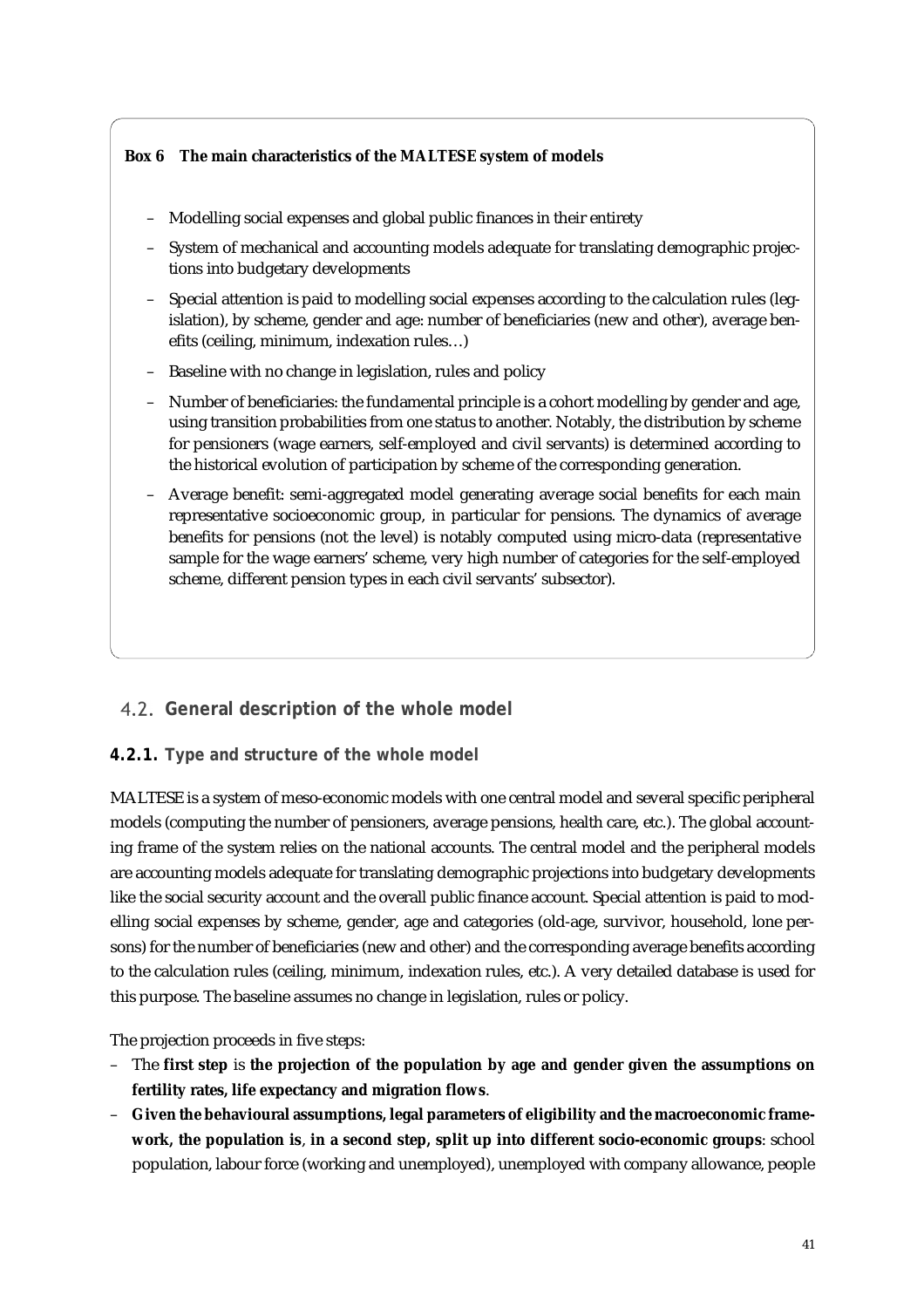**Box 6 The main characteristics of the MALTESE system of models**

- Modelling social expenses and global public finances in their entirety
- System of mechanical and accounting models adequate for translating demographic projections into budgetary developments
- Special attention is paid to modelling social expenses according to the calculation rules (legislation), by scheme, gender and age: number of beneficiaries (new and other), average benefits (ceiling, minimum, indexation rules…)
- Baseline with no change in legislation, rules and policy
- Number of beneficiaries: the fundamental principle is a cohort modelling by gender and age, using transition probabilities from one status to another. Notably, the distribution by scheme for pensioners (wage earners, self-employed and civil servants) is determined according to the historical evolution of participation by scheme of the corresponding generation.
- Average benefit: semi-aggregated model generating average social benefits for each main representative socioeconomic group, in particular for pensions. The dynamics of average benefits for pensions (not the level) is notably computed using micro-data (representative sample for the wage earners' scheme, very high number of categories for the self-employed scheme, different pension types in each civil servants' subsector).

## 4.2. General description of the whole model

### 4.2.1. Type and structure of the whole model

MALTESE is a system of meso-economic models with one central model and several specific peripheral models (computing the number of pensioners, average pensions, health care, etc.). The global accounting frame of the system relies on the national accounts. The central model and the peripheral models are accounting models adequate for translating demographic projections into budgetary developments like the social security account and the overall public finance account. Special attention is paid to modelling social expenses by scheme, gender, age and categories (old-age, survivor, household, lone persons) for the number of beneficiaries (new and other) and the corresponding average benefits according to the calculation rules (ceiling, minimum, indexation rules, etc.). A very detailed database is used for this purpose. The baseline assumes no change in legislation, rules or policy.

The projection proceeds in five steps:

- The **first step** is **the projection of the population by age and gender given the assumptions on fertility rates, life expectancy and migration flows**.
- **Given the behavioural assumptions, legal parameters of eligibility and the macroeconomic framework, the population is**, **in a second step, split up into different socio-economic groups**: school population, labour force (working and unemployed), unemployed with company allowance, people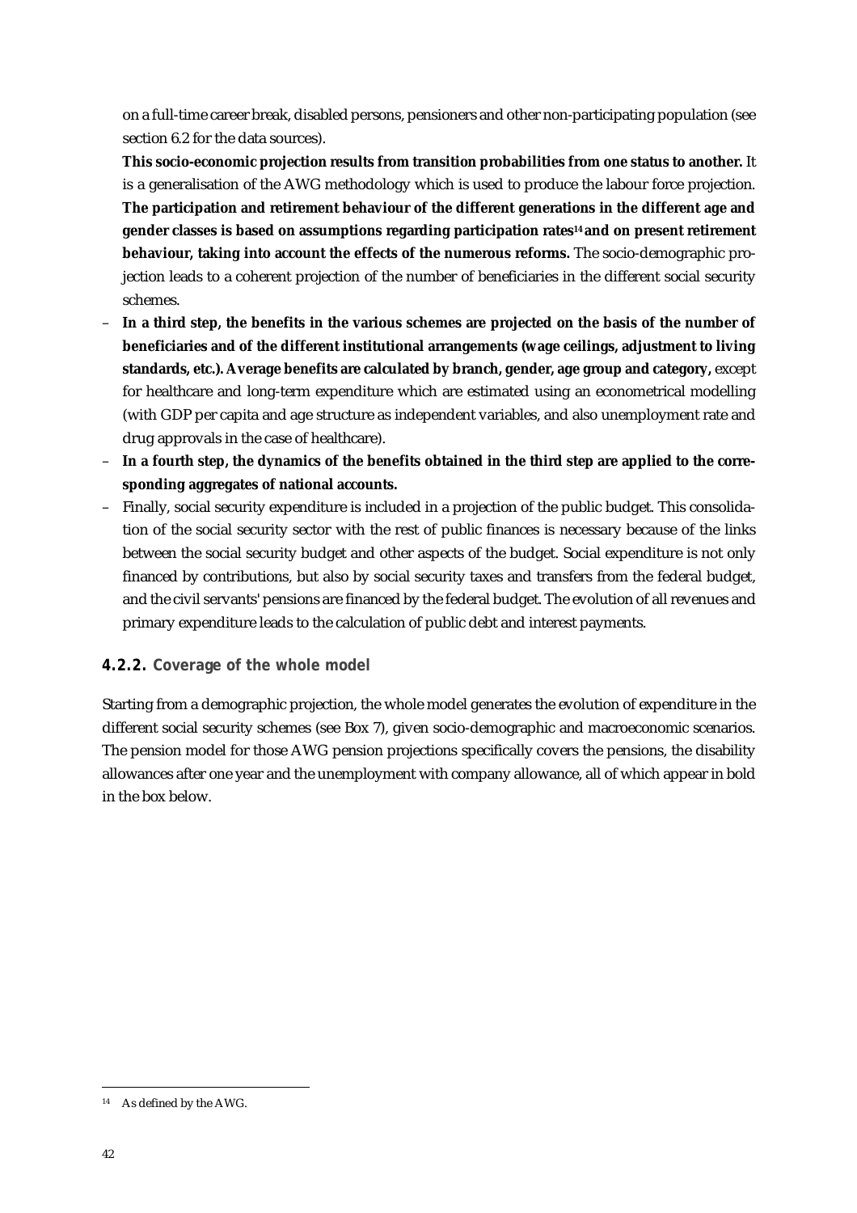on a full-time career break, disabled persons, pensioners and other non-participating population (see section 6.2 for the data sources).

**This socio-economic projection results from transition probabilities from one status to another.** It is a generalisation of the AWG methodology which is used to produce the labour force projection. **The participation and retirement behaviour of the different generations in the different age and gender classes is based on assumptions regarding participation rates[14] and on present retirement behaviour, taking into account the effects of the numerous reforms.** The socio-demographic projection leads to a coherent projection of the number of beneficiaries in the different social security schemes.

- **In a third step, the benefits in the various schemes are projected on the basis of the number of beneficiaries and of the different institutional arrangements (wage ceilings, adjustment to living standards, etc.). Average benefits are calculated by branch, gender, age group and category,** except for healthcare and long-term expenditure which are estimated using an econometrical modelling (with GDP per capita and age structure as independent variables, and also unemployment rate and drug approvals in the case of healthcare).
- **In a fourth step, the dynamics of the benefits obtained in the third step are applied to the corresponding aggregates of national accounts.**
- Finally, social security expenditure is included in a projection of the public budget. This consolidation of the social security sector with the rest of public finances is necessary because of the links between the social security budget and other aspects of the budget. Social expenditure is not only financed by contributions, but also by social security taxes and transfers from the federal budget, and the civil servants' pensions are financed by the federal budget. The evolution of all revenues and primary expenditure leads to the calculation of public debt and interest payments.

### 4.2.2. Coverage of the whole model

Starting from a demographic projection, the whole model generates the evolution of expenditure in the different social security schemes (see Box 7), given socio-demographic and macroeconomic scenarios. The pension model for those AWG pension projections specifically covers the pensions, the disability allowances after one year and the unemployment with company allowance, all of which appear in bold in the box below.

[14] As defined by the AWG.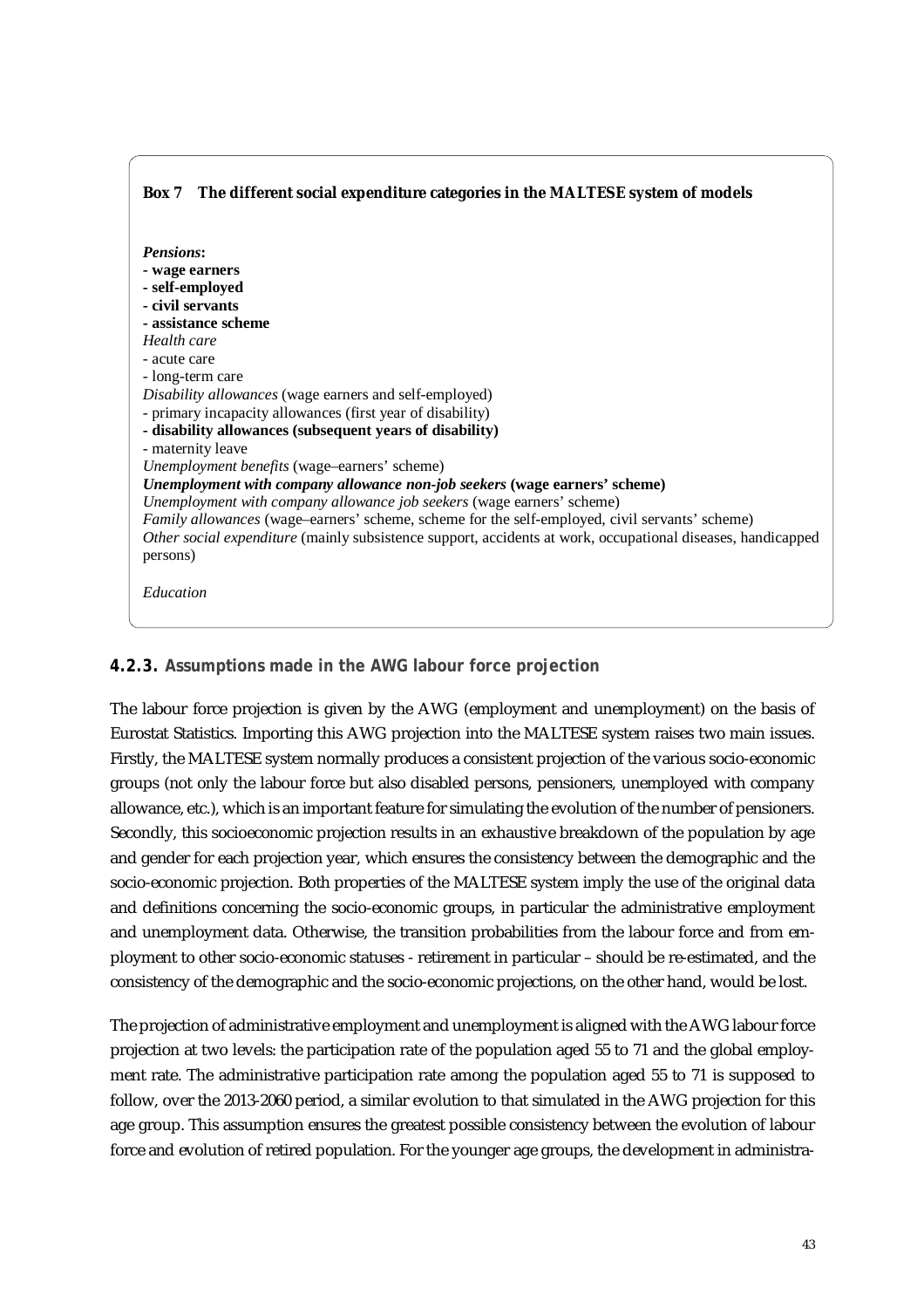**Box 7 The different social expenditure categories in the MALTESE system of models**

***Pensions*:**
**- wage earners**
**- self-employed**
**- civil servants**
**- assistance scheme**
*Health care*
- acute care
- long-term care
*Disability allowances* (wage earners and self-employed)
- primary incapacity allowances (first year of disability)
**- disability allowances (subsequent years of disability)**
- maternity leave
*Unemployment benefits* (wage–earners' scheme)
***Unemployment with company allowance non-job seekers* (wage earners' scheme)**
*Unemployment with company allowance job seekers* (wage earners' scheme)
*Family allowances* (wage–earners' scheme, scheme for the self-employed, civil servants' scheme)
*Other social expenditure* (mainly subsistence support, accidents at work, occupational diseases, handicapped persons)

*Education*

### 4.2.3. Assumptions made in the AWG labour force projection

The labour force projection is given by the AWG (employment and unemployment) on the basis of Eurostat Statistics. Importing this AWG projection into the MALTESE system raises two main issues. Firstly, the MALTESE system normally produces a consistent projection of the various socio-economic groups (not only the labour force but also disabled persons, pensioners, unemployed with company allowance, etc.), which is an important feature for simulating the evolution of the number of pensioners. Secondly, this socioeconomic projection results in an exhaustive breakdown of the population by age and gender for each projection year, which ensures the consistency between the demographic and the socio-economic projection. Both properties of the MALTESE system imply the use of the original data and definitions concerning the socio-economic groups, in particular the administrative employment and unemployment data. Otherwise, the transition probabilities from the labour force and from employment to other socio-economic statuses - retirement in particular – should be re-estimated, and the consistency of the demographic and the socio-economic projections, on the other hand, would be lost.

The projection of administrative employment and unemployment is aligned with the AWG labour force projection at two levels: the participation rate of the population aged 55 to 71 and the global employment rate. The administrative participation rate among the population aged 55 to 71 is supposed to follow, over the 2013-2060 period, a similar evolution to that simulated in the AWG projection for this age group. This assumption ensures the greatest possible consistency between the evolution of labour force and evolution of retired population. For the younger age groups, the development in administra-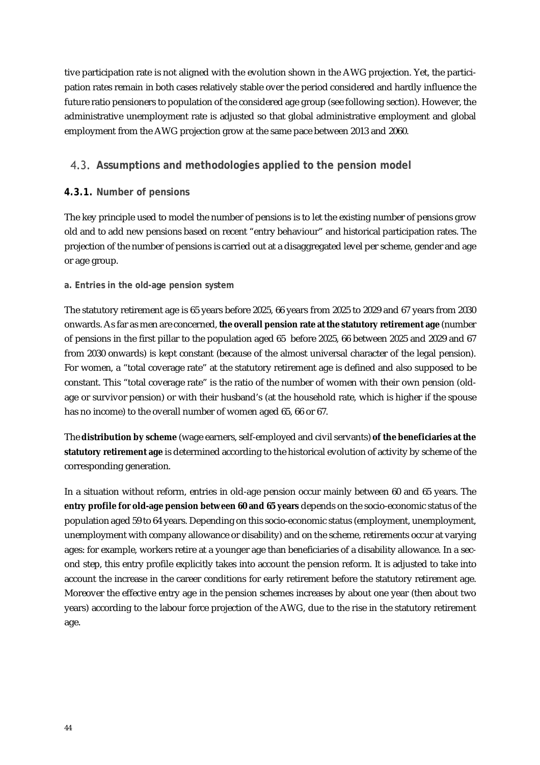tive participation rate is not aligned with the evolution shown in the AWG projection. Yet, the participation rates remain in both cases relatively stable over the period considered and hardly influence the future ratio pensioners to population of the considered age group (see following section). However, the administrative unemployment rate is adjusted so that global administrative employment and global employment from the AWG projection grow at the same pace between 2013 and 2060.

## 4.3. Assumptions and methodologies applied to the pension model

### 4.3.1. Number of pensions

The key principle used to model the number of pensions is to let the existing number of pensions grow old and to add new pensions based on recent "entry behaviour" and historical participation rates. The projection of the number of pensions is carried out at a disaggregated level per scheme, gender and age or age group.

#### a. Entries in the old-age pension system

The statutory retirement age is 65 years before 2025, 66 years from 2025 to 2029 and 67 years from 2030 onwards. As far as men are concerned, **the overall pension rate at the statutory retirement age** (number of pensions in the first pillar to the population aged 65 before 2025, 66 between 2025 and 2029 and 67 from 2030 onwards) is kept constant (because of the almost universal character of the legal pension). For women, a "total coverage rate" at the statutory retirement age is defined and also supposed to be constant. This "total coverage rate" is the ratio of the number of women with their own pension (old-age or survivor pension) or with their husband's (at the household rate, which is higher if the spouse has no income) to the overall number of women aged 65, 66 or 67.

The **distribution by scheme** (wage earners, self-employed and civil servants) **of the beneficiaries at the statutory retirement age** is determined according to the historical evolution of activity by scheme of the corresponding generation.

In a situation without reform, entries in old-age pension occur mainly between 60 and 65 years. The **entry profile for old-age pension between 60 and 65 years** depends on the socio-economic status of the population aged 59 to 64 years. Depending on this socio-economic status (employment, unemployment, unemployment with company allowance or disability) and on the scheme, retirements occur at varying ages: for example, workers retire at a younger age than beneficiaries of a disability allowance. In a second step, this entry profile explicitly takes into account the pension reform. It is adjusted to take into account the increase in the career conditions for early retirement before the statutory retirement age. Moreover the effective entry age in the pension schemes increases by about one year (then about two years) according to the labour force projection of the AWG, due to the rise in the statutory retirement age.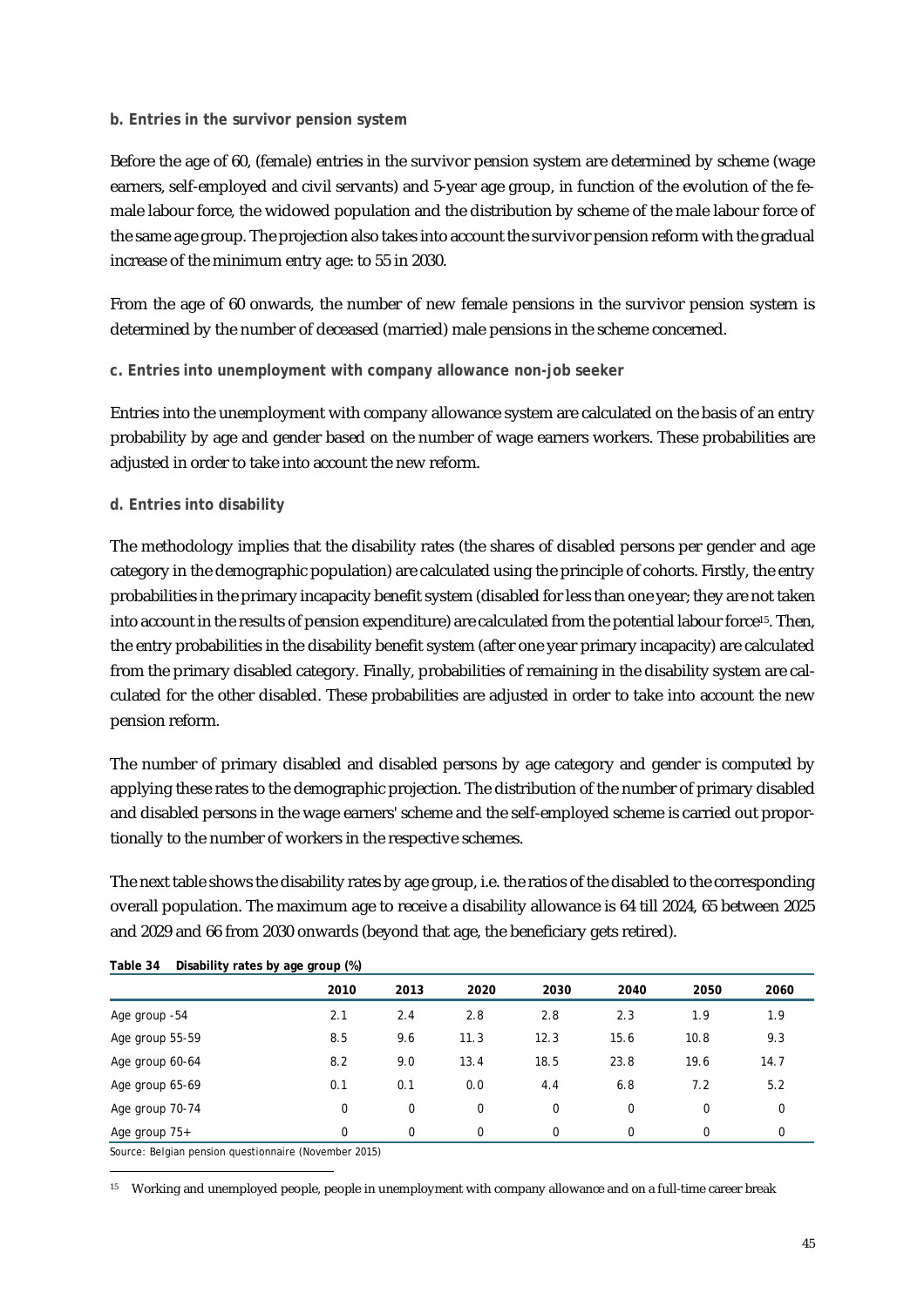**b. Entries in the survivor pension system**

Before the age of 60, (female) entries in the survivor pension system are determined by scheme (wage earners, self-employed and civil servants) and 5-year age group, in function of the evolution of the female labour force, the widowed population and the distribution by scheme of the male labour force of the same age group. The projection also takes into account the survivor pension reform with the gradual increase of the minimum entry age: to 55 in 2030.

From the age of 60 onwards, the number of new female pensions in the survivor pension system is determined by the number of deceased (married) male pensions in the scheme concerned.

**c. Entries into unemployment with company allowance non-job seeker**

Entries into the unemployment with company allowance system are calculated on the basis of an entry probability by age and gender based on the number of wage earners workers. These probabilities are adjusted in order to take into account the new reform.

**d. Entries into disability**

The methodology implies that the disability rates (the shares of disabled persons per gender and age category in the demographic population) are calculated using the principle of cohorts. Firstly, the entry probabilities in the primary incapacity benefit system (disabled for less than one year; they are not taken into account in the results of pension expenditure) are calculated from the potential labour force[15]. Then, the entry probabilities in the disability benefit system (after one year primary incapacity) are calculated from the primary disabled category. Finally, probabilities of remaining in the disability system are calculated for the other disabled. These probabilities are adjusted in order to take into account the new pension reform.

The number of primary disabled and disabled persons by age category and gender is computed by applying these rates to the demographic projection. The distribution of the number of primary disabled and disabled persons in the wage earners' scheme and the self-employed scheme is carried out proportionally to the number of workers in the respective schemes.

The next table shows the disability rates by age group, i.e. the ratios of the disabled to the corresponding overall population. The maximum age to receive a disability allowance is 64 till 2024, 65 between 2025 and 2029 and 66 from 2030 onwards (beyond that age, the beneficiary gets retired).

**Table 34 Disability rates by age group (%)**

| | 2010 | 2013 | 2020 | 2030 | 2040 | 2050 | 2060 |
|---|---|---|---|---|---|---|---|
| Age group -54 | 2.1 | 2.4 | 2.8 | 2.8 | 2.3 | 1.9 | 1.9 |
| Age group 55-59 | 8.5 | 9.6 | 11.3 | 12.3 | 15.6 | 10.8 | 9.3 |
| Age group 60-64 | 8.2 | 9.0 | 13.4 | 18.5 | 23.8 | 19.6 | 14.7 |
| Age group 65-69 | 0.1 | 0.1 | 0.0 | 4.4 | 6.8 | 7.2 | 5.2 |
| Age group 70-74 | 0 | 0 | 0 | 0 | 0 | 0 | 0 |
| Age group 75+ | 0 | 0 | 0 | 0 | 0 | 0 | 0 |

Source: Belgian pension questionnaire (November 2015)

[15] Working and unemployed people, people in unemployment with company allowance and on a full-time career break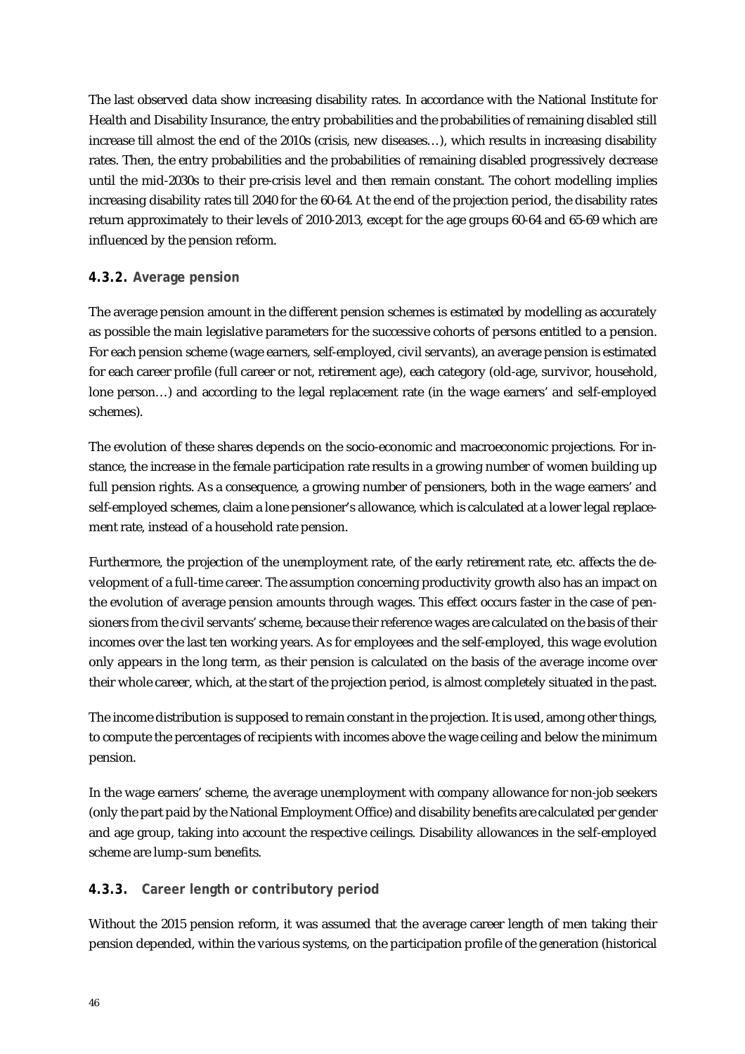The last observed data show increasing disability rates. In accordance with the National Institute for Health and Disability Insurance, the entry probabilities and the probabilities of remaining disabled still increase till almost the end of the 2010s (crisis, new diseases…), which results in increasing disability rates. Then, the entry probabilities and the probabilities of remaining disabled progressively decrease until the mid-2030s to their pre-crisis level and then remain constant. The cohort modelling implies increasing disability rates till 2040 for the 60-64. At the end of the projection period, the disability rates return approximately to their levels of 2010-2013, except for the age groups 60-64 and 65-69 which are influenced by the pension reform.

### 4.3.2. Average pension

The average pension amount in the different pension schemes is estimated by modelling as accurately as possible the main legislative parameters for the successive cohorts of persons entitled to a pension. For each pension scheme (wage earners, self-employed, civil servants), an average pension is estimated for each career profile (full career or not, retirement age), each category (old-age, survivor, household, lone person…) and according to the legal replacement rate (in the wage earners' and self-employed schemes).

The evolution of these shares depends on the socio-economic and macroeconomic projections. For instance, the increase in the female participation rate results in a growing number of women building up full pension rights. As a consequence, a growing number of pensioners, both in the wage earners' and self-employed schemes, claim a lone pensioner's allowance, which is calculated at a lower legal replacement rate, instead of a household rate pension.

Furthermore, the projection of the unemployment rate, of the early retirement rate, etc. affects the development of a full-time career. The assumption concerning productivity growth also has an impact on the evolution of average pension amounts through wages. This effect occurs faster in the case of pensioners from the civil servants' scheme, because their reference wages are calculated on the basis of their incomes over the last ten working years. As for employees and the self-employed, this wage evolution only appears in the long term, as their pension is calculated on the basis of the average income over their whole career, which, at the start of the projection period, is almost completely situated in the past.

The income distribution is supposed to remain constant in the projection. It is used, among other things, to compute the percentages of recipients with incomes above the wage ceiling and below the minimum pension.

In the wage earners' scheme, the average unemployment with company allowance for non-job seekers (only the part paid by the National Employment Office) and disability benefits are calculated per gender and age group, taking into account the respective ceilings. Disability allowances in the self-employed scheme are lump-sum benefits.

### 4.3.3. Career length or contributory period

Without the 2015 pension reform, it was assumed that the average career length of men taking their pension depended, within the various systems, on the participation profile of the generation (historical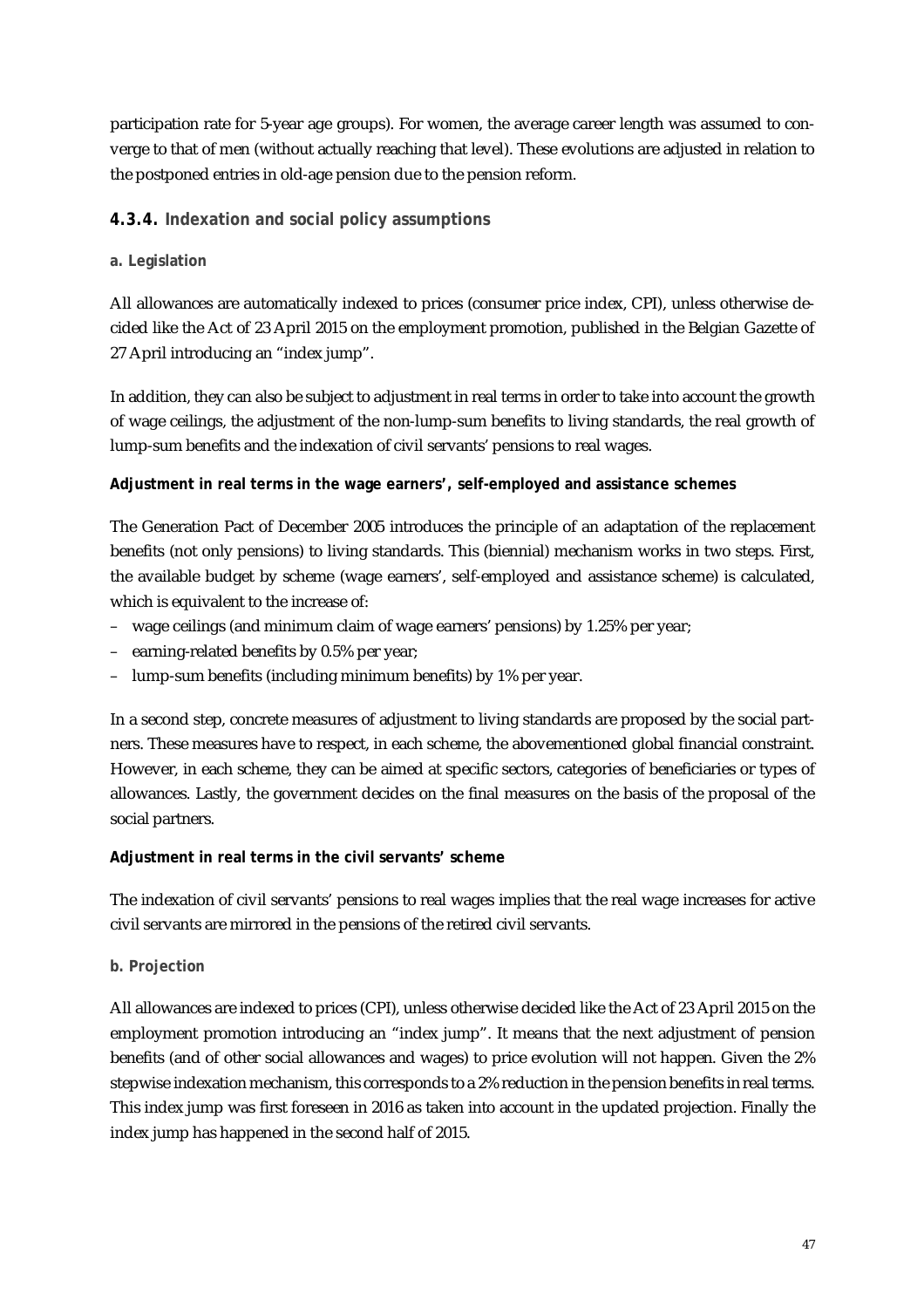participation rate for 5-year age groups). For women, the average career length was assumed to converge to that of men (without actually reaching that level). These evolutions are adjusted in relation to the postponed entries in old-age pension due to the pension reform.

### 4.3.4. Indexation and social policy assumptions

#### a. Legislation

All allowances are automatically indexed to prices (consumer price index, CPI), unless otherwise decided like the Act of 23 April 2015 on the employment promotion, published in the Belgian Gazette of 27 April introducing an "index jump".

In addition, they can also be subject to adjustment in real terms in order to take into account the growth of wage ceilings, the adjustment of the non-lump-sum benefits to living standards, the real growth of lump-sum benefits and the indexation of civil servants' pensions to real wages.

**Adjustment in real terms in the wage earners', self-employed and assistance schemes**

The Generation Pact of December 2005 introduces the principle of an adaptation of the replacement benefits (not only pensions) to living standards. This (biennial) mechanism works in two steps. First, the available budget by scheme (wage earners', self-employed and assistance scheme) is calculated, which is equivalent to the increase of:

- wage ceilings (and minimum claim of wage earners' pensions) by 1.25% per year;
- earning-related benefits by 0.5% per year;
- lump-sum benefits (including minimum benefits) by 1% per year.

In a second step, concrete measures of adjustment to living standards are proposed by the social partners. These measures have to respect, in each scheme, the abovementioned global financial constraint. However, in each scheme, they can be aimed at specific sectors, categories of beneficiaries or types of allowances. Lastly, the government decides on the final measures on the basis of the proposal of the social partners.

**Adjustment in real terms in the civil servants' scheme**

The indexation of civil servants' pensions to real wages implies that the real wage increases for active civil servants are mirrored in the pensions of the retired civil servants.

#### b. Projection

All allowances are indexed to prices (CPI), unless otherwise decided like the Act of 23 April 2015 on the employment promotion introducing an "index jump". It means that the next adjustment of pension benefits (and of other social allowances and wages) to price evolution will not happen. Given the 2% stepwise indexation mechanism, this corresponds to a 2% reduction in the pension benefits in real terms. This index jump was first foreseen in 2016 as taken into account in the updated projection. Finally the index jump has happened in the second half of 2015.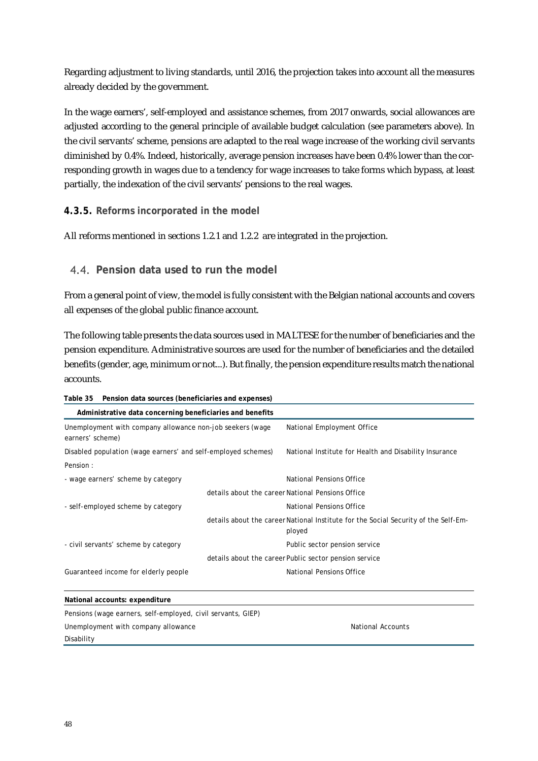Regarding adjustment to living standards, until 2016, the projection takes into account all the measures already decided by the government.

In the wage earners', self-employed and assistance schemes, from 2017 onwards, social allowances are adjusted according to the general principle of available budget calculation (see parameters above). In the civil servants' scheme, pensions are adapted to the real wage increase of the working civil servants diminished by 0.4%. Indeed, historically, average pension increases have been 0.4% lower than the corresponding growth in wages due to a tendency for wage increases to take forms which bypass, at least partially, the indexation of the civil servants' pensions to the real wages.

### 4.3.5. Reforms incorporated in the model

All reforms mentioned in sections 1.2.1 and 1.2.2 are integrated in the projection.

## 4.4. Pension data used to run the model

From a general point of view, the model is fully consistent with the Belgian national accounts and covers all expenses of the global public finance account.

The following table presents the data sources used in MALTESE for the number of beneficiaries and the pension expenditure. Administrative sources are used for the number of beneficiaries and the detailed benefits (gender, age, minimum or not...). But finally, the pension expenditure results match the national accounts.

**Table 35 Pension data sources (beneficiaries and expenses)**

| Administrative data concerning beneficiaries and benefits | | |
|---|---|---|
| Unemployment with company allowance non-job seekers (wage earners' scheme) | | National Employment Office |
| Disabled population (wage earners' and self-employed schemes) | | National Institute for Health and Disability Insurance |
| Pension : | | |
| - wage earners' scheme by category | | National Pensions Office |
| | details about the career | National Pensions Office |
| - self-employed scheme by category | | National Pensions Office |
| | details about the career | National Institute for the Social Security of the Self-Employed |
| - civil servants' scheme by category | | Public sector pension service |
| | details about the career | Public sector pension service |
| Guaranteed income for elderly people | | National Pensions Office |
| **National accounts: expenditure** | | |
| Pensions (wage earners, self-employed, civil servants, GIEP) | | |
| Unemployment with company allowance | | National Accounts |
| Disability | | |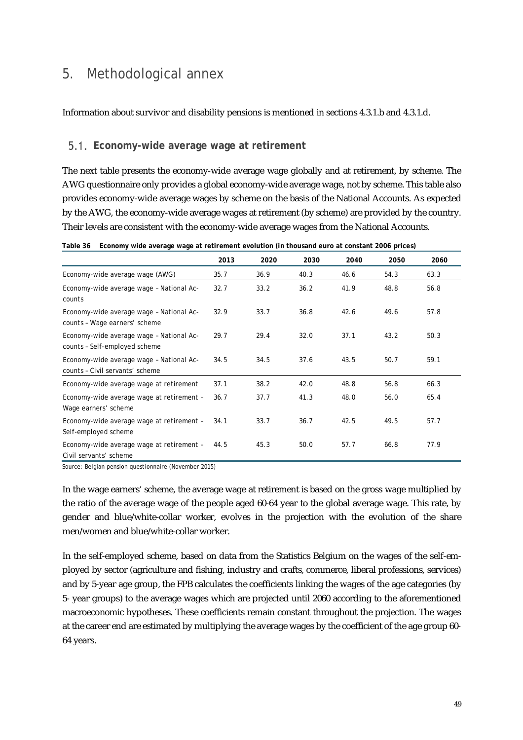# 5. Methodological annex

Information about survivor and disability pensions is mentioned in sections 4.3.1.b and 4.3.1.d.

## 5.1. Economy-wide average wage at retirement

The next table presents the economy-wide average wage globally and at retirement, by scheme. The AWG questionnaire only provides a global economy-wide average wage, not by scheme. This table also provides economy-wide average wages by scheme on the basis of the National Accounts. As expected by the AWG, the economy-wide average wages at retirement (by scheme) are provided by the country. Their levels are consistent with the economy-wide average wages from the National Accounts.

**Table 36 Economy wide average wage at retirement evolution (in thousand euro at constant 2006 prices)**

| | 2013 | 2020 | 2030 | 2040 | 2050 | 2060 |
|---|---|---|---|---|---|---|
| Economy-wide average wage (AWG) | 35.7 | 36.9 | 40.3 | 46.6 | 54.3 | 63.3 |
| Economy-wide average wage – National Accounts | 32.7 | 33.2 | 36.2 | 41.9 | 48.8 | 56.8 |
| Economy-wide average wage – National Accounts – Wage earners' scheme | 32.9 | 33.7 | 36.8 | 42.6 | 49.6 | 57.8 |
| Economy-wide average wage – National Accounts – Self-employed scheme | 29.7 | 29.4 | 32.0 | 37.1 | 43.2 | 50.3 |
| Economy-wide average wage – National Accounts – Civil servants' scheme | 34.5 | 34.5 | 37.6 | 43.5 | 50.7 | 59.1 |
| Economy-wide average wage at retirement | 37.1 | 38.2 | 42.0 | 48.8 | 56.8 | 66.3 |
| Economy-wide average wage at retirement – Wage earners' scheme | 36.7 | 37.7 | 41.3 | 48.0 | 56.0 | 65.4 |
| Economy-wide average wage at retirement – Self-employed scheme | 34.1 | 33.7 | 36.7 | 42.5 | 49.5 | 57.7 |
| Economy-wide average wage at retirement – Civil servants' scheme | 44.5 | 45.3 | 50.0 | 57.7 | 66.8 | 77.9 |

Source: Belgian pension questionnaire (November 2015)

In the wage earners' scheme, the average wage at retirement is based on the gross wage multiplied by the ratio of the average wage of the people aged 60-64 year to the global average wage. This rate, by gender and blue/white-collar worker, evolves in the projection with the evolution of the share men/women and blue/white-collar worker.

In the self-employed scheme, based on data from the Statistics Belgium on the wages of the self-employed by sector (agriculture and fishing, industry and crafts, commerce, liberal professions, services) and by 5-year age group, the FPB calculates the coefficients linking the wages of the age categories (by 5- year groups) to the average wages which are projected until 2060 according to the aforementioned macroeconomic hypotheses. These coefficients remain constant throughout the projection. The wages at the career end are estimated by multiplying the average wages by the coefficient of the age group 60-64 years.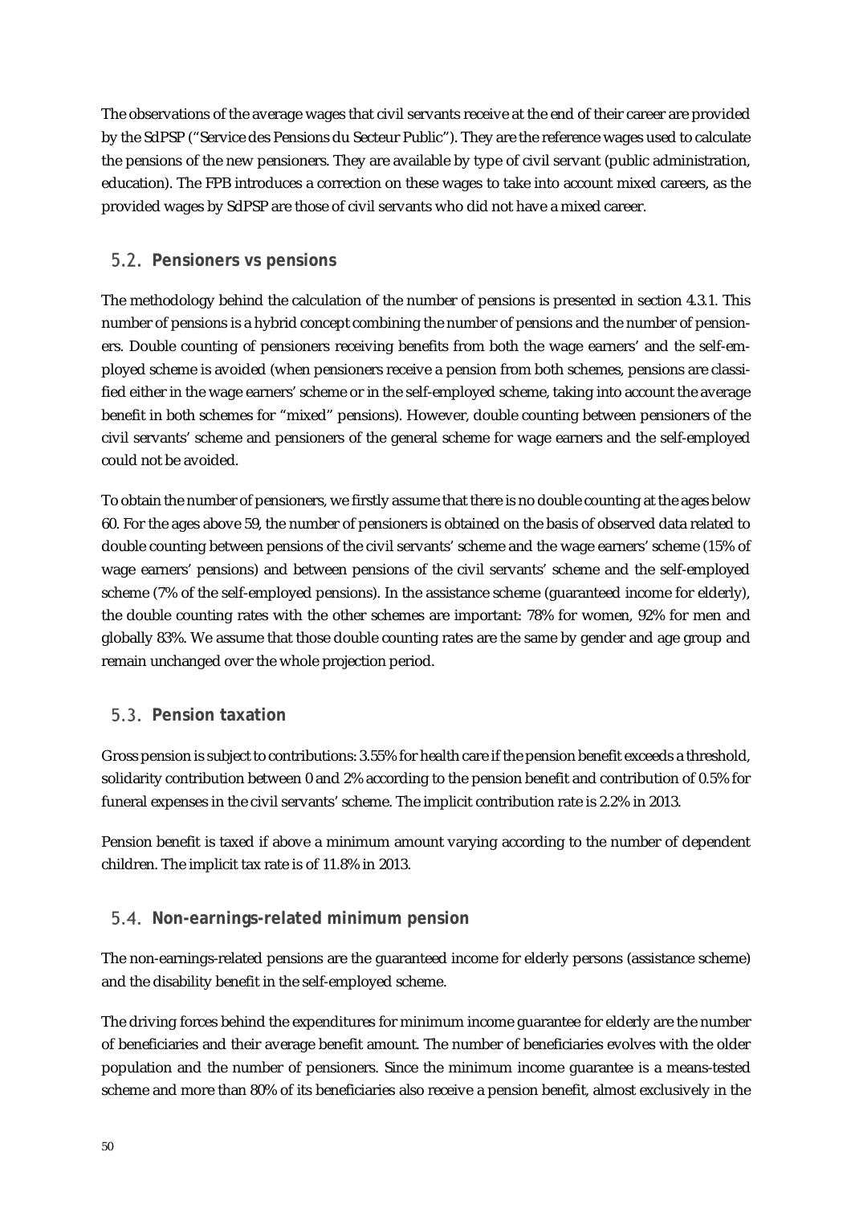The observations of the average wages that civil servants receive at the end of their career are provided by the SdPSP ("Service des Pensions du Secteur Public"). They are the reference wages used to calculate the pensions of the new pensioners. They are available by type of civil servant (public administration, education). The FPB introduces a correction on these wages to take into account mixed careers, as the provided wages by SdPSP are those of civil servants who did not have a mixed career.

## 5.2. Pensioners vs pensions

The methodology behind the calculation of the number of pensions is presented in section 4.3.1. This number of pensions is a hybrid concept combining the number of pensions and the number of pensioners. Double counting of pensioners receiving benefits from both the wage earners' and the self-employed scheme is avoided (when pensioners receive a pension from both schemes, pensions are classified either in the wage earners' scheme or in the self-employed scheme, taking into account the average benefit in both schemes for "mixed" pensions). However, double counting between pensioners of the civil servants' scheme and pensioners of the general scheme for wage earners and the self-employed could not be avoided.

To obtain the number of pensioners, we firstly assume that there is no double counting at the ages below 60. For the ages above 59, the number of pensioners is obtained on the basis of observed data related to double counting between pensions of the civil servants' scheme and the wage earners' scheme (15% of wage earners' pensions) and between pensions of the civil servants' scheme and the self-employed scheme (7% of the self-employed pensions). In the assistance scheme (guaranteed income for elderly), the double counting rates with the other schemes are important: 78% for women, 92% for men and globally 83%. We assume that those double counting rates are the same by gender and age group and remain unchanged over the whole projection period.

## 5.3. Pension taxation

Gross pension is subject to contributions: 3.55% for health care if the pension benefit exceeds a threshold, solidarity contribution between 0 and 2% according to the pension benefit and contribution of 0.5% for funeral expenses in the civil servants' scheme. The implicit contribution rate is 2.2% in 2013.

Pension benefit is taxed if above a minimum amount varying according to the number of dependent children. The implicit tax rate is of 11.8% in 2013.

## 5.4. Non-earnings-related minimum pension

The non-earnings-related pensions are the guaranteed income for elderly persons (assistance scheme) and the disability benefit in the self-employed scheme.

The driving forces behind the expenditures for minimum income guarantee for elderly are the number of beneficiaries and their average benefit amount. The number of beneficiaries evolves with the older population and the number of pensioners. Since the minimum income guarantee is a means-tested scheme and more than 80% of its beneficiaries also receive a pension benefit, almost exclusively in the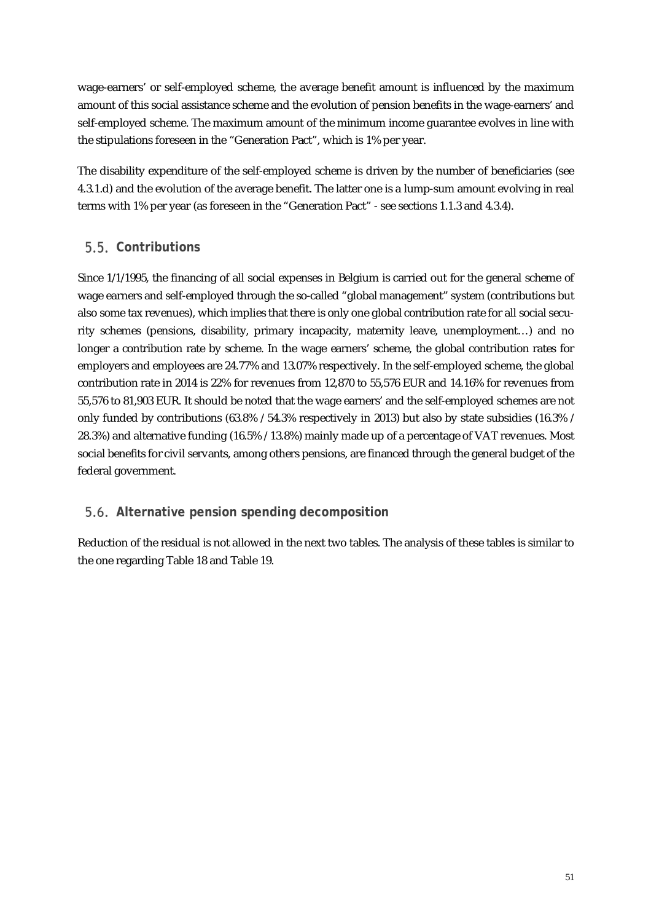wage-earners' or self-employed scheme, the average benefit amount is influenced by the maximum amount of this social assistance scheme and the evolution of pension benefits in the wage-earners' and self-employed scheme. The maximum amount of the minimum income guarantee evolves in line with the stipulations foreseen in the "Generation Pact", which is 1% per year.

The disability expenditure of the self-employed scheme is driven by the number of beneficiaries (see 4.3.1.d) and the evolution of the average benefit. The latter one is a lump-sum amount evolving in real terms with 1% per year (as foreseen in the "Generation Pact" - see sections 1.1.3 and 4.3.4).

## 5.5. Contributions

Since 1/1/1995, the financing of all social expenses in Belgium is carried out for the general scheme of wage earners and self-employed through the so-called "global management" system (contributions but also some tax revenues), which implies that there is only one global contribution rate for all social security schemes (pensions, disability, primary incapacity, maternity leave, unemployment…) and no longer a contribution rate by scheme. In the wage earners' scheme, the global contribution rates for employers and employees are 24.77% and 13.07% respectively. In the self-employed scheme, the global contribution rate in 2014 is 22% for revenues from 12,870 to 55,576 EUR and 14.16% for revenues from 55,576 to 81,903 EUR. It should be noted that the wage earners' and the self-employed schemes are not only funded by contributions (63.8% / 54.3% respectively in 2013) but also by state subsidies (16.3% / 28.3%) and alternative funding (16.5% / 13.8%) mainly made up of a percentage of VAT revenues. Most social benefits for civil servants, among others pensions, are financed through the general budget of the federal government.

## 5.6. Alternative pension spending decomposition

Reduction of the residual is not allowed in the next two tables. The analysis of these tables is similar to the one regarding Table 18 and Table 19.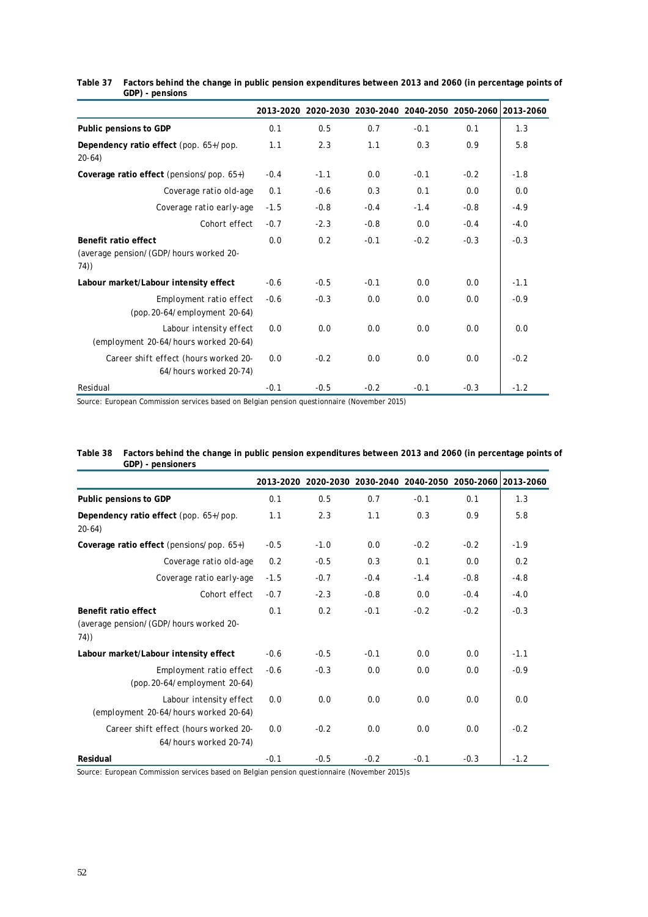**Table 37 Factors behind the change in public pension expenditures between 2013 and 2060 (in percentage points of GDP) - pensions**

| | 2013-2020 | 2020-2030 | 2030-2040 | 2040-2050 | 2050-2060 | 2013-2060 |
|---|---|---|---|---|---|---|
| **Public pensions to GDP** | 0.1 | 0.5 | 0.7 | -0.1 | 0.1 | 1.3 |
| **Dependency ratio effect** (pop. 65+/pop. 20-64) | 1.1 | 2.3 | 1.1 | 0.3 | 0.9 | 5.8 |
| **Coverage ratio effect** (pensions/pop. 65+) | -0.4 | -1.1 | 0.0 | -0.1 | -0.2 | -1.8 |
| Coverage ratio old-age | 0.1 | -0.6 | 0.3 | 0.1 | 0.0 | 0.0 |
| Coverage ratio early-age | -1.5 | -0.8 | -0.4 | -1.4 | -0.8 | -4.9 |
| Cohort effect | -0.7 | -2.3 | -0.8 | 0.0 | -0.4 | -4.0 |
| **Benefit ratio effect** (average pension/(GDP/hours worked 20-74)) | 0.0 | 0.2 | -0.1 | -0.2 | -0.3 | -0.3 |
| **Labour market/Labour intensity effect** | -0.6 | -0.5 | -0.1 | 0.0 | 0.0 | -1.1 |
| Employment ratio effect (pop.20-64/employment 20-64) | -0.6 | -0.3 | 0.0 | 0.0 | 0.0 | -0.9 |
| Labour intensity effect (employment 20-64/hours worked 20-64) | 0.0 | 0.0 | 0.0 | 0.0 | 0.0 | 0.0 |
| Career shift effect (hours worked 20-64/hours worked 20-74) | 0.0 | -0.2 | 0.0 | 0.0 | 0.0 | -0.2 |
| Residual | -0.1 | -0.5 | -0.2 | -0.1 | -0.3 | -1.2 |

Source: European Commission services based on Belgian pension questionnaire (November 2015)

**Table 38 Factors behind the change in public pension expenditures between 2013 and 2060 (in percentage points of GDP) - pensioners**

| | 2013-2020 | 2020-2030 | 2030-2040 | 2040-2050 | 2050-2060 | 2013-2060 |
|---|---|---|---|---|---|---|
| **Public pensions to GDP** | 0.1 | 0.5 | 0.7 | -0.1 | 0.1 | 1.3 |
| **Dependency ratio effect** (pop. 65+/pop. 20-64) | 1.1 | 2.3 | 1.1 | 0.3 | 0.9 | 5.8 |
| **Coverage ratio effect** (pensions/pop. 65+) | -0.5 | -1.0 | 0.0 | -0.2 | -0.2 | -1.9 |
| Coverage ratio old-age | 0.2 | -0.5 | 0.3 | 0.1 | 0.0 | 0.2 |
| Coverage ratio early-age | -1.5 | -0.7 | -0.4 | -1.4 | -0.8 | -4.8 |
| Cohort effect | -0.7 | -2.3 | -0.8 | 0.0 | -0.4 | -4.0 |
| **Benefit ratio effect** (average pension/(GDP/hours worked 20-74)) | 0.1 | 0.2 | -0.1 | -0.2 | -0.2 | -0.3 |
| **Labour market/Labour intensity effect** | -0.6 | -0.5 | -0.1 | 0.0 | 0.0 | -1.1 |
| Employment ratio effect (pop.20-64/employment 20-64) | -0.6 | -0.3 | 0.0 | 0.0 | 0.0 | -0.9 |
| Labour intensity effect (employment 20-64/hours worked 20-64) | 0.0 | 0.0 | 0.0 | 0.0 | 0.0 | 0.0 |
| Career shift effect (hours worked 20-64/hours worked 20-74) | 0.0 | -0.2 | 0.0 | 0.0 | 0.0 | -0.2 |
| **Residual** | -0.1 | -0.5 | -0.2 | -0.1 | -0.3 | -1.2 |

Source: European Commission services based on Belgian pension questionnaire (November 2015)s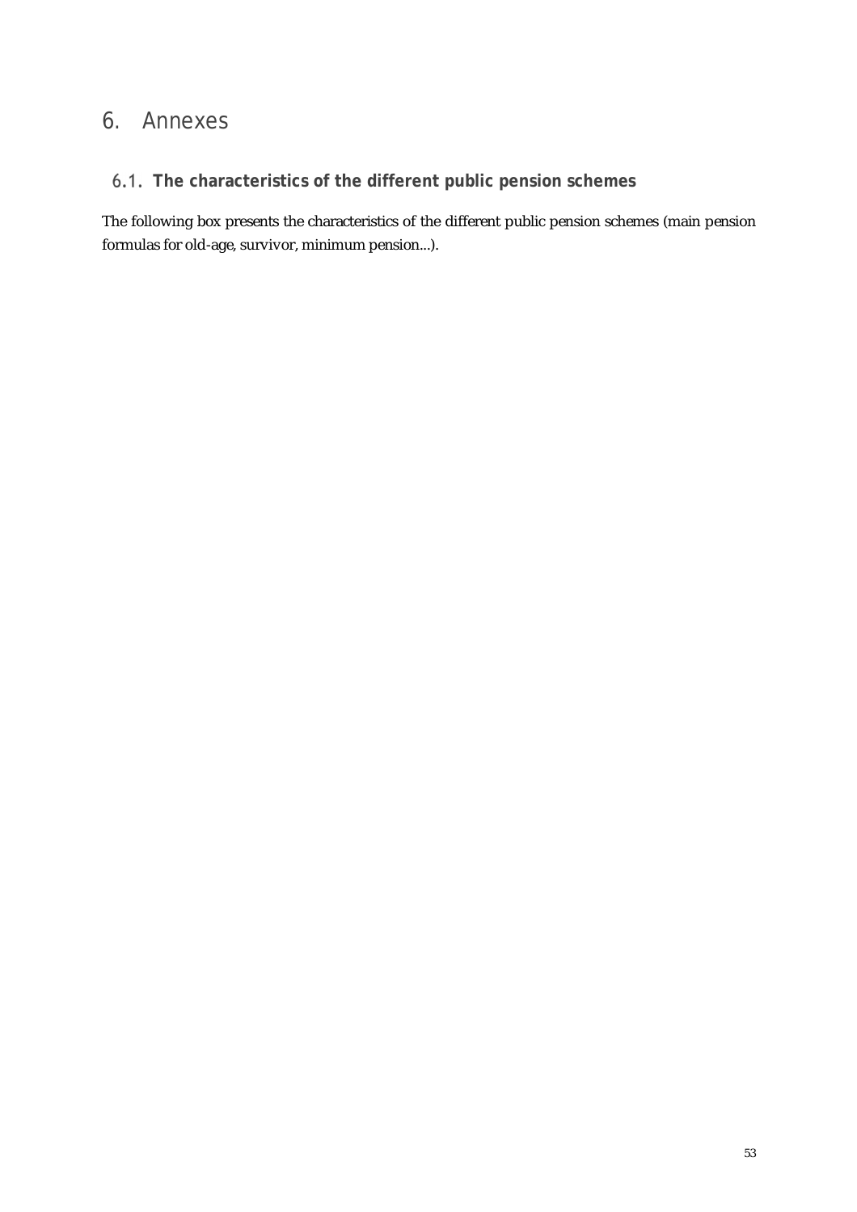# 6. Annexes

## 6.1. The characteristics of the different public pension schemes

The following box presents the characteristics of the different public pension schemes (main pension formulas for old-age, survivor, minimum pension...).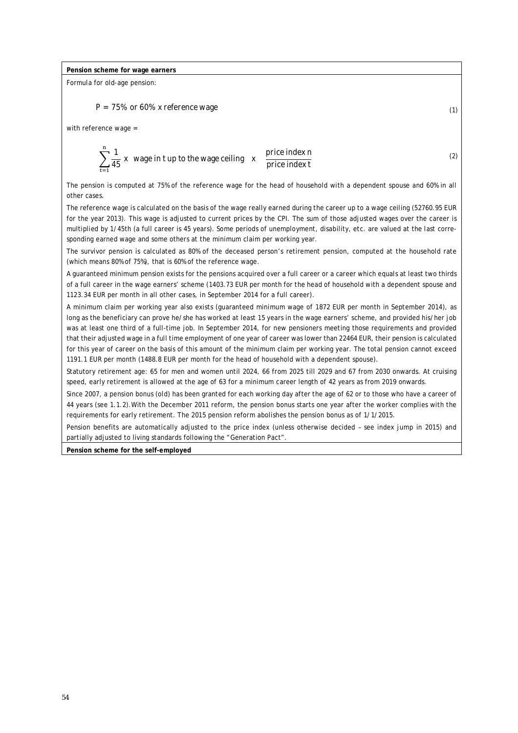**Pension scheme for wage earners**

Formula for old-age pension:

$$P = 75\% \text{ or } 60\% \text{ x reference wage} \tag{1}$$

with reference wage =

$$\sum_{t=1}^{n} \frac{1}{45} \text{ x wage in t up to the wage ceiling x } \frac{\text{price index n}}{\text{price index t}} \tag{2}$$

The pension is computed at 75% of the reference wage for the head of household with a dependent spouse and 60% in all other cases.

The reference wage is calculated on the basis of the wage really earned during the career up to a wage ceiling (52760.95 EUR for the year 2013). This wage is adjusted to current prices by the CPI. The sum of those adjusted wages over the career is multiplied by 1/45th (a full career is 45 years). Some periods of unemployment, disability, etc. are valued at the last corresponding earned wage and some others at the minimum claim per working year.

The survivor pension is calculated as 80% of the deceased person's retirement pension, computed at the household rate (which means 80% of 75%), that is 60% of the reference wage.

A guaranteed minimum pension exists for the pensions acquired over a full career or a career which equals at least two thirds of a full career in the wage earners' scheme (1403.73 EUR per month for the head of household with a dependent spouse and 1123.34 EUR per month in all other cases, in September 2014 for a full career).

A minimum claim per working year also exists (guaranteed minimum wage of 1872 EUR per month in September 2014), as long as the beneficiary can prove he/she has worked at least 15 years in the wage earners' scheme, and provided his/her job was at least one third of a full-time job. In September 2014, for new pensioners meeting those requirements and provided that their adjusted wage in a full time employment of one year of career was lower than 22464 EUR, their pension is calculated for this year of career on the basis of this amount of the minimum claim per working year. The total pension cannot exceed 1191.1 EUR per month (1488.8 EUR per month for the head of household with a dependent spouse).

Statutory retirement age: 65 for men and women until 2024, 66 from 2025 till 2029 and 67 from 2030 onwards. At cruising speed, early retirement is allowed at the age of 63 for a minimum career length of 42 years as from 2019 onwards.

Since 2007, a pension bonus (old) has been granted for each working day after the age of 62 or to those who have a career of 44 years (see 1.1.2).With the December 2011 reform, the pension bonus starts one year after the worker complies with the requirements for early retirement. The 2015 pension reform abolishes the pension bonus as of 1/1/2015.

Pension benefits are automatically adjusted to the price index (unless otherwise decided – see index jump in 2015) and partially adjusted to living standards following the "Generation Pact".

**Pension scheme for the self-employed**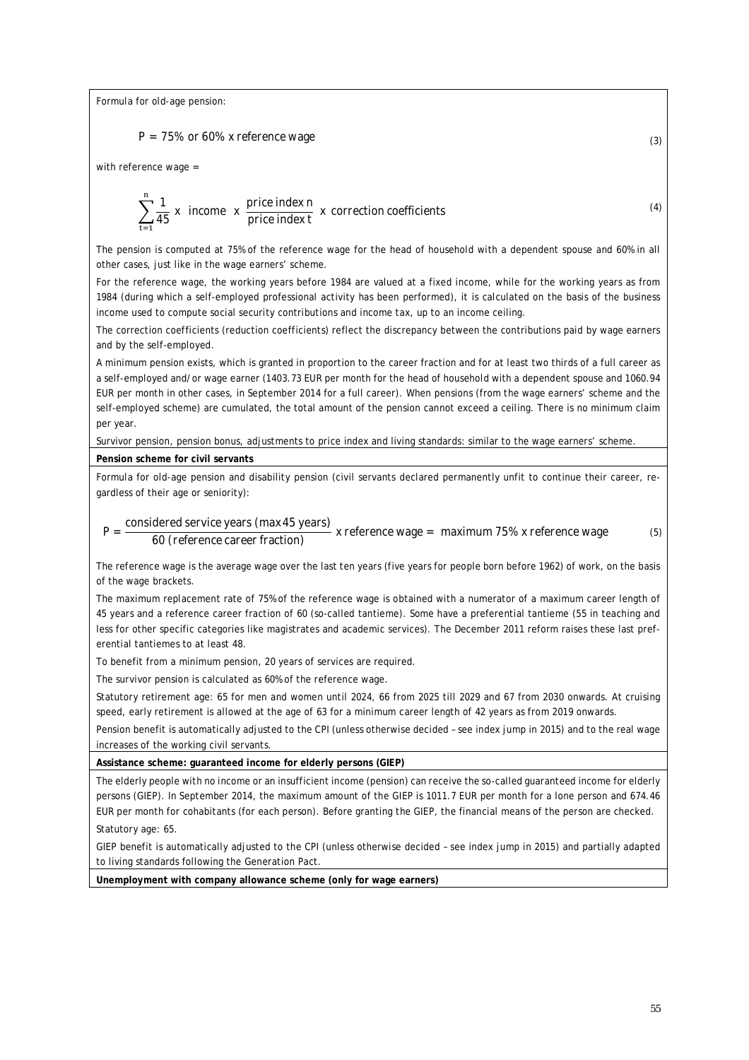Formula for old-age pension:

$$P = 75\% \text{ or } 60\% \text{ x reference wage} \tag{3}$$

with reference wage =

$$\sum_{t=1}^{n} \frac{1}{45} \text{ x income x } \frac{\text{price index n}}{\text{price index t}} \text{ x correction coefficients} \tag{4}$$

The pension is computed at 75% of the reference wage for the head of household with a dependent spouse and 60% in all other cases, just like in the wage earners' scheme.

For the reference wage, the working years before 1984 are valued at a fixed income, while for the working years as from 1984 (during which a self-employed professional activity has been performed), it is calculated on the basis of the business income used to compute social security contributions and income tax, up to an income ceiling.

The correction coefficients (reduction coefficients) reflect the discrepancy between the contributions paid by wage earners and by the self-employed.

A minimum pension exists, which is granted in proportion to the career fraction and for at least two thirds of a full career as a self-employed and/or wage earner (1403.73 EUR per month for the head of household with a dependent spouse and 1060.94 EUR per month in other cases, in September 2014 for a full career). When pensions (from the wage earners' scheme and the self-employed scheme) are cumulated, the total amount of the pension cannot exceed a ceiling. There is no minimum claim per year.

Survivor pension, pension bonus, adjustments to price index and living standards: similar to the wage earners' scheme.

**Pension scheme for civil servants**

Formula for old-age pension and disability pension (civil servants declared permanently unfit to continue their career, regardless of their age or seniority):

$$P = \frac{\text{considered service years (max 45 years)}}{\text{60 (reference career fraction)}} \text{ x reference wage = maximum 75\% x reference wage} \tag{5}$$

The reference wage is the average wage over the last ten years (five years for people born before 1962) of work, on the basis of the wage brackets.

The maximum replacement rate of 75% of the reference wage is obtained with a numerator of a maximum career length of 45 years and a reference career fraction of 60 (so-called tantieme). Some have a preferential tantieme (55 in teaching and less for other specific categories like magistrates and academic services). The December 2011 reform raises these last preferential tantiemes to at least 48.

To benefit from a minimum pension, 20 years of services are required.

The survivor pension is calculated as 60% of the reference wage.

Statutory retirement age: 65 for men and women until 2024, 66 from 2025 till 2029 and 67 from 2030 onwards. At cruising speed, early retirement is allowed at the age of 63 for a minimum career length of 42 years as from 2019 onwards.

Pension benefit is automatically adjusted to the CPI (unless otherwise decided – see index jump in 2015) and to the real wage increases of the working civil servants.

**Assistance scheme: guaranteed income for elderly persons (GIEP)**

The elderly people with no income or an insufficient income (pension) can receive the so-called guaranteed income for elderly persons (GIEP). In September 2014, the maximum amount of the GIEP is 1011.7 EUR per month for a lone person and 674.46 EUR per month for cohabitants (for each person). Before granting the GIEP, the financial means of the person are checked.

Statutory age: 65.

GIEP benefit is automatically adjusted to the CPI (unless otherwise decided – see index jump in 2015) and partially adapted to living standards following the Generation Pact.

**Unemployment with company allowance scheme (only for wage earners)**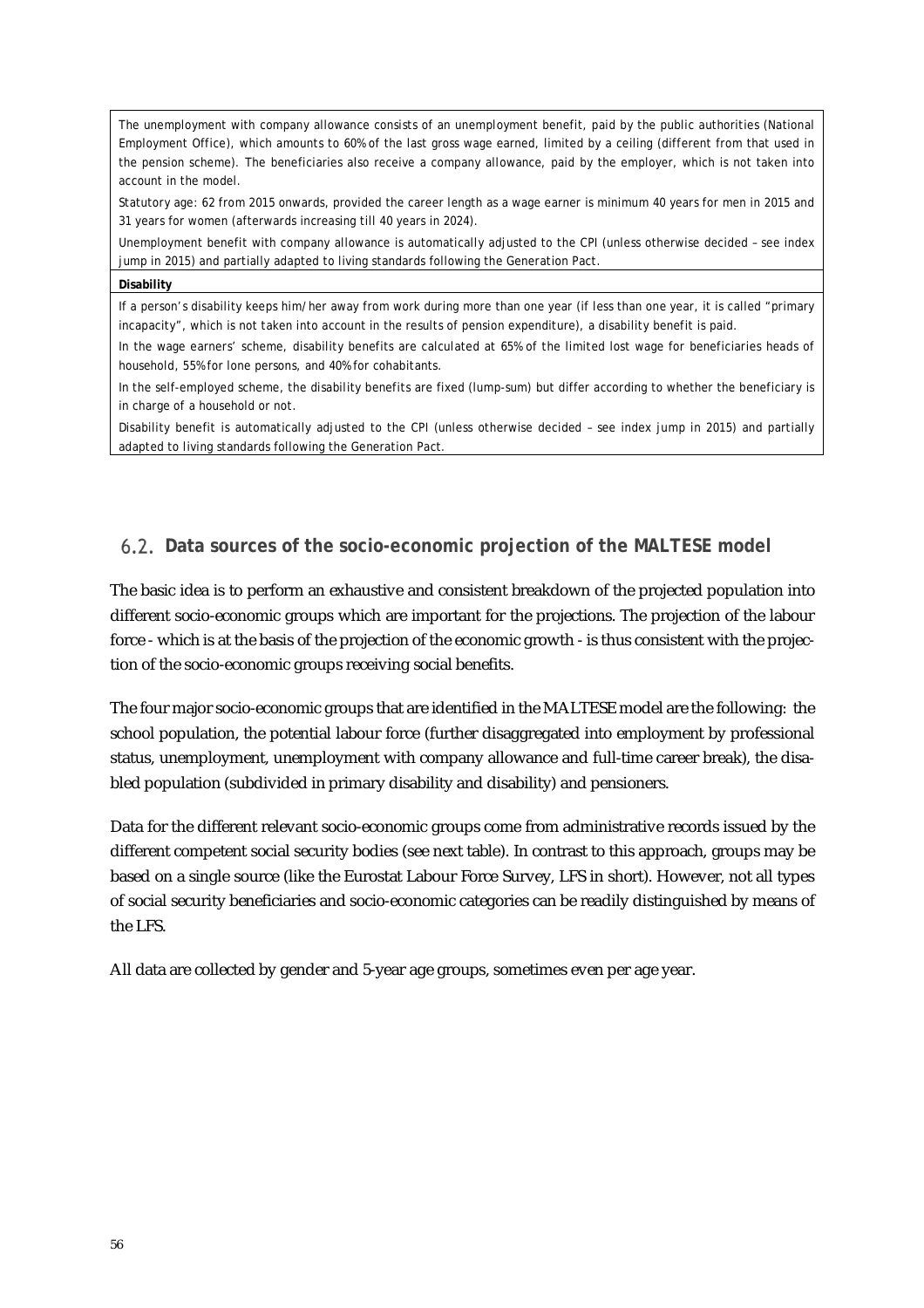| |
|---|
| The unemployment with company allowance consists of an unemployment benefit, paid by the public authorities (National Employment Office), which amounts to 60% of the last gross wage earned, limited by a ceiling (different from that used in the pension scheme). The beneficiaries also receive a company allowance, paid by the employer, which is not taken into account in the model. <br> Statutory age: 62 from 2015 onwards, provided the career length as a wage earner is minimum 40 years for men in 2015 and 31 years for women (afterwards increasing till 40 years in 2024). <br> Unemployment benefit with company allowance is automatically adjusted to the CPI (unless otherwise decided – see index jump in 2015) and partially adapted to living standards following the Generation Pact. |
| **Disability** |
| If a person's disability keeps him/her away from work during more than one year (if less than one year, it is called "primary incapacity", which is not taken into account in the results of pension expenditure), a disability benefit is paid. <br> In the wage earners' scheme, disability benefits are calculated at 65% of the limited lost wage for beneficiaries heads of household, 55% for lone persons, and 40% for cohabitants. <br> In the self-employed scheme, the disability benefits are fixed (lump-sum) but differ according to whether the beneficiary is in charge of a household or not. <br> Disability benefit is automatically adjusted to the CPI (unless otherwise decided – see index jump in 2015) and partially adapted to living standards following the Generation Pact. |

## 6.2. Data sources of the socio-economic projection of the MALTESE model

The basic idea is to perform an exhaustive and consistent breakdown of the projected population into different socio-economic groups which are important for the projections. The projection of the labour force - which is at the basis of the projection of the economic growth - is thus consistent with the projection of the socio-economic groups receiving social benefits.

The four major socio-economic groups that are identified in the MALTESE model are the following: the school population, the potential labour force (further disaggregated into employment by professional status, unemployment, unemployment with company allowance and full-time career break), the disabled population (subdivided in primary disability and disability) and pensioners.

Data for the different relevant socio-economic groups come from administrative records issued by the different competent social security bodies (see next table). In contrast to this approach, groups may be based on a single source (like the Eurostat Labour Force Survey, LFS in short). However, not all types of social security beneficiaries and socio-economic categories can be readily distinguished by means of the LFS.

All data are collected by gender and 5-year age groups, sometimes even per age year.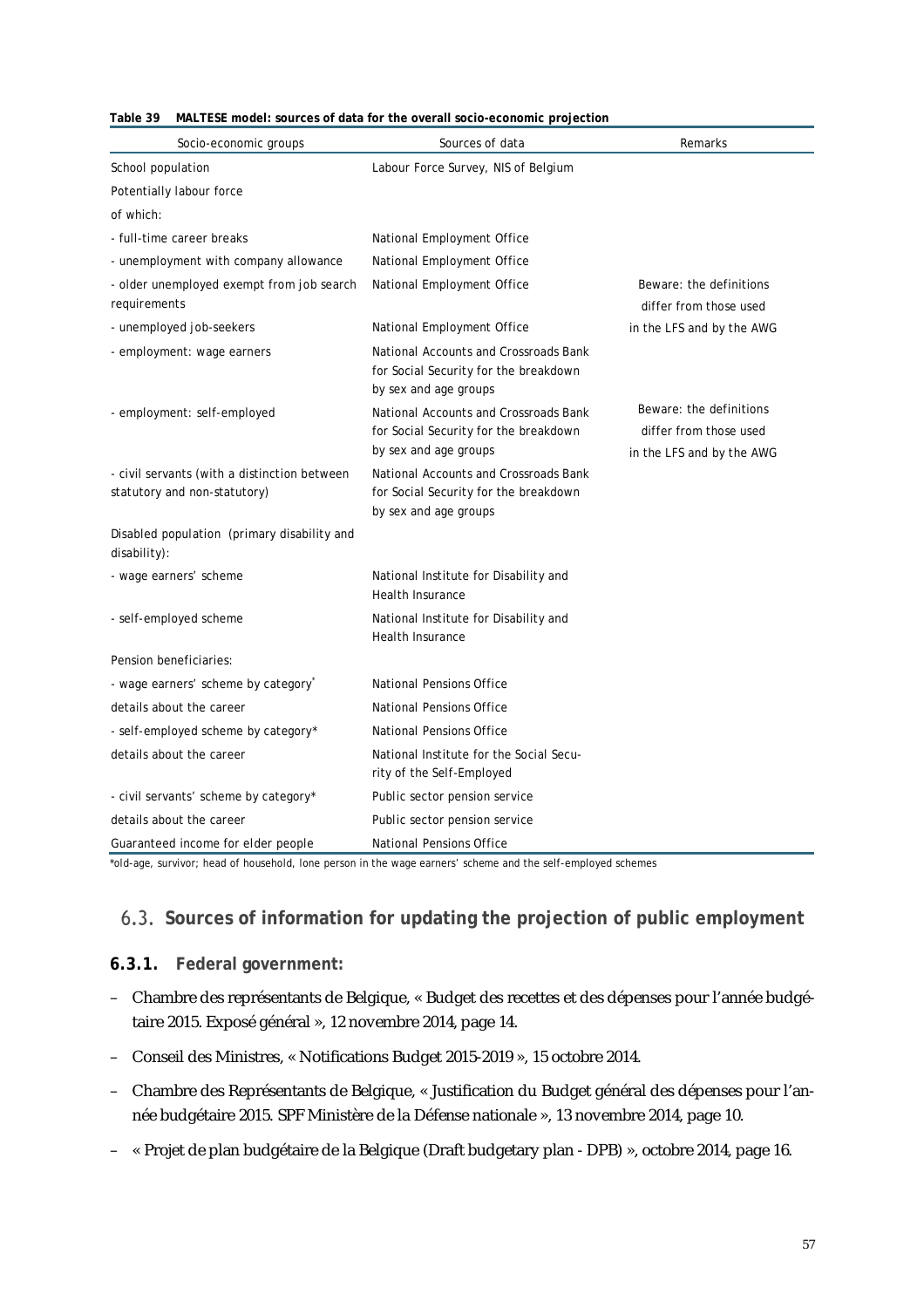**Table 39 MALTESE model: sources of data for the overall socio-economic projection**

| Socio-economic groups | Sources of data | Remarks |
|---|---|---|
| School population | Labour Force Survey, NIS of Belgium | |
| Potentially labour force | | |
| of which: | | |
| - full-time career breaks | National Employment Office | |
| - unemployment with company allowance | National Employment Office | |
| - older unemployed exempt from job search requirements | National Employment Office | Beware: the definitions differ from those used |
| - unemployed job-seekers | National Employment Office | in the LFS and by the AWG |
| - employment: wage earners | National Accounts and Crossroads Bank for Social Security for the breakdown by sex and age groups | |
| - employment: self-employed | National Accounts and Crossroads Bank for Social Security for the breakdown by sex and age groups | Beware: the definitions differ from those used in the LFS and by the AWG |
| - civil servants (with a distinction between statutory and non-statutory) | National Accounts and Crossroads Bank for Social Security for the breakdown by sex and age groups | |
| Disabled population (primary disability and disability): | | |
| - wage earners' scheme | National Institute for Disability and Health Insurance | |
| - self-employed scheme | National Institute for Disability and Health Insurance | |
| Pension beneficiaries: | | |
| - wage earners' scheme by category* | National Pensions Office | |
| details about the career | National Pensions Office | |
| - self-employed scheme by category* | National Pensions Office | |
| details about the career | National Institute for the Social Security of the Self-Employed | |
| - civil servants' scheme by category* | Public sector pension service | |
| details about the career | Public sector pension service | |
| Guaranteed income for elder people | National Pensions Office | |

*old-age, survivor; head of household, lone person in the wage earners' scheme and the self-employed schemes

## 6.3. Sources of information for updating the projection of public employment

### 6.3.1. Federal government:

- Chambre des représentants de Belgique, « Budget des recettes et des dépenses pour l'année budgétaire 2015. Exposé général », 12 novembre 2014, page 14.
- Conseil des Ministres, « Notifications Budget 2015-2019 », 15 octobre 2014.
- Chambre des Représentants de Belgique, « Justification du Budget général des dépenses pour l'année budgétaire 2015. SPF Ministère de la Défense nationale », 13 novembre 2014, page 10.
- « Projet de plan budgétaire de la Belgique (Draft budgetary plan - DPB) », octobre 2014, page 16.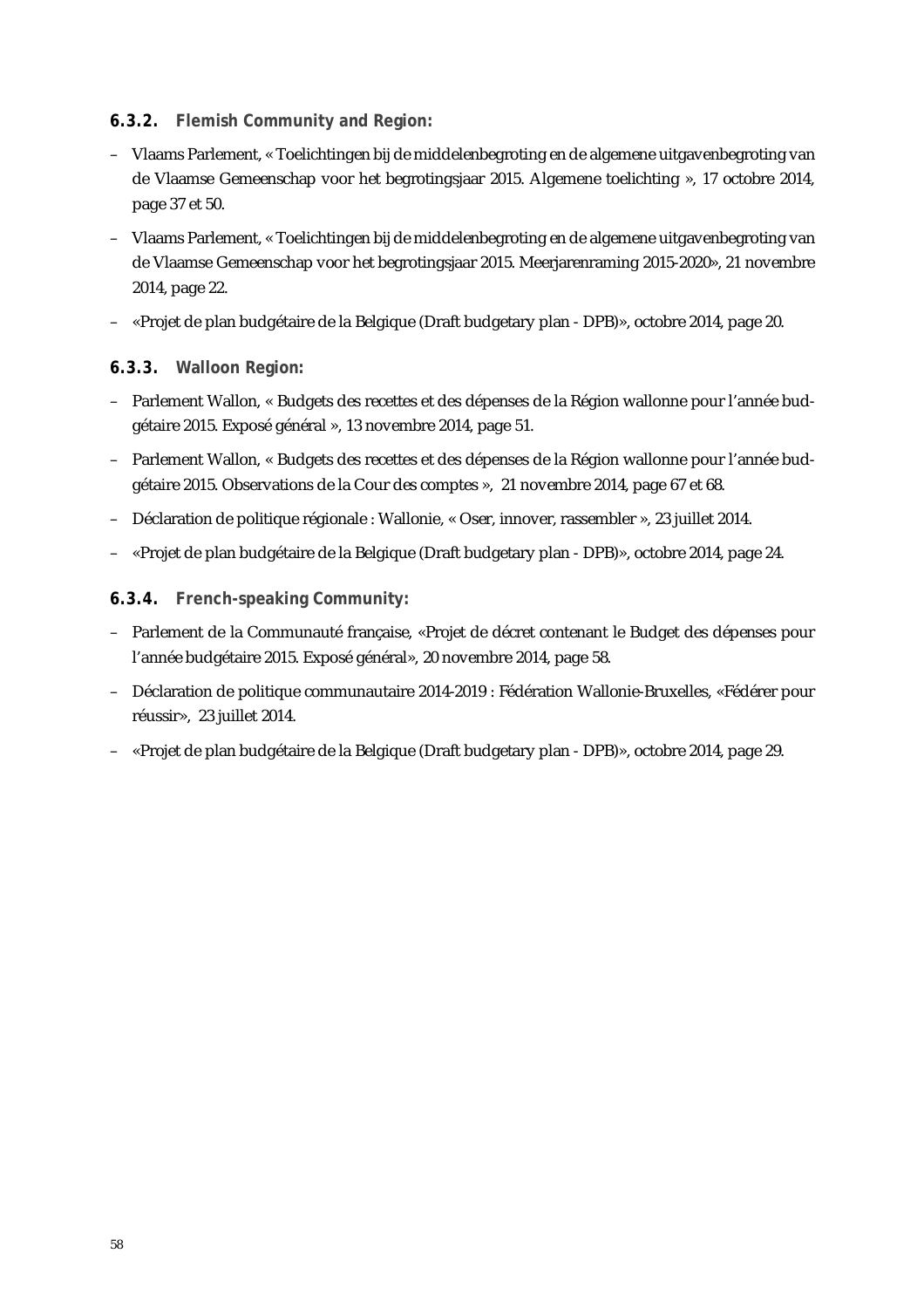### 6.3.2. Flemish Community and Region:

– Vlaams Parlement, « Toelichtingen bij de middelenbegroting en de algemene uitgavenbegroting van de Vlaamse Gemeenschap voor het begrotingsjaar 2015. Algemene toelichting », 17 octobre 2014, page 37 et 50.

– Vlaams Parlement, « Toelichtingen bij de middelenbegroting en de algemene uitgavenbegroting van de Vlaamse Gemeenschap voor het begrotingsjaar 2015. Meerjarenraming 2015-2020», 21 novembre 2014, page 22.

– «Projet de plan budgétaire de la Belgique (Draft budgetary plan - DPB)», octobre 2014, page 20.

### 6.3.3. Walloon Region:

– Parlement Wallon, « Budgets des recettes et des dépenses de la Région wallonne pour l'année budgétaire 2015. Exposé général », 13 novembre 2014, page 51.

– Parlement Wallon, « Budgets des recettes et des dépenses de la Région wallonne pour l'année budgétaire 2015. Observations de la Cour des comptes », 21 novembre 2014, page 67 et 68.

– Déclaration de politique régionale : Wallonie, « Oser, innover, rassembler », 23 juillet 2014.

– «Projet de plan budgétaire de la Belgique (Draft budgetary plan - DPB)», octobre 2014, page 24.

### 6.3.4. French-speaking Community:

– Parlement de la Communauté française, «Projet de décret contenant le Budget des dépenses pour l'année budgétaire 2015. Exposé général», 20 novembre 2014, page 58.

– Déclaration de politique communautaire 2014-2019 : Fédération Wallonie-Bruxelles, «Fédérer pour réussir», 23 juillet 2014.

– «Projet de plan budgétaire de la Belgique (Draft budgetary plan - DPB)», octobre 2014, page 29.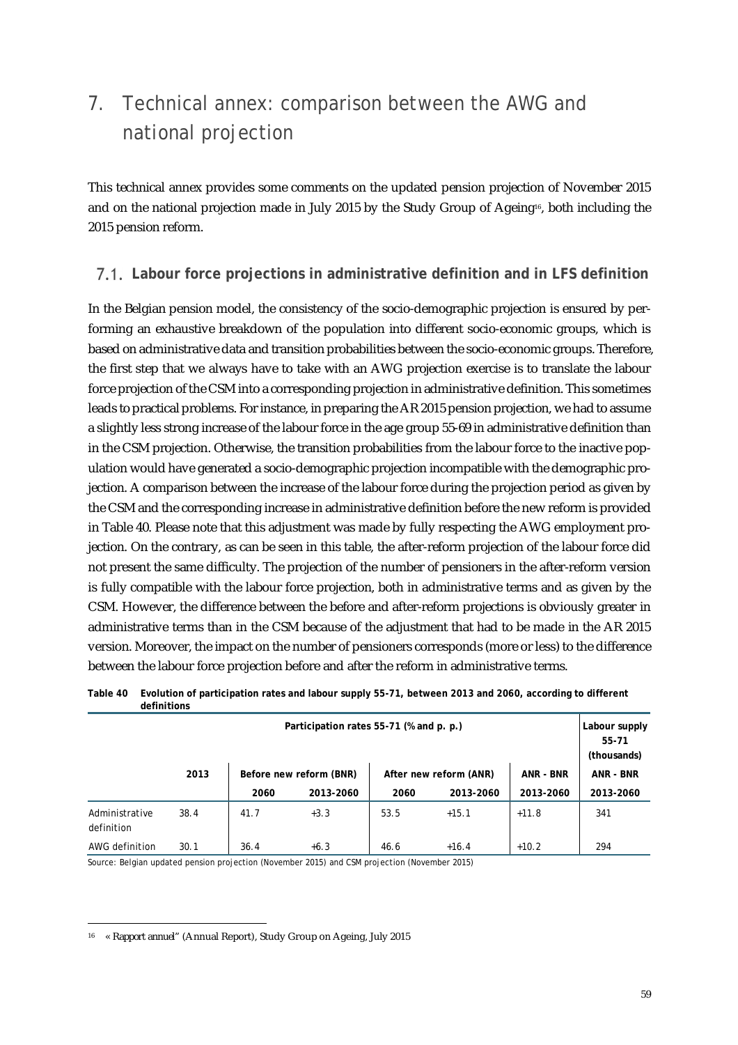# 7. Technical annex: comparison between the AWG and national projection

This technical annex provides some comments on the updated pension projection of November 2015 and on the national projection made in July 2015 by the Study Group of Ageing[16], both including the 2015 pension reform.

## 7.1. Labour force projections in administrative definition and in LFS definition

In the Belgian pension model, the consistency of the socio-demographic projection is ensured by performing an exhaustive breakdown of the population into different socio-economic groups, which is based on administrative data and transition probabilities between the socio-economic groups. Therefore, the first step that we always have to take with an AWG projection exercise is to translate the labour force projection of the CSM into a corresponding projection in administrative definition. This sometimes leads to practical problems. For instance, in preparing the AR 2015 pension projection, we had to assume a slightly less strong increase of the labour force in the age group 55-69 in administrative definition than in the CSM projection. Otherwise, the transition probabilities from the labour force to the inactive population would have generated a socio-demographic projection incompatible with the demographic projection. A comparison between the increase of the labour force during the projection period as given by the CSM and the corresponding increase in administrative definition before the new reform is provided in Table 40. Please note that this adjustment was made by fully respecting the AWG employment projection. On the contrary, as can be seen in this table, the after-reform projection of the labour force did not present the same difficulty. The projection of the number of pensioners in the after-reform version is fully compatible with the labour force projection, both in administrative terms and as given by the CSM. However, the difference between the before and after-reform projections is obviously greater in administrative terms than in the CSM because of the adjustment that had to be made in the AR 2015 version. Moreover, the impact on the number of pensioners corresponds (more or less) to the difference between the labour force projection before and after the reform in administrative terms.

**Table 40 Evolution of participation rates and labour supply 55-71, between 2013 and 2060, according to different definitions**

| | Participation rates 55-71 (% and p. p.) | | | | | | Labour supply 55-71 (thousands) |
|---|---|---|---|---|---|---|---|
| | 2013 | Before new reform (BNR) | | After new reform (ANR) | | ANR - BNR | ANR - BNR |
| | | 2060 | 2013-2060 | 2060 | 2013-2060 | 2013-2060 | 2013-2060 |
| Administrative definition | 38.4 | 41.7 | +3.3 | 53.5 | +15.1 | +11.8 | 341 |
| AWG definition | 30.1 | 36.4 | +6.3 | 46.6 | +16.4 | +10.2 | 294 |

Source: Belgian updated pension projection (November 2015) and CSM projection (November 2015)

[16] « Rapport annuel" (Annual Report), Study Group on Ageing, July 2015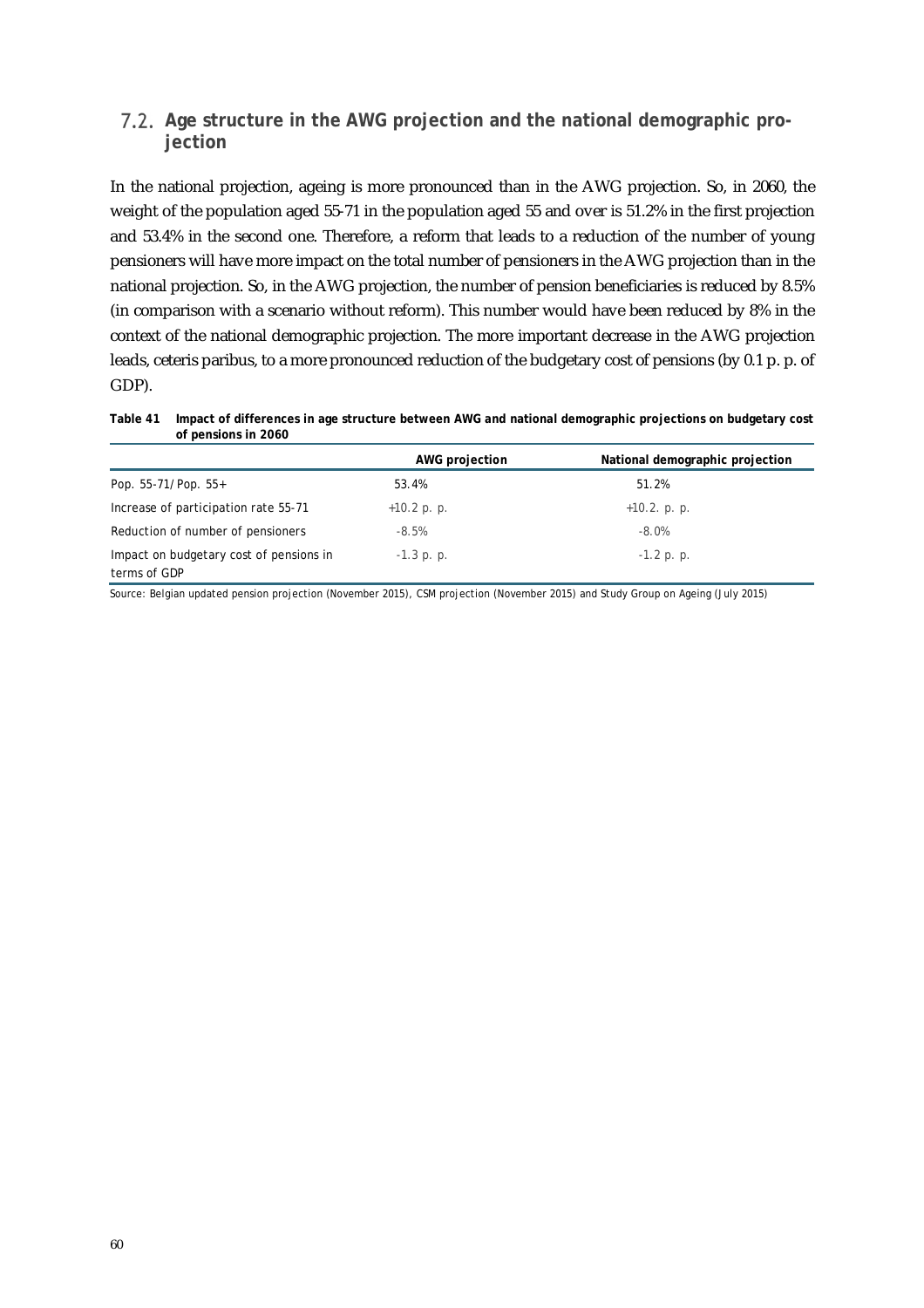## 7.2. Age structure in the AWG projection and the national demographic projection

In the national projection, ageing is more pronounced than in the AWG projection. So, in 2060, the weight of the population aged 55-71 in the population aged 55 and over is 51.2% in the first projection and 53.4% in the second one. Therefore, a reform that leads to a reduction of the number of young pensioners will have more impact on the total number of pensioners in the AWG projection than in the national projection. So, in the AWG projection, the number of pension beneficiaries is reduced by 8.5% (in comparison with a scenario without reform). This number would have been reduced by 8% in the context of the national demographic projection. The more important decrease in the AWG projection leads, ceteris paribus, to a more pronounced reduction of the budgetary cost of pensions (by 0.1 p. p. of GDP).

**Table 41 Impact of differences in age structure between AWG and national demographic projections on budgetary cost of pensions in 2060**

| | AWG projection | National demographic projection |
|---|---|---|
| Pop. 55-71/Pop. 55+ | 53.4% | 51.2% |
| Increase of participation rate 55-71 | +10.2 p. p. | +10.2. p. p. |
| Reduction of number of pensioners | -8.5% | -8.0% |
| Impact on budgetary cost of pensions in terms of GDP | -1.3 p. p. | -1.2 p. p. |

Source: Belgian updated pension projection (November 2015), CSM projection (November 2015) and Study Group on Ageing (July 2015)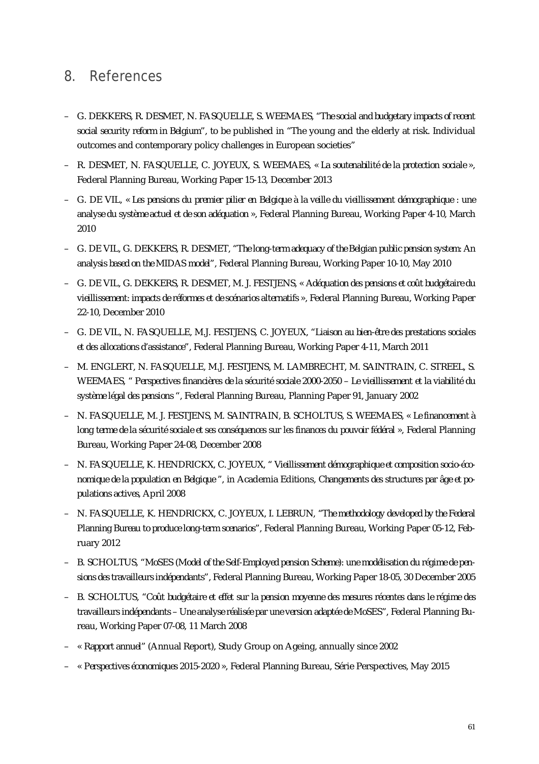## 8. References

- G. DEKKERS, R. DESMET, N. FASQUELLE, S. WEEMAES, "*The social and budgetary impacts of recent social security reform in Belgium*", to be published in "The young and the elderly at risk. Individual outcomes and contemporary policy challenges in European societies"
- R. DESMET, N. FASQUELLE, C. JOYEUX, S. WEEMAES, « *La soutenabilité de la protection sociale* », Federal Planning Bureau, Working Paper 15-13, December 2013
- G. DE VIL, « *Les pensions du premier pilier en Belgique à la veille du vieillissement démographique : une analyse du système actuel et de son adéquation* », Federal Planning Bureau, Working Paper 4-10, March 2010
- G. DE VIL, G. DEKKERS, R. DESMET, "*The long-term adequacy of the Belgian public pension system: An analysis based on the MIDAS model*", Federal Planning Bureau, Working Paper 10-10, May 2010
- G. DE VIL, G. DEKKERS, R. DESMET, M. J. FESTJENS, « *Adéquation des pensions et coût budgétaire du vieillissement: impacts de réformes et de scénarios alternatifs* », Federal Planning Bureau, Working Paper 22-10, December 2010
- G. DE VIL, N. FASQUELLE, M.J. FESTJENS, C. JOYEUX, "*Liaison au bien-être des prestations sociales et des allocations d'assistance*", Federal Planning Bureau, Working Paper 4-11, March 2011
- M. ENGLERT, N. FASQUELLE, M.J. FESTJENS, M. LAMBRECHT, M. SAINTRAIN, C. STREEL, S. WEEMAES, " *Perspectives financières de la sécurité sociale 2000-2050 – Le vieillissement et la viabilité du système légal des pensions* ", Federal Planning Bureau, Planning Paper 91, January 2002
- N. FASQUELLE, M. J. FESTJENS, M. SAINTRAIN, B. SCHOLTUS, S. WEEMAES, « *Le financement à long terme de la sécurité sociale et ses conséquences sur les finances du pouvoir fédéral* », Federal Planning Bureau, Working Paper 24-08, December 2008
- N. FASQUELLE, K. HENDRICKX, C. JOYEUX, " *Vieillissement démographique et composition socio-économique de la population en Belgique* ", in Academia Editions, *Changements des structures par âge et populations actives*, April 2008
- N. FASQUELLE, K. HENDRICKX, C. JOYEUX, I. LEBRUN, "*The methodology developed by the Federal Planning Bureau to produce long-term scenarios*", Federal Planning Bureau, Working Paper 05-12, February 2012
- B. SCHOLTUS, "*MoSES (Model of the Self-Employed pension Scheme): une modélisation du régime de pensions des travailleurs indépendants*", Federal Planning Bureau, Working Paper 18-05, 30 December 2005
- B. SCHOLTUS, "*Coût budgétaire et effet sur la pension moyenne des mesures récentes dans le régime des travailleurs indépendants – Une analyse réalisée par une version adaptée de MoSES*", Federal Planning Bureau, Working Paper 07-08, 11 March 2008
- « *Rapport annuel*" (Annual Report), Study Group on Ageing, annually since 2002
- « *Perspectives économiques 2015-2020* », Federal Planning Bureau, Série Perspectives, May 2015